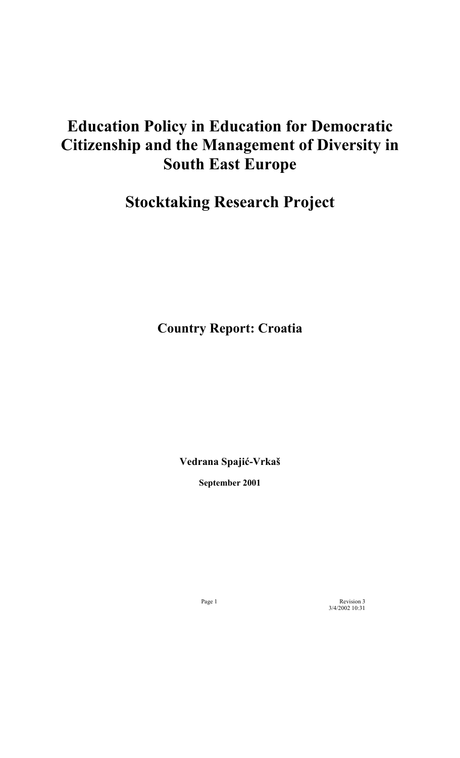# Education Policy in Education for Democratic Citizenship and the Management of Diversity in South East Europe

# Stocktaking Research Project

## Country Report: Croatia

**Vedrana Spajić-Vrkaš**

**September 2001**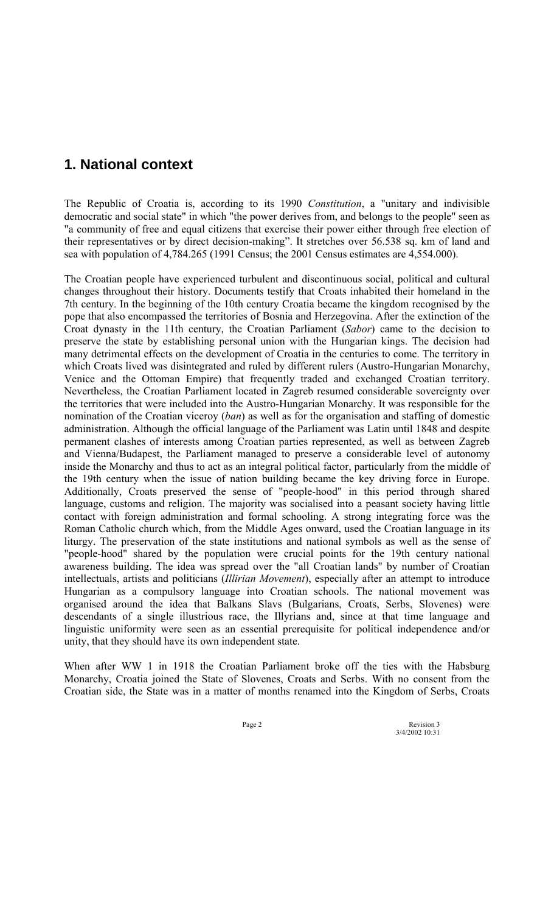## 1. National context

The Republic of Croatia is, according to its 1990 *Constitution*, a "unitary and indivisible democratic and social state" in which "the power derives from, and belongs to the people" seen as "a community of free and equal citizens that exercise their power either through free election of their representatives or by direct decision-making". It stretches over 56.538 sq. km of land and sea with population of 4,784.265 (1991 Census; the 2001 Census estimates are 4,554.000).

The Croatian people have experienced turbulent and discontinuous social, political and cultural changes throughout their history. Documents testify that Croats inhabited their homeland in the 7th century. In the beginning of the 10th century Croatia became the kingdom recognised by the pope that also encompassed the territories of Bosnia and Herzegovina. After the extinction of the Croat dynasty in the 11th century, the Croatian Parliament (*Sabor*) came to the decision to preserve the state by establishing personal union with the Hungarian kings. The decision had many detrimental effects on the development of Croatia in the centuries to come. The territory in which Croats lived was disintegrated and ruled by different rulers (Austro-Hungarian Monarchy, Venice and the Ottoman Empire) that frequently traded and exchanged Croatian territory. Nevertheless, the Croatian Parliament located in Zagreb resumed considerable sovereignty over the territories that were included into the Austro-Hungarian Monarchy. It was responsible for the nomination of the Croatian viceroy (*ban*) as well as for the organisation and staffing of domestic administration. Although the official language of the Parliament was Latin until 1848 and despite permanent clashes of interests among Croatian parties represented, as well as between Zagreb and Vienna/Budapest, the Parliament managed to preserve a considerable level of autonomy inside the Monarchy and thus to act as an integral political factor, particularly from the middle of the 19th century when the issue of nation building became the key driving force in Europe. Additionally, Croats preserved the sense of "people-hood" in this period through shared language, customs and religion. The majority was socialised into a peasant society having little contact with foreign administration and formal schooling. A strong integrating force was the Roman Catholic church which, from the Middle Ages onward, used the Croatian language in its liturgy. The preservation of the state institutions and national symbols as well as the sense of "people-hood" shared by the population were crucial points for the 19th century national awareness building. The idea was spread over the "all Croatian lands" by number of Croatian intellectuals, artists and politicians (*Illirian Movement*), especially after an attempt to introduce Hungarian as a compulsory language into Croatian schools. The national movement was organised around the idea that Balkans Slavs (Bulgarians, Croats, Serbs, Slovenes) were descendants of a single illustrious race, the Illyrians and, since at that time language and linguistic uniformity were seen as an essential prerequisite for political independence and/or unity, that they should have its own independent state.

When after WW 1 in 1918 the Croatian Parliament broke off the ties with the Habsburg Monarchy, Croatia joined the State of Slovenes, Croats and Serbs. With no consent from the Croatian side, the State was in a matter of months renamed into the Kingdom of Serbs, Croats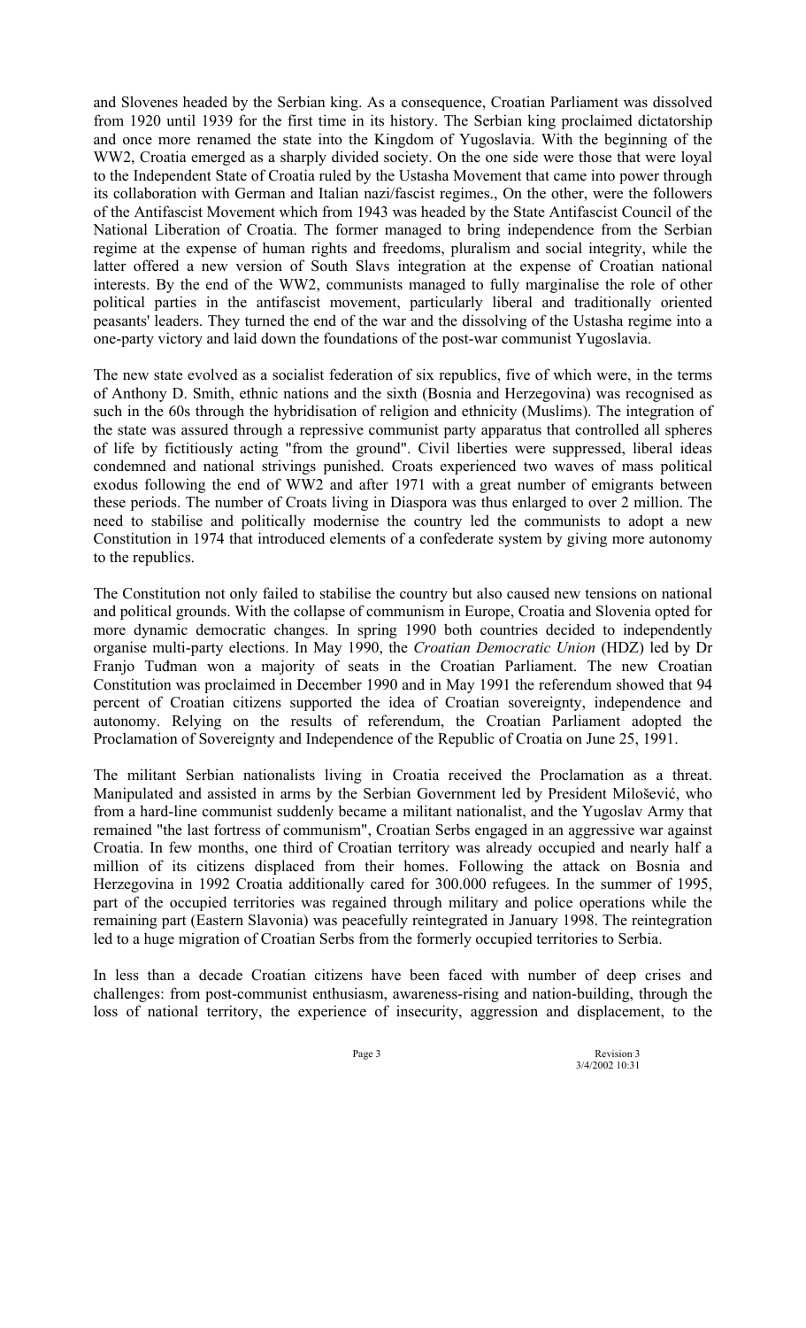and Slovenes headed by the Serbian king. As a consequence, Croatian Parliament was dissolved from 1920 until 1939 for the first time in its history. The Serbian king proclaimed dictatorship and once more renamed the state into the Kingdom of Yugoslavia. With the beginning of the WW2, Croatia emerged as a sharply divided society. On the one side were those that were loyal to the Independent State of Croatia ruled by the Ustasha Movement that came into power through its collaboration with German and Italian nazi/fascist regimes., On the other, were the followers of the Antifascist Movement which from 1943 was headed by the State Antifascist Council of the National Liberation of Croatia. The former managed to bring independence from the Serbian regime at the expense of human rights and freedoms, pluralism and social integrity, while the latter offered a new version of South Slavs integration at the expense of Croatian national interests. By the end of the WW2, communists managed to fully marginalise the role of other political parties in the antifascist movement, particularly liberal and traditionally oriented peasants' leaders. They turned the end of the war and the dissolving of the Ustasha regime into a one-party victory and laid down the foundations of the post-war communist Yugoslavia.

The new state evolved as a socialist federation of six republics, five of which were, in the terms of Anthony D. Smith, ethnic nations and the sixth (Bosnia and Herzegovina) was recognised as such in the 60s through the hybridisation of religion and ethnicity (Muslims). The integration of the state was assured through a repressive communist party apparatus that controlled all spheres of life by fictitiously acting "from the ground". Civil liberties were suppressed, liberal ideas condemned and national strivings punished. Croats experienced two waves of mass political exodus following the end of WW2 and after 1971 with a great number of emigrants between these periods. The number of Croats living in Diaspora was thus enlarged to over 2 million. The need to stabilise and politically modernise the country led the communists to adopt a new Constitution in 1974 that introduced elements of a confederate system by giving more autonomy to the republics.

The Constitution not only failed to stabilise the country but also caused new tensions on national and political grounds. With the collapse of communism in Europe, Croatia and Slovenia opted for more dynamic democratic changes. In spring 1990 both countries decided to independently organise multi-party elections. In May 1990, the *Croatian Democratic Union* (HDZ) led by Dr Franjo Tuđman won a majority of seats in the Croatian Parliament. The new Croatian Constitution was proclaimed in December 1990 and in May 1991 the referendum showed that 94 percent of Croatian citizens supported the idea of Croatian sovereignty, independence and autonomy. Relying on the results of referendum, the Croatian Parliament adopted the Proclamation of Sovereignty and Independence of the Republic of Croatia on June 25, 1991.

The militant Serbian nationalists living in Croatia received the Proclamation as a threat. Manipulated and assisted in arms by the Serbian Government led by President Milošević, who from a hard-line communist suddenly became a militant nationalist, and the Yugoslav Army that remained "the last fortress of communism", Croatian Serbs engaged in an aggressive war against Croatia. In few months, one third of Croatian territory was already occupied and nearly half a million of its citizens displaced from their homes. Following the attack on Bosnia and Herzegovina in 1992 Croatia additionally cared for 300.000 refugees. In the summer of 1995, part of the occupied territories was regained through military and police operations while the remaining part (Eastern Slavonia) was peacefully reintegrated in January 1998. The reintegration led to a huge migration of Croatian Serbs from the formerly occupied territories to Serbia.

In less than a decade Croatian citizens have been faced with number of deep crises and challenges: from post-communist enthusiasm, awareness-rising and nation-building, through the loss of national territory, the experience of insecurity, aggression and displacement, to the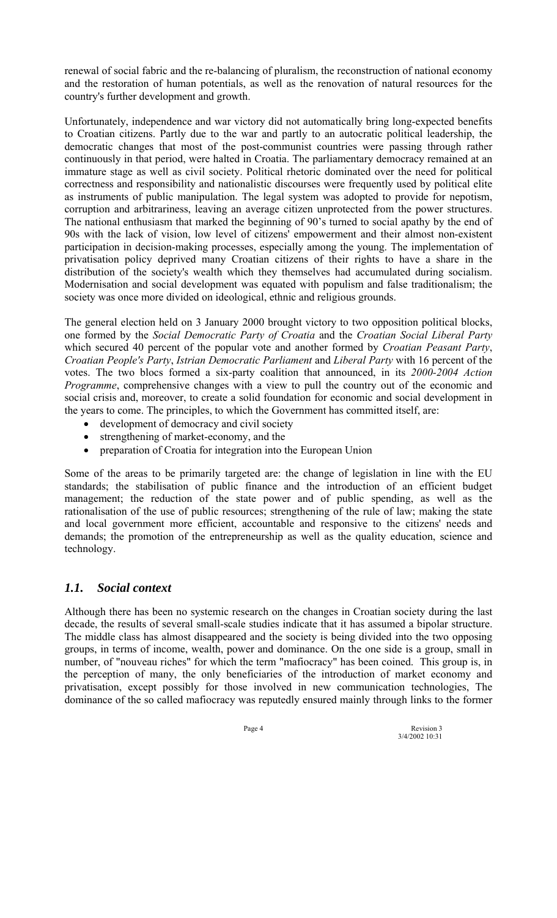renewal of social fabric and the re-balancing of pluralism, the reconstruction of national economy and the restoration of human potentials, as well as the renovation of natural resources for the country's further development and growth.

Unfortunately, independence and war victory did not automatically bring long-expected benefits to Croatian citizens. Partly due to the war and partly to an autocratic political leadership, the democratic changes that most of the post-communist countries were passing through rather continuously in that period, were halted in Croatia. The parliamentary democracy remained at an immature stage as well as civil society. Political rhetoric dominated over the need for political correctness and responsibility and nationalistic discourses were frequently used by political elite as instruments of public manipulation. The legal system was adopted to provide for nepotism, corruption and arbitrariness, leaving an average citizen unprotected from the power structures. The national enthusiasm that marked the beginning of 90's turned to social apathy by the end of 90s with the lack of vision, low level of citizens' empowerment and their almost non-existent participation in decision-making processes, especially among the young. The implementation of privatisation policy deprived many Croatian citizens of their rights to have a share in the distribution of the society's wealth which they themselves had accumulated during socialism. Modernisation and social development was equated with populism and false traditionalism; the society was once more divided on ideological, ethnic and religious grounds.

The general election held on 3 January 2000 brought victory to two opposition political blocks, one formed by the *Social Democratic Party of Croatia* and the *Croatian Social Liberal Party* which secured 40 percent of the popular vote and another formed by *Croatian Peasant Party*, *Croatian People's Party*, *Istrian Democratic Parliament* and *Liberal Party* with 16 percent of the votes. The two blocs formed a six-party coalition that announced, in its *2000-2004 Action Programme*, comprehensive changes with a view to pull the country out of the economic and social crisis and, moreover, to create a solid foundation for economic and social development in the years to come. The principles, to which the Government has committed itself, are:

- development of democracy and civil society
- strengthening of market-economy, and the
- preparation of Croatia for integration into the European Union

Some of the areas to be primarily targeted are: the change of legislation in line with the EU standards; the stabilisation of public finance and the introduction of an efficient budget management; the reduction of the state power and of public spending, as well as the rationalisation of the use of public resources; strengthening of the rule of law; making the state and local government more efficient, accountable and responsive to the citizens' needs and demands; the promotion of the entrepreneurship as well as the quality education, science and technology.

## *1.1. Social context*

Although there has been no systemic research on the changes in Croatian society during the last decade, the results of several small-scale studies indicate that it has assumed a bipolar structure. The middle class has almost disappeared and the society is being divided into the two opposing groups, in terms of income, wealth, power and dominance. On the one side is a group, small in number, of "nouveau riches" for which the term "mafiocracy" has been coined. This group is, in the perception of many, the only beneficiaries of the introduction of market economy and privatisation, except possibly for those involved in new communication technologies, The dominance of the so called mafiocracy was reputedly ensured mainly through links to the former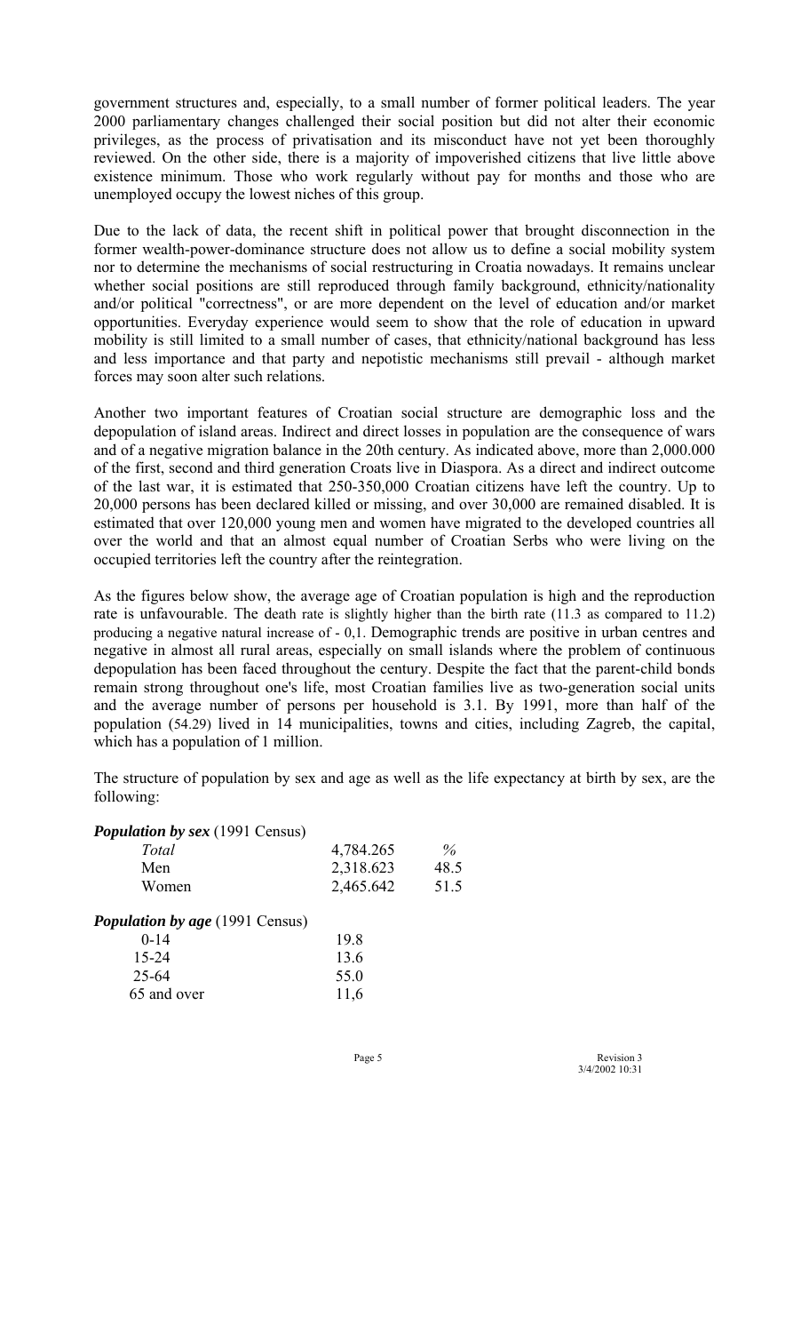government structures and, especially, to a small number of former political leaders. The year 2000 parliamentary changes challenged their social position but did not alter their economic privileges, as the process of privatisation and its misconduct have not yet been thoroughly reviewed. On the other side, there is a majority of impoverished citizens that live little above existence minimum. Those who work regularly without pay for months and those who are unemployed occupy the lowest niches of this group.

Due to the lack of data, the recent shift in political power that brought disconnection in the former wealth-power-dominance structure does not allow us to define a social mobility system nor to determine the mechanisms of social restructuring in Croatia nowadays. It remains unclear whether social positions are still reproduced through family background, ethnicity/nationality and/or political "correctness", or are more dependent on the level of education and/or market opportunities. Everyday experience would seem to show that the role of education in upward mobility is still limited to a small number of cases, that ethnicity/national background has less and less importance and that party and nepotistic mechanisms still prevail - although market forces may soon alter such relations.

Another two important features of Croatian social structure are demographic loss and the depopulation of island areas. Indirect and direct losses in population are the consequence of wars and of a negative migration balance in the 20th century. As indicated above, more than 2,000.000 of the first, second and third generation Croats live in Diaspora. As a direct and indirect outcome of the last war, it is estimated that 250-350,000 Croatian citizens have left the country. Up to 20,000 persons has been declared killed or missing, and over 30,000 are remained disabled. It is estimated that over 120,000 young men and women have migrated to the developed countries all over the world and that an almost equal number of Croatian Serbs who were living on the occupied territories left the country after the reintegration.

As the figures below show, the average age of Croatian population is high and the reproduction rate is unfavourable. The death rate is slightly higher than the birth rate (11.3 as compared to 11.2) producing a negative natural increase of - 0,1. Demographic trends are positive in urban centres and negative in almost all rural areas, especially on small islands where the problem of continuous depopulation has been faced throughout the century. Despite the fact that the parent-child bonds remain strong throughout one's life, most Croatian families live as two-generation social units and the average number of persons per household is 3.1. By 1991, more than half of the population (54.29) lived in 14 municipalities, towns and cities, including Zagreb, the capital, which has a population of 1 million.

The structure of population by sex and age as well as the life expectancy at birth by sex, are the following:

***Population by sex*** (1991 Census)

| | | |
|---|---|---|
| *Total* | 4,784.265 | *%* |
| Men | 2,318.623 | 48.5 |
| Women | 2,465.642 | 51.5 |

***Population by age*** (1991 Census)

| | |
|---|---|
| 0-14 | 19.8 |
| 15-24 | 13.6 |
| 25-64 | 55.0 |
| 65 and over | 11,6 |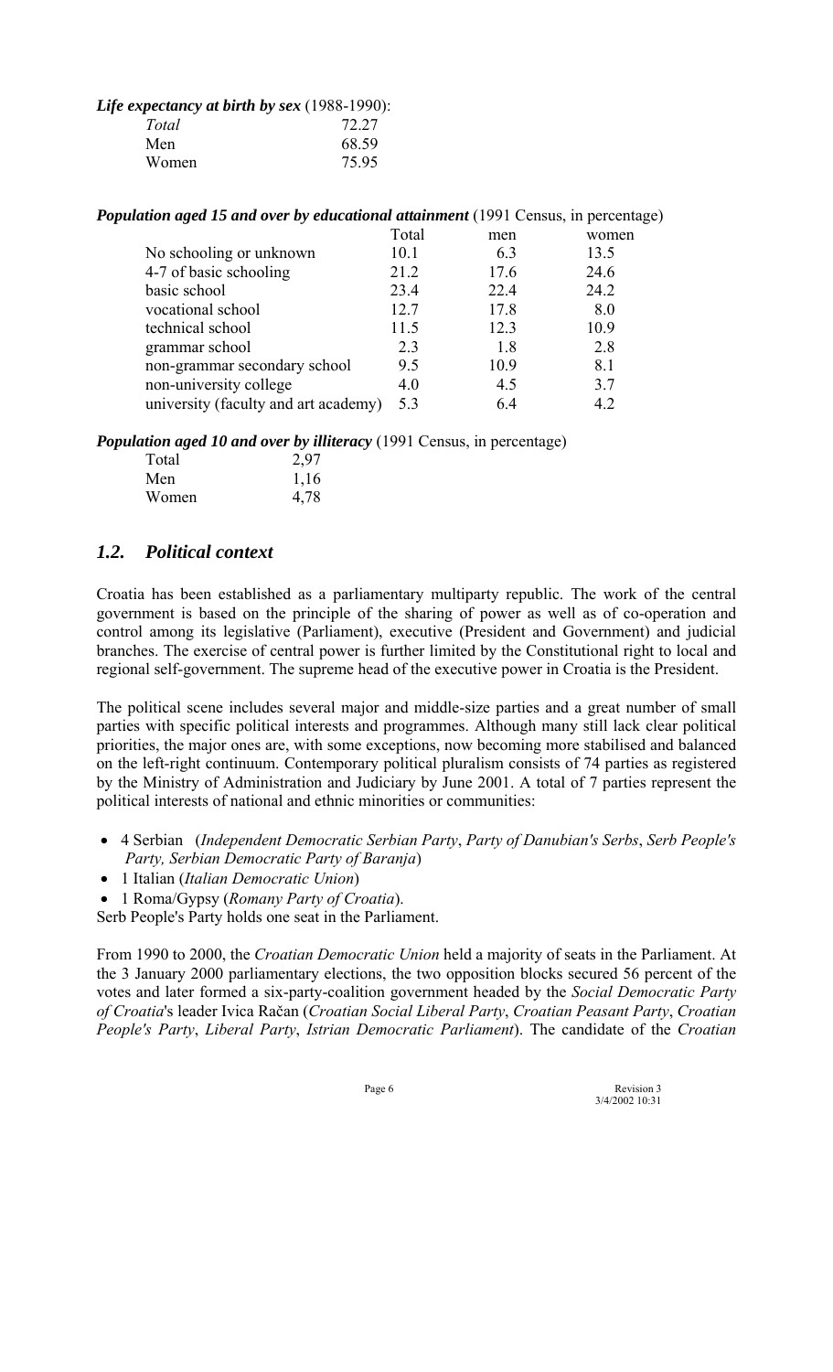***Life expectancy at birth by sex*** (1988-1990):

| | |
|---|---|
| *Total* | 72.27 |
| Men | 68.59 |
| Women | 75.95 |

***Population aged 15 and over by educational attainment*** (1991 Census, in percentage)

| | Total | men | women |
|---|---|---|---|
| No schooling or unknown | 10.1 | 6.3 | 13.5 |
| 4-7 of basic schooling | 21.2 | 17.6 | 24.6 |
| basic school | 23.4 | 22.4 | 24.2 |
| vocational school | 12.7 | 17.8 | 8.0 |
| technical school | 11.5 | 12.3 | 10.9 |
| grammar school | 2.3 | 1.8 | 2.8 |
| non-grammar secondary school | 9.5 | 10.9 | 8.1 |
| non-university college | 4.0 | 4.5 | 3.7 |
| university (faculty and art academy) | 5.3 | 6.4 | 4.2 |

***Population aged 10 and over by illiteracy*** (1991 Census, in percentage)

| | |
|---|---|
| Total | 2,97 |
| Men | 1,16 |
| Women | 4,78 |

## *1.2. Political context*

Croatia has been established as a parliamentary multiparty republic. The work of the central government is based on the principle of the sharing of power as well as of co-operation and control among its legislative (Parliament), executive (President and Government) and judicial branches. The exercise of central power is further limited by the Constitutional right to local and regional self-government. The supreme head of the executive power in Croatia is the President.

The political scene includes several major and middle-size parties and a great number of small parties with specific political interests and programmes. Although many still lack clear political priorities, the major ones are, with some exceptions, now becoming more stabilised and balanced on the left-right continuum. Contemporary political pluralism consists of 74 parties as registered by the Ministry of Administration and Judiciary by June 2001. A total of 7 parties represent the political interests of national and ethnic minorities or communities:

- 4 Serbian (*Independent Democratic Serbian Party*, *Party of Danubian's Serbs*, *Serb People's Party, Serbian Democratic Party of Baranja*)
- 1 Italian (*Italian Democratic Union*)
- 1 Roma/Gypsy (*Romany Party of Croatia*).

Serb People's Party holds one seat in the Parliament.

From 1990 to 2000, the *Croatian Democratic Union* held a majority of seats in the Parliament. At the 3 January 2000 parliamentary elections, the two opposition blocks secured 56 percent of the votes and later formed a six-party-coalition government headed by the *Social Democratic Party of Croatia*'s leader Ivica Račan (*Croatian Social Liberal Party*, *Croatian Peasant Party*, *Croatian People's Party*, *Liberal Party*, *Istrian Democratic Parliament*). The candidate of the *Croatian*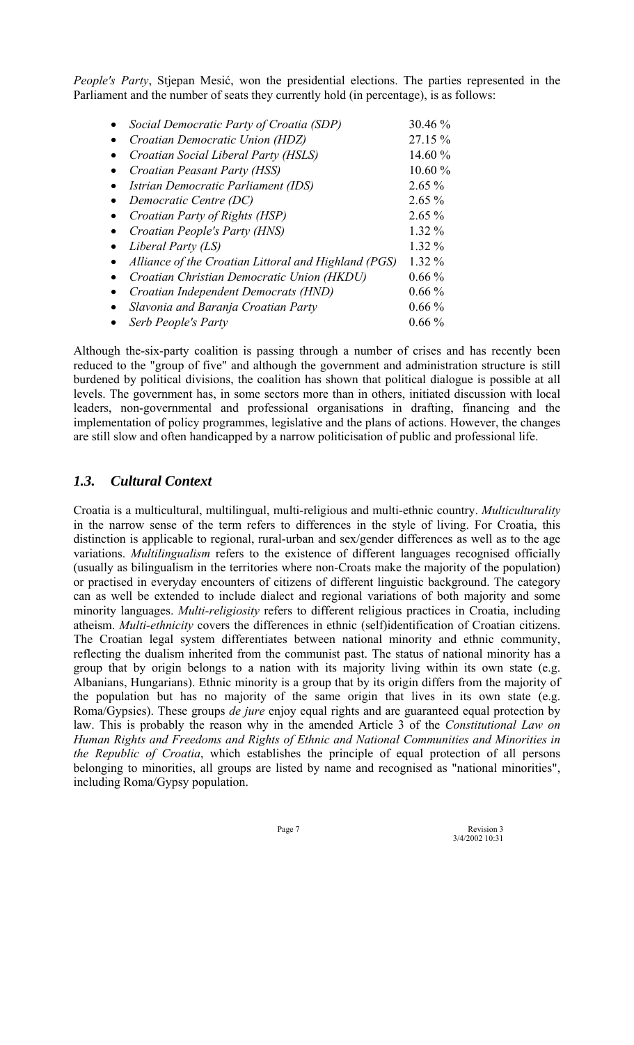*People's Party*, Stjepan Mesić, won the presidential elections. The parties represented in the Parliament and the number of seats they currently hold (in percentage), is as follows:

- *Social Democratic Party of Croatia (SDP)* 30.46 %
- *Croatian Democratic Union (HDZ)* 27.15 %
- *Croatian Social Liberal Party (HSLS)* 14.60 %
- *Croatian Peasant Party (HSS)* 10.60 %
- *Istrian Democratic Parliament (IDS)* 2.65 %
- *Democratic Centre (DC)* 2.65 %
- *Croatian Party of Rights (HSP)* 2.65 %
- *Croatian People's Party (HNS)* 1.32 %
- *Liberal Party (LS)* 1.32 %
- *Alliance of the Croatian Littoral and Highland (PGS)* 1.32 %
- *Croatian Christian Democratic Union (HKDU)* 0.66 %
- *Croatian Independent Democrats (HND)* 0.66 %
- *Slavonia and Baranja Croatian Party* 0.66 %
- *Serb People's Party* 0.66 %

Although the-six-party coalition is passing through a number of crises and has recently been reduced to the "group of five" and although the government and administration structure is still burdened by political divisions, the coalition has shown that political dialogue is possible at all levels. The government has, in some sectors more than in others, initiated discussion with local leaders, non-governmental and professional organisations in drafting, financing and the implementation of policy programmes, legislative and the plans of actions. However, the changes are still slow and often handicapped by a narrow politicisation of public and professional life.

## *1.3. Cultural Context*

Croatia is a multicultural, multilingual, multi-religious and multi-ethnic country. *Multiculturality* in the narrow sense of the term refers to differences in the style of living. For Croatia, this distinction is applicable to regional, rural-urban and sex/gender differences as well as to the age variations. *Multilingualism* refers to the existence of different languages recognised officially (usually as bilingualism in the territories where non-Croats make the majority of the population) or practised in everyday encounters of citizens of different linguistic background. The category can as well be extended to include dialect and regional variations of both majority and some minority languages. *Multi-religiosity* refers to different religious practices in Croatia, including atheism. *Multi-ethnicity* covers the differences in ethnic (self)identification of Croatian citizens. The Croatian legal system differentiates between national minority and ethnic community, reflecting the dualism inherited from the communist past. The status of national minority has a group that by origin belongs to a nation with its majority living within its own state (e.g. Albanians, Hungarians). Ethnic minority is a group that by its origin differs from the majority of the population but has no majority of the same origin that lives in its own state (e.g. Roma/Gypsies). These groups *de jure* enjoy equal rights and are guaranteed equal protection by law. This is probably the reason why in the amended Article 3 of the *Constitutional Law on Human Rights and Freedoms and Rights of Ethnic and National Communities and Minorities in the Republic of Croatia*, which establishes the principle of equal protection of all persons belonging to minorities, all groups are listed by name and recognised as "national minorities", including Roma/Gypsy population.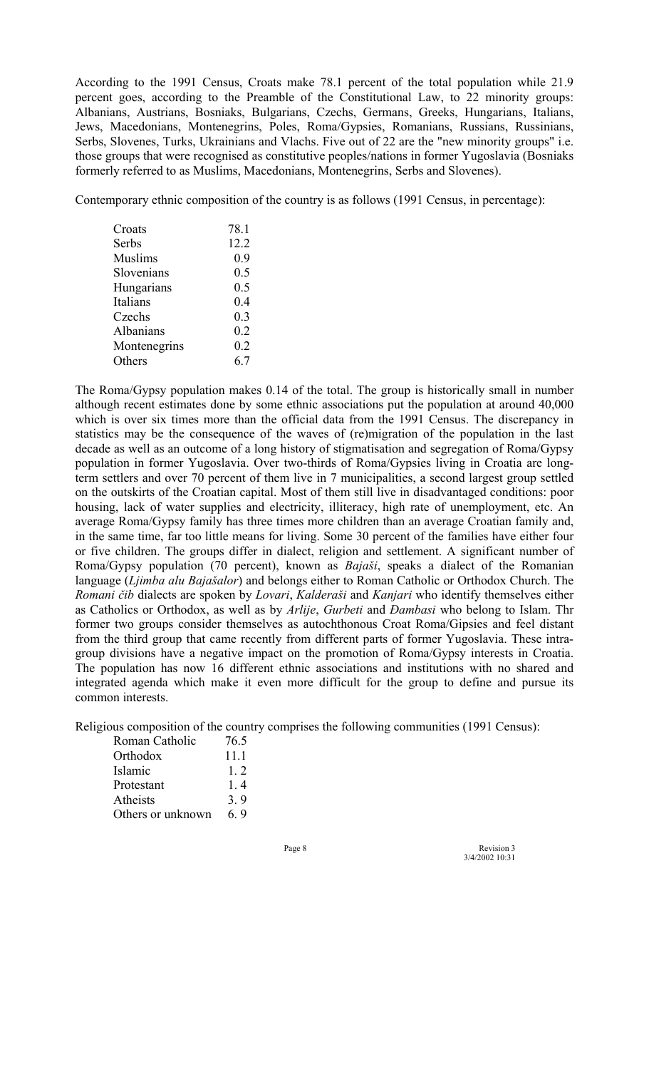According to the 1991 Census, Croats make 78.1 percent of the total population while 21.9 percent goes, according to the Preamble of the Constitutional Law, to 22 minority groups: Albanians, Austrians, Bosniaks, Bulgarians, Czechs, Germans, Greeks, Hungarians, Italians, Jews, Macedonians, Montenegrins, Poles, Roma/Gypsies, Romanians, Russians, Russinians, Serbs, Slovenes, Turks, Ukrainians and Vlachs. Five out of 22 are the "new minority groups" i.e. those groups that were recognised as constitutive peoples/nations in former Yugoslavia (Bosniaks formerly referred to as Muslims, Macedonians, Montenegrins, Serbs and Slovenes).

Contemporary ethnic composition of the country is as follows (1991 Census, in percentage):

| | |
|---|---|
| Croats | 78.1 |
| Serbs | 12.2 |
| Muslims | 0.9 |
| Slovenians | 0.5 |
| Hungarians | 0.5 |
| Italians | 0.4 |
| Czechs | 0.3 |
| Albanians | 0.2 |
| Montenegrins | 0.2 |
| Others | 6.7 |

The Roma/Gypsy population makes 0.14 of the total. The group is historically small in number although recent estimates done by some ethnic associations put the population at around 40,000 which is over six times more than the official data from the 1991 Census. The discrepancy in statistics may be the consequence of the waves of (re)migration of the population in the last decade as well as an outcome of a long history of stigmatisation and segregation of Roma/Gypsy population in former Yugoslavia. Over two-thirds of Roma/Gypsies living in Croatia are long-term settlers and over 70 percent of them live in 7 municipalities, a second largest group settled on the outskirts of the Croatian capital. Most of them still live in disadvantaged conditions: poor housing, lack of water supplies and electricity, illiteracy, high rate of unemployment, etc. An average Roma/Gypsy family has three times more children than an average Croatian family and, in the same time, far too little means for living. Some 30 percent of the families have either four or five children. The groups differ in dialect, religion and settlement. A significant number of Roma/Gypsy population (70 percent), known as *Bajaši*, speaks a dialect of the Romanian language (*Ljimba alu Bajašalor*) and belongs either to Roman Catholic or Orthodox Church. The *Romani čib* dialects are spoken by *Lovari*, *Kalderaši* and *Kanjari* who identify themselves either as Catholics or Orthodox, as well as by *Arlije*, *Gurbeti* and *Đambasi* who belong to Islam. Thr former two groups consider themselves as autochthonous Croat Roma/Gipsies and feel distant from the third group that came recently from different parts of former Yugoslavia. These intra-group divisions have a negative impact on the promotion of Roma/Gypsy interests in Croatia. The population has now 16 different ethnic associations and institutions with no shared and integrated agenda which make it even more difficult for the group to define and pursue its common interests.

Religious composition of the country comprises the following communities (1991 Census):

| | |
|---|---|
| Roman Catholic | 76.5 |
| Orthodox | 11.1 |
| Islamic | 1. 2 |
| Protestant | 1. 4 |
| Atheists | 3. 9 |
| Others or unknown | 6. 9 |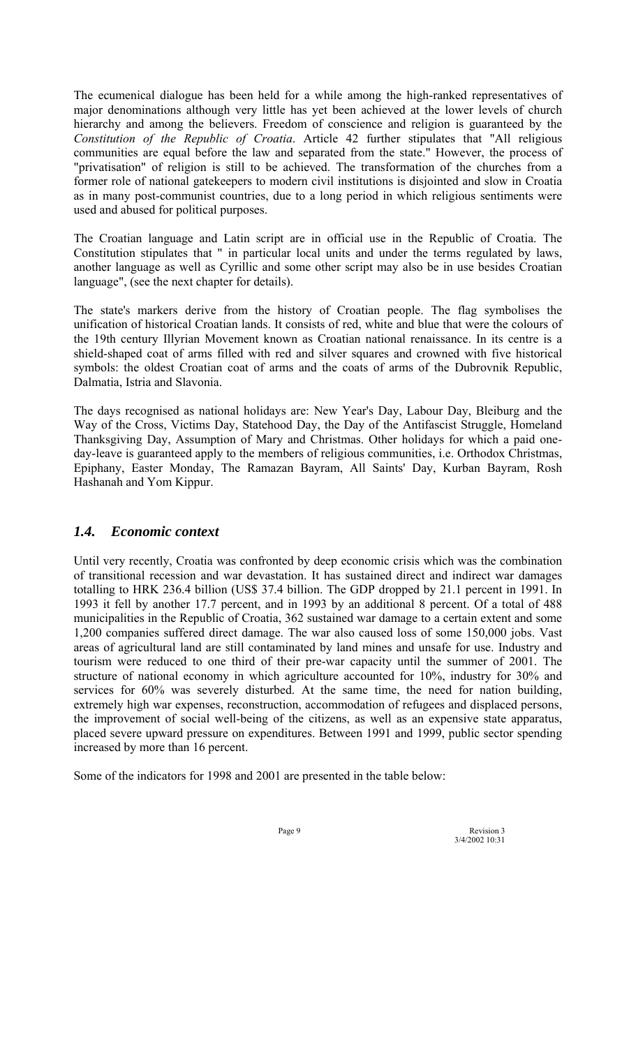The ecumenical dialogue has been held for a while among the high-ranked representatives of major denominations although very little has yet been achieved at the lower levels of church hierarchy and among the believers. Freedom of conscience and religion is guaranteed by the *Constitution of the Republic of Croatia*. Article 42 further stipulates that "All religious communities are equal before the law and separated from the state." However, the process of "privatisation" of religion is still to be achieved. The transformation of the churches from a former role of national gatekeepers to modern civil institutions is disjointed and slow in Croatia as in many post-communist countries, due to a long period in which religious sentiments were used and abused for political purposes.

The Croatian language and Latin script are in official use in the Republic of Croatia. The Constitution stipulates that " in particular local units and under the terms regulated by laws, another language as well as Cyrillic and some other script may also be in use besides Croatian language", (see the next chapter for details).

The state's markers derive from the history of Croatian people. The flag symbolises the unification of historical Croatian lands. It consists of red, white and blue that were the colours of the 19th century Illyrian Movement known as Croatian national renaissance. In its centre is a shield-shaped coat of arms filled with red and silver squares and crowned with five historical symbols: the oldest Croatian coat of arms and the coats of arms of the Dubrovnik Republic, Dalmatia, Istria and Slavonia.

The days recognised as national holidays are: New Year's Day, Labour Day, Bleiburg and the Way of the Cross, Victims Day, Statehood Day, the Day of the Antifascist Struggle, Homeland Thanksgiving Day, Assumption of Mary and Christmas. Other holidays for which a paid one-day-leave is guaranteed apply to the members of religious communities, i.e. Orthodox Christmas, Epiphany, Easter Monday, The Ramazan Bayram, All Saints' Day, Kurban Bayram, Rosh Hashanah and Yom Kippur.

## *1.4. Economic context*

Until very recently, Croatia was confronted by deep economic crisis which was the combination of transitional recession and war devastation. It has sustained direct and indirect war damages totalling to HRK 236.4 billion (US$ 37.4 billion. The GDP dropped by 21.1 percent in 1991. In 1993 it fell by another 17.7 percent, and in 1993 by an additional 8 percent. Of a total of 488 municipalities in the Republic of Croatia, 362 sustained war damage to a certain extent and some 1,200 companies suffered direct damage. The war also caused loss of some 150,000 jobs. Vast areas of agricultural land are still contaminated by land mines and unsafe for use. Industry and tourism were reduced to one third of their pre-war capacity until the summer of 2001. The structure of national economy in which agriculture accounted for 10%, industry for 30% and services for 60% was severely disturbed. At the same time, the need for nation building, extremely high war expenses, reconstruction, accommodation of refugees and displaced persons, the improvement of social well-being of the citizens, as well as an expensive state apparatus, placed severe upward pressure on expenditures. Between 1991 and 1999, public sector spending increased by more than 16 percent.

Some of the indicators for 1998 and 2001 are presented in the table below: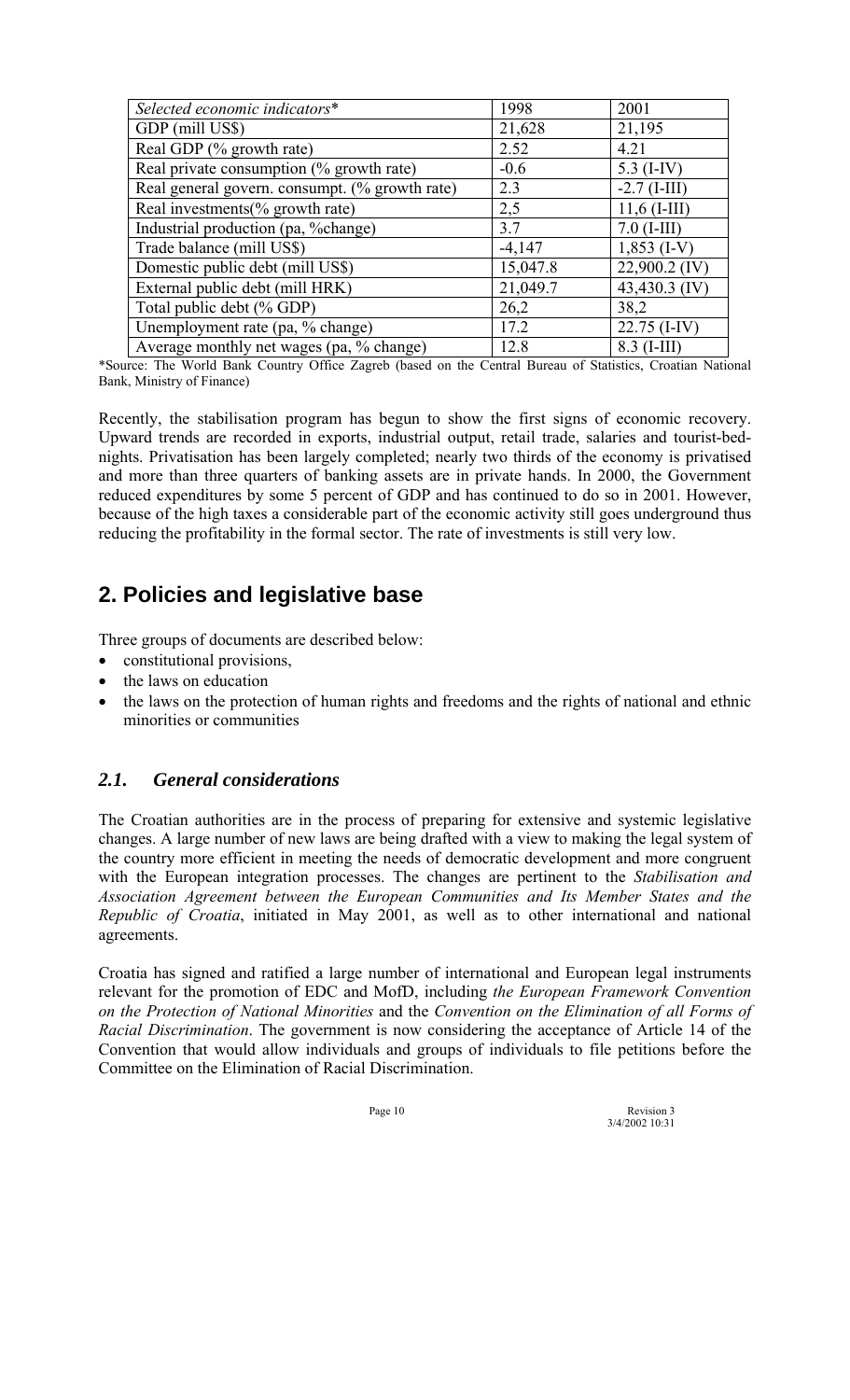| *Selected economic indicators** | 1998 | 2001 |
|---|---|---|
| GDP (mill US$) | 21,628 | 21,195 |
| Real GDP (% growth rate) | 2.52 | 4.21 |
| Real private consumption (% growth rate) | -0.6 | 5.3 (I-IV) |
| Real general govern. consumpt. (% growth rate) | 2.3 | -2.7 (I-III) |
| Real investments(% growth rate) | 2,5 | 11,6 (I-III) |
| Industrial production (pa, %change) | 3.7 | 7.0 (I-III) |
| Trade balance (mill US$) | -4,147 | 1,853 (I-V) |
| Domestic public debt (mill US$) | 15,047.8 | 22,900.2 (IV) |
| External public debt (mill HRK) | 21,049.7 | 43,430.3 (IV) |
| Total public debt (% GDP) | 26,2 | 38,2 |
| Unemployment rate (pa, % change) | 17.2 | 22.75 (I-IV) |
| Average monthly net wages (pa, % change) | 12.8 | 8.3 (I-III) |

*Source: The World Bank Country Office Zagreb (based on the Central Bureau of Statistics, Croatian National Bank, Ministry of Finance)

Recently, the stabilisation program has begun to show the first signs of economic recovery. Upward trends are recorded in exports, industrial output, retail trade, salaries and tourist-bed-nights. Privatisation has been largely completed; nearly two thirds of the economy is privatised and more than three quarters of banking assets are in private hands. In 2000, the Government reduced expenditures by some 5 percent of GDP and has continued to do so in 2001. However, because of the high taxes a considerable part of the economic activity still goes underground thus reducing the profitability in the formal sector. The rate of investments is still very low.

# 2. Policies and legislative base

Three groups of documents are described below:

- constitutional provisions,
- the laws on education
- the laws on the protection of human rights and freedoms and the rights of national and ethnic minorities or communities

## *2.1. General considerations*

The Croatian authorities are in the process of preparing for extensive and systemic legislative changes. A large number of new laws are being drafted with a view to making the legal system of the country more efficient in meeting the needs of democratic development and more congruent with the European integration processes. The changes are pertinent to the *Stabilisation and Association Agreement between the European Communities and Its Member States and the Republic of Croatia*, initiated in May 2001, as well as to other international and national agreements.

Croatia has signed and ratified a large number of international and European legal instruments relevant for the promotion of EDC and MofD, including *the European Framework Convention on the Protection of National Minorities* and the *Convention on the Elimination of all Forms of Racial Discrimination*. The government is now considering the acceptance of Article 14 of the Convention that would allow individuals and groups of individuals to file petitions before the Committee on the Elimination of Racial Discrimination.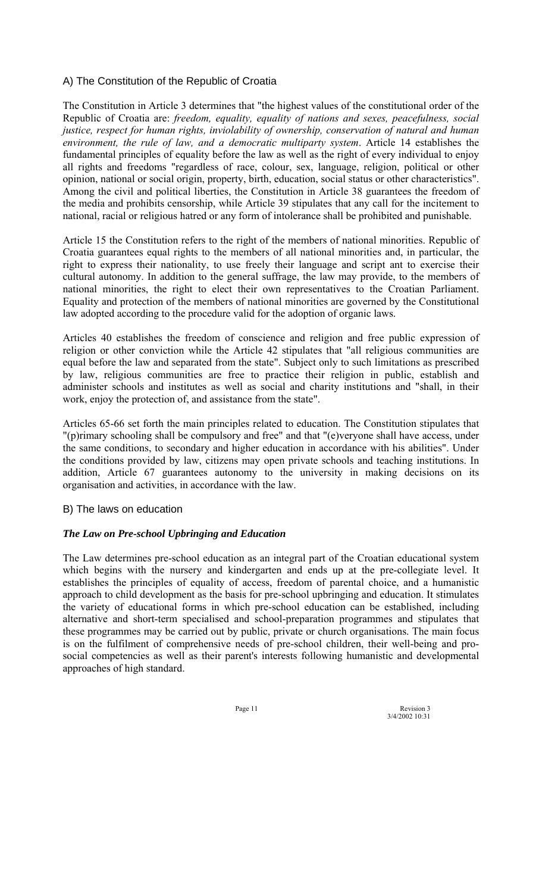## A) The Constitution of the Republic of Croatia

The Constitution in Article 3 determines that "the highest values of the constitutional order of the Republic of Croatia are: *freedom, equality, equality of nations and sexes, peacefulness, social justice, respect for human rights, inviolability of ownership, conservation of natural and human environment, the rule of law, and a democratic multiparty system*. Article 14 establishes the fundamental principles of equality before the law as well as the right of every individual to enjoy all rights and freedoms "regardless of race, colour, sex, language, religion, political or other opinion, national or social origin, property, birth, education, social status or other characteristics". Among the civil and political liberties, the Constitution in Article 38 guarantees the freedom of the media and prohibits censorship, while Article 39 stipulates that any call for the incitement to national, racial or religious hatred or any form of intolerance shall be prohibited and punishable.

Article 15 the Constitution refers to the right of the members of national minorities. Republic of Croatia guarantees equal rights to the members of all national minorities and, in particular, the right to express their nationality, to use freely their language and script ant to exercise their cultural autonomy. In addition to the general suffrage, the law may provide, to the members of national minorities, the right to elect their own representatives to the Croatian Parliament. Equality and protection of the members of national minorities are governed by the Constitutional law adopted according to the procedure valid for the adoption of organic laws.

Articles 40 establishes the freedom of conscience and religion and free public expression of religion or other conviction while the Article 42 stipulates that "all religious communities are equal before the law and separated from the state". Subject only to such limitations as prescribed by law, religious communities are free to practice their religion in public, establish and administer schools and institutes as well as social and charity institutions and "shall, in their work, enjoy the protection of, and assistance from the state".

Articles 65-66 set forth the main principles related to education. The Constitution stipulates that "(p)rimary schooling shall be compulsory and free" and that "(e)veryone shall have access, under the same conditions, to secondary and higher education in accordance with his abilities". Under the conditions provided by law, citizens may open private schools and teaching institutions. In addition, Article 67 guarantees autonomy to the university in making decisions on its organisation and activities, in accordance with the law.

## B) The laws on education

### *The Law on Pre-school Upbringing and Education*

The Law determines pre-school education as an integral part of the Croatian educational system which begins with the nursery and kindergarten and ends up at the pre-collegiate level. It establishes the principles of equality of access, freedom of parental choice, and a humanistic approach to child development as the basis for pre-school upbringing and education. It stimulates the variety of educational forms in which pre-school education can be established, including alternative and short-term specialised and school-preparation programmes and stipulates that these programmes may be carried out by public, private or church organisations. The main focus is on the fulfilment of comprehensive needs of pre-school children, their well-being and pro-social competencies as well as their parent's interests following humanistic and developmental approaches of high standard.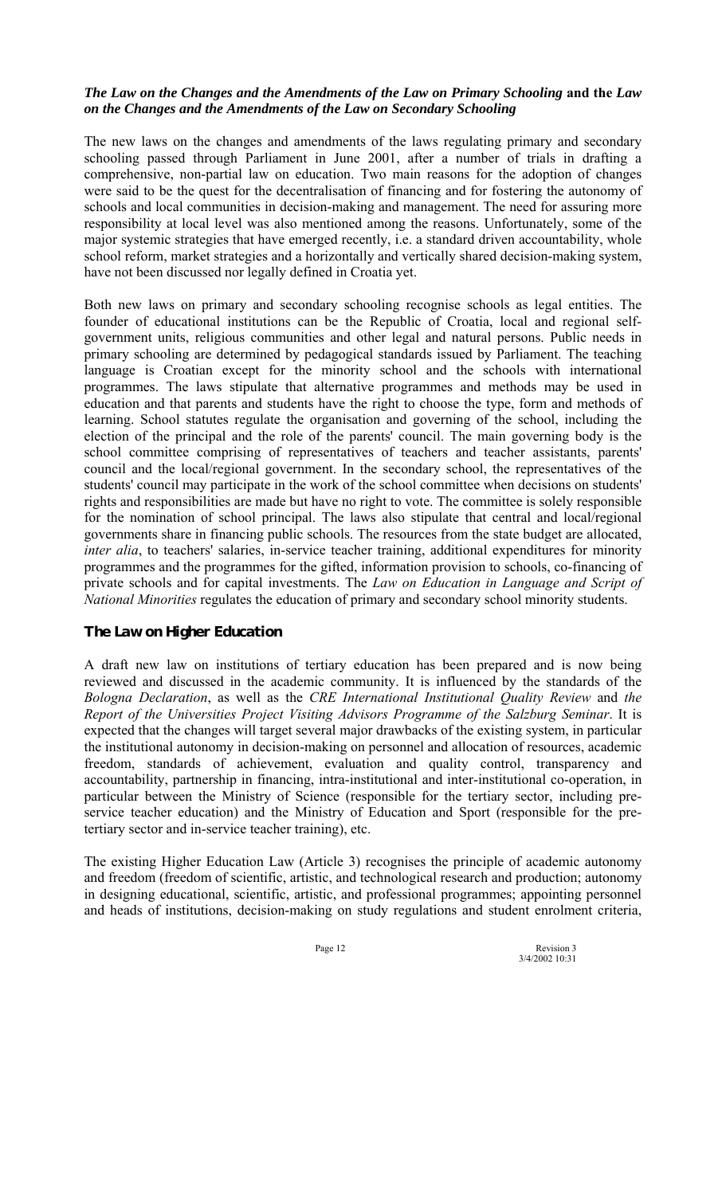### *The Law on the Changes and the Amendments of the Law on Primary Schooling* and the *Law on the Changes and the Amendments of the Law on Secondary Schooling*

The new laws on the changes and amendments of the laws regulating primary and secondary schooling passed through Parliament in June 2001, after a number of trials in drafting a comprehensive, non-partial law on education. Two main reasons for the adoption of changes were said to be the quest for the decentralisation of financing and for fostering the autonomy of schools and local communities in decision-making and management. The need for assuring more responsibility at local level was also mentioned among the reasons. Unfortunately, some of the major systemic strategies that have emerged recently, i.e. a standard driven accountability, whole school reform, market strategies and a horizontally and vertically shared decision-making system, have not been discussed nor legally defined in Croatia yet.

Both new laws on primary and secondary schooling recognise schools as legal entities. The founder of educational institutions can be the Republic of Croatia, local and regional self-government units, religious communities and other legal and natural persons. Public needs in primary schooling are determined by pedagogical standards issued by Parliament. The teaching language is Croatian except for the minority school and the schools with international programmes. The laws stipulate that alternative programmes and methods may be used in education and that parents and students have the right to choose the type, form and methods of learning. School statutes regulate the organisation and governing of the school, including the election of the principal and the role of the parents' council. The main governing body is the school committee comprising of representatives of teachers and teacher assistants, parents' council and the local/regional government. In the secondary school, the representatives of the students' council may participate in the work of the school committee when decisions on students' rights and responsibilities are made but have no right to vote. The committee is solely responsible for the nomination of school principal. The laws also stipulate that central and local/regional governments share in financing public schools. The resources from the state budget are allocated, *inter alia*, to teachers' salaries, in-service teacher training, additional expenditures for minority programmes and the programmes for the gifted, information provision to schools, co-financing of private schools and for capital investments. The *Law on Education in Language and Script of National Minorities* regulates the education of primary and secondary school minority students.

### The Law on Higher Education

A draft new law on institutions of tertiary education has been prepared and is now being reviewed and discussed in the academic community. It is influenced by the standards of the *Bologna Declaration*, as well as the *CRE International Institutional Quality Review* and *the Report of the Universities Project Visiting Advisors Programme of the Salzburg Seminar*. It is expected that the changes will target several major drawbacks of the existing system, in particular the institutional autonomy in decision-making on personnel and allocation of resources, academic freedom, standards of achievement, evaluation and quality control, transparency and accountability, partnership in financing, intra-institutional and inter-institutional co-operation, in particular between the Ministry of Science (responsible for the tertiary sector, including pre-service teacher education) and the Ministry of Education and Sport (responsible for the pre-tertiary sector and in-service teacher training), etc.

The existing Higher Education Law (Article 3) recognises the principle of academic autonomy and freedom (freedom of scientific, artistic, and technological research and production; autonomy in designing educational, scientific, artistic, and professional programmes; appointing personnel and heads of institutions, decision-making on study regulations and student enrolment criteria,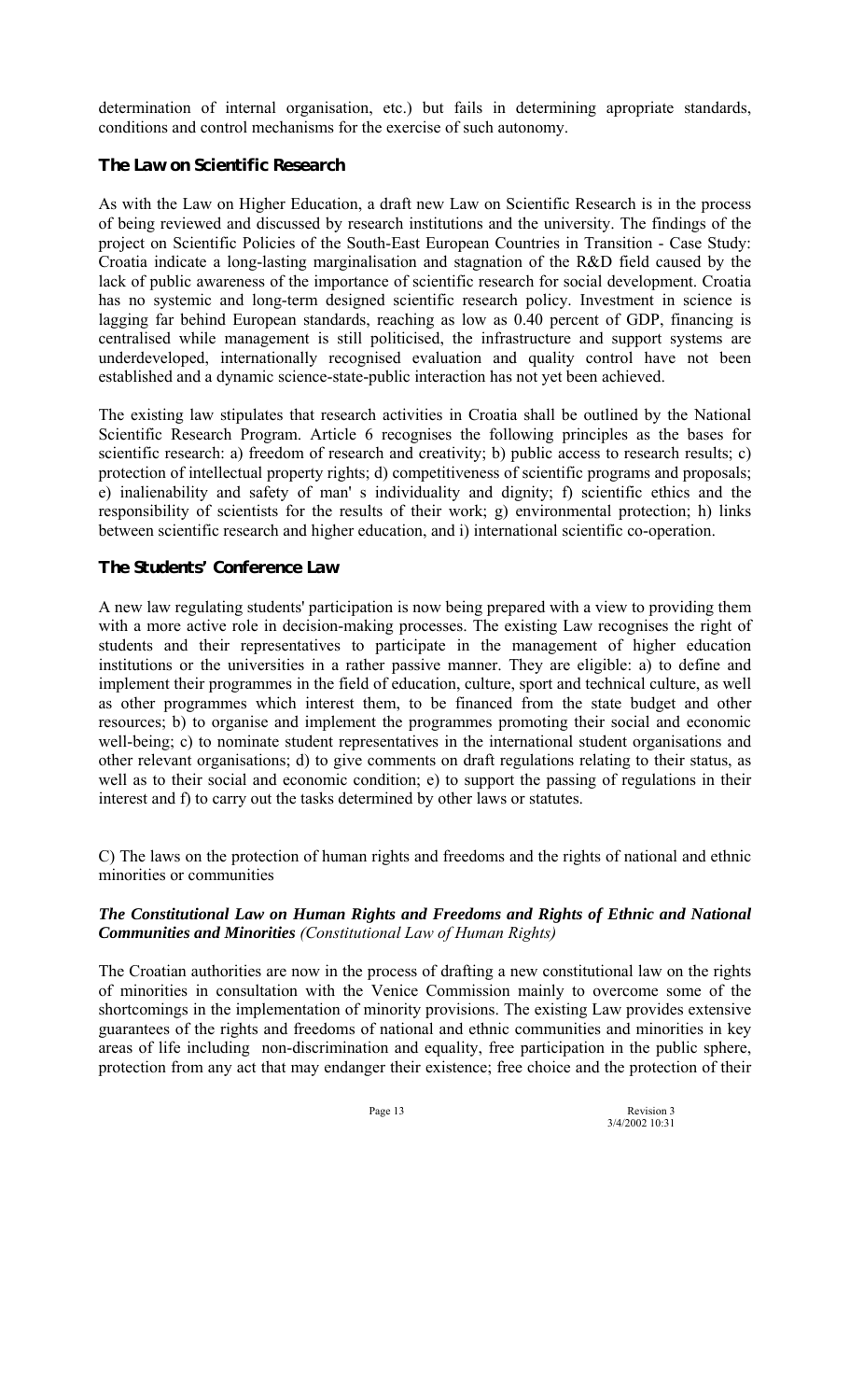determination of internal organisation, etc.) but fails in determining apropriate standards, conditions and control mechanisms for the exercise of such autonomy.

### The Law on Scientific Research

As with the Law on Higher Education, a draft new Law on Scientific Research is in the process of being reviewed and discussed by research institutions and the university. The findings of the project on Scientific Policies of the South-East European Countries in Transition - Case Study: Croatia indicate a long-lasting marginalisation and stagnation of the R&D field caused by the lack of public awareness of the importance of scientific research for social development. Croatia has no systemic and long-term designed scientific research policy. Investment in science is lagging far behind European standards, reaching as low as 0.40 percent of GDP, financing is centralised while management is still politicised, the infrastructure and support systems are underdeveloped, internationally recognised evaluation and quality control have not been established and a dynamic science-state-public interaction has not yet been achieved.

The existing law stipulates that research activities in Croatia shall be outlined by the National Scientific Research Program. Article 6 recognises the following principles as the bases for scientific research: a) freedom of research and creativity; b) public access to research results; c) protection of intellectual property rights; d) competitiveness of scientific programs and proposals; e) inalienability and safety of man' s individuality and dignity; f) scientific ethics and the responsibility of scientists for the results of their work; g) environmental protection; h) links between scientific research and higher education, and i) international scientific co-operation.

### The Students' Conference Law

A new law regulating students' participation is now being prepared with a view to providing them with a more active role in decision-making processes. The existing Law recognises the right of students and their representatives to participate in the management of higher education institutions or the universities in a rather passive manner. They are eligible: a) to define and implement their programmes in the field of education, culture, sport and technical culture, as well as other programmes which interest them, to be financed from the state budget and other resources; b) to organise and implement the programmes promoting their social and economic well-being; c) to nominate student representatives in the international student organisations and other relevant organisations; d) to give comments on draft regulations relating to their status, as well as to their social and economic condition; e) to support the passing of regulations in their interest and f) to carry out the tasks determined by other laws or statutes.

C) The laws on the protection of human rights and freedoms and the rights of national and ethnic minorities or communities

#### *The Constitutional Law on Human Rights and Freedoms and Rights of Ethnic and National Communities and Minorities (Constitutional Law of Human Rights)*

The Croatian authorities are now in the process of drafting a new constitutional law on the rights of minorities in consultation with the Venice Commission mainly to overcome some of the shortcomings in the implementation of minority provisions. The existing Law provides extensive guarantees of the rights and freedoms of national and ethnic communities and minorities in key areas of life including non-discrimination and equality, free participation in the public sphere, protection from any act that may endanger their existence; free choice and the protection of their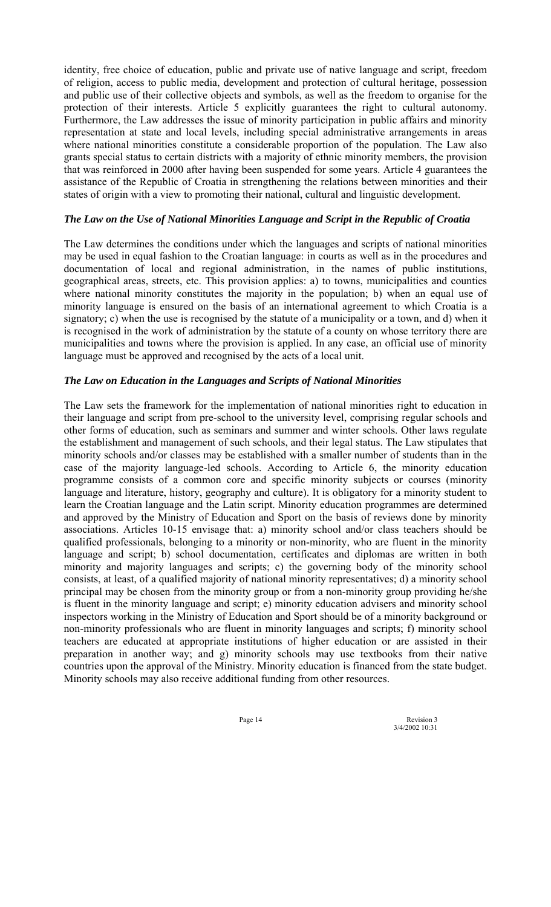identity, free choice of education, public and private use of native language and script, freedom of religion, access to public media, development and protection of cultural heritage, possession and public use of their collective objects and symbols, as well as the freedom to organise for the protection of their interests. Article 5 explicitly guarantees the right to cultural autonomy. Furthermore, the Law addresses the issue of minority participation in public affairs and minority representation at state and local levels, including special administrative arrangements in areas where national minorities constitute a considerable proportion of the population. The Law also grants special status to certain districts with a majority of ethnic minority members, the provision that was reinforced in 2000 after having been suspended for some years. Article 4 guarantees the assistance of the Republic of Croatia in strengthening the relations between minorities and their states of origin with a view to promoting their national, cultural and linguistic development.

### *The Law on the Use of National Minorities Language and Script in the Republic of Croatia*

The Law determines the conditions under which the languages and scripts of national minorities may be used in equal fashion to the Croatian language: in courts as well as in the procedures and documentation of local and regional administration, in the names of public institutions, geographical areas, streets, etc. This provision applies: a) to towns, municipalities and counties where national minority constitutes the majority in the population; b) when an equal use of minority language is ensured on the basis of an international agreement to which Croatia is a signatory; c) when the use is recognised by the statute of a municipality or a town, and d) when it is recognised in the work of administration by the statute of a county on whose territory there are municipalities and towns where the provision is applied. In any case, an official use of minority language must be approved and recognised by the acts of a local unit.

### *The Law on Education in the Languages and Scripts of National Minorities*

The Law sets the framework for the implementation of national minorities right to education in their language and script from pre-school to the university level, comprising regular schools and other forms of education, such as seminars and summer and winter schools. Other laws regulate the establishment and management of such schools, and their legal status. The Law stipulates that minority schools and/or classes may be established with a smaller number of students than in the case of the majority language-led schools. According to Article 6, the minority education programme consists of a common core and specific minority subjects or courses (minority language and literature, history, geography and culture). It is obligatory for a minority student to learn the Croatian language and the Latin script. Minority education programmes are determined and approved by the Ministry of Education and Sport on the basis of reviews done by minority associations. Articles 10-15 envisage that: a) minority school and/or class teachers should be qualified professionals, belonging to a minority or non-minority, who are fluent in the minority language and script; b) school documentation, certificates and diplomas are written in both minority and majority languages and scripts; c) the governing body of the minority school consists, at least, of a qualified majority of national minority representatives; d) a minority school principal may be chosen from the minority group or from a non-minority group providing he/she is fluent in the minority language and script; e) minority education advisers and minority school inspectors working in the Ministry of Education and Sport should be of a minority background or non-minority professionals who are fluent in minority languages and scripts; f) minority school teachers are educated at appropriate institutions of higher education or are assisted in their preparation in another way; and g) minority schools may use textbooks from their native countries upon the approval of the Ministry. Minority education is financed from the state budget. Minority schools may also receive additional funding from other resources.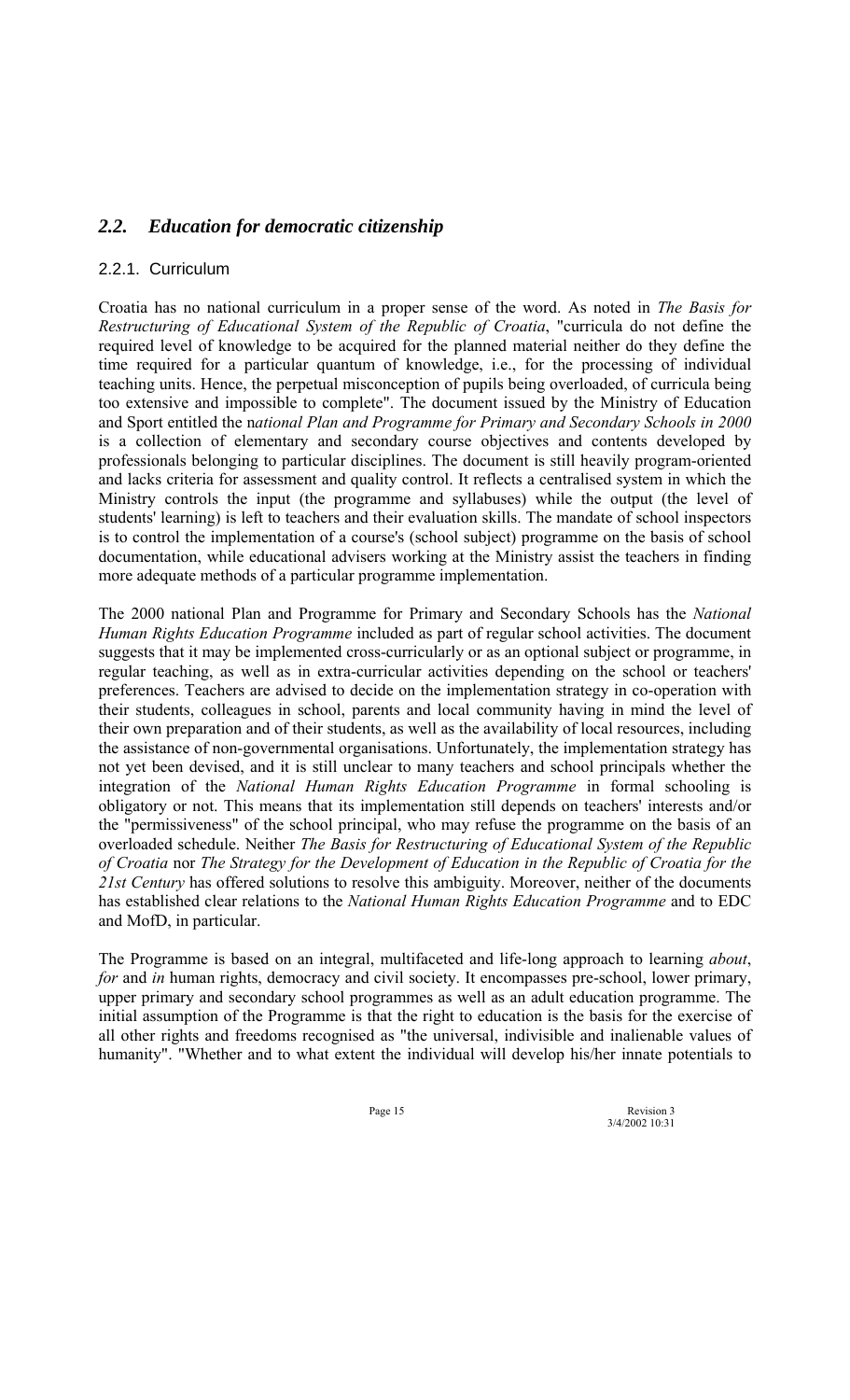## *2.2. Education for democratic citizenship*

### 2.2.1. Curriculum

Croatia has no national curriculum in a proper sense of the word. As noted in *The Basis for Restructuring of Educational System of the Republic of Croatia*, "curricula do not define the required level of knowledge to be acquired for the planned material neither do they define the time required for a particular quantum of knowledge, i.e., for the processing of individual teaching units. Hence, the perpetual misconception of pupils being overloaded, of curricula being too extensive and impossible to complete". The document issued by the Ministry of Education and Sport entitled the n*ational Plan and Programme for Primary and Secondary Schools in 2000* is a collection of elementary and secondary course objectives and contents developed by professionals belonging to particular disciplines. The document is still heavily program-oriented and lacks criteria for assessment and quality control. It reflects a centralised system in which the Ministry controls the input (the programme and syllabuses) while the output (the level of students' learning) is left to teachers and their evaluation skills. The mandate of school inspectors is to control the implementation of a course's (school subject) programme on the basis of school documentation, while educational advisers working at the Ministry assist the teachers in finding more adequate methods of a particular programme implementation.

The 2000 national Plan and Programme for Primary and Secondary Schools has the *National Human Rights Education Programme* included as part of regular school activities. The document suggests that it may be implemented cross-curricularly or as an optional subject or programme, in regular teaching, as well as in extra-curricular activities depending on the school or teachers' preferences. Teachers are advised to decide on the implementation strategy in co-operation with their students, colleagues in school, parents and local community having in mind the level of their own preparation and of their students, as well as the availability of local resources, including the assistance of non-governmental organisations. Unfortunately, the implementation strategy has not yet been devised, and it is still unclear to many teachers and school principals whether the integration of the *National Human Rights Education Programme* in formal schooling is obligatory or not. This means that its implementation still depends on teachers' interests and/or the "permissiveness" of the school principal, who may refuse the programme on the basis of an overloaded schedule. Neither *The Basis for Restructuring of Educational System of the Republic of Croatia* nor *The Strategy for the Development of Education in the Republic of Croatia for the 21st Century* has offered solutions to resolve this ambiguity. Moreover, neither of the documents has established clear relations to the *National Human Rights Education Programme* and to EDC and MofD, in particular.

The Programme is based on an integral, multifaceted and life-long approach to learning *about*, *for* and *in* human rights, democracy and civil society. It encompasses pre-school, lower primary, upper primary and secondary school programmes as well as an adult education programme. The initial assumption of the Programme is that the right to education is the basis for the exercise of all other rights and freedoms recognised as "the universal, indivisible and inalienable values of humanity". "Whether and to what extent the individual will develop his/her innate potentials to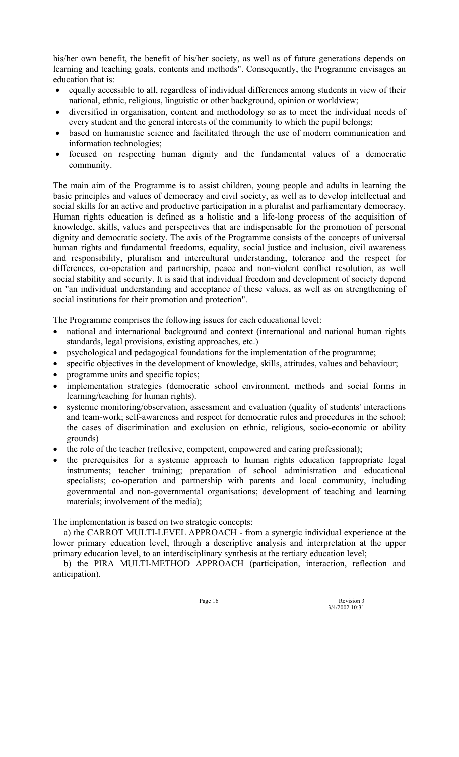his/her own benefit, the benefit of his/her society, as well as of future generations depends on learning and teaching goals, contents and methods". Consequently, the Programme envisages an education that is:

- equally accessible to all, regardless of individual differences among students in view of their national, ethnic, religious, linguistic or other background, opinion or worldview;
- diversified in organisation, content and methodology so as to meet the individual needs of every student and the general interests of the community to which the pupil belongs;
- based on humanistic science and facilitated through the use of modern communication and information technologies;
- focused on respecting human dignity and the fundamental values of a democratic community.

The main aim of the Programme is to assist children, young people and adults in learning the basic principles and values of democracy and civil society, as well as to develop intellectual and social skills for an active and productive participation in a pluralist and parliamentary democracy. Human rights education is defined as a holistic and a life-long process of the acquisition of knowledge, skills, values and perspectives that are indispensable for the promotion of personal dignity and democratic society. The axis of the Programme consists of the concepts of universal human rights and fundamental freedoms, equality, social justice and inclusion, civil awareness and responsibility, pluralism and intercultural understanding, tolerance and the respect for differences, co-operation and partnership, peace and non-violent conflict resolution, as well social stability and security. It is said that individual freedom and development of society depend on "an individual understanding and acceptance of these values, as well as on strengthening of social institutions for their promotion and protection".

The Programme comprises the following issues for each educational level:

- national and international background and context (international and national human rights standards, legal provisions, existing approaches, etc.)
- psychological and pedagogical foundations for the implementation of the programme;
- specific objectives in the development of knowledge, skills, attitudes, values and behaviour;
- programme units and specific topics;
- implementation strategies (democratic school environment, methods and social forms in learning/teaching for human rights).
- systemic monitoring/observation, assessment and evaluation (quality of students' interactions and team-work; self-awareness and respect for democratic rules and procedures in the school; the cases of discrimination and exclusion on ethnic, religious, socio-economic or ability grounds)
- the role of the teacher (reflexive, competent, empowered and caring professional);
- the prerequisites for a systemic approach to human rights education (appropriate legal instruments; teacher training; preparation of school administration and educational specialists; co-operation and partnership with parents and local community, including governmental and non-governmental organisations; development of teaching and learning materials; involvement of the media);

The implementation is based on two strategic concepts:

a) the CARROT MULTI-LEVEL APPROACH - from a synergic individual experience at the lower primary education level, through a descriptive analysis and interpretation at the upper primary education level, to an interdisciplinary synthesis at the tertiary education level;

b) the PIRA MULTI-METHOD APPROACH (participation, interaction, reflection and anticipation).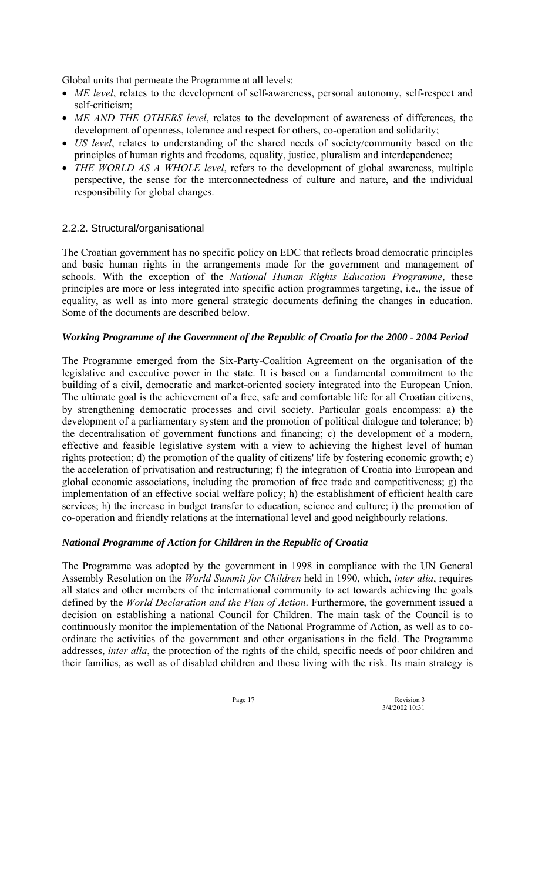Global units that permeate the Programme at all levels:

- *ME level*, relates to the development of self-awareness, personal autonomy, self-respect and self-criticism;
- *ME AND THE OTHERS level*, relates to the development of awareness of differences, the development of openness, tolerance and respect for others, co-operation and solidarity;
- *US level*, relates to understanding of the shared needs of society/community based on the principles of human rights and freedoms, equality, justice, pluralism and interdependence;
- *THE WORLD AS A WHOLE level*, refers to the development of global awareness, multiple perspective, the sense for the interconnectedness of culture and nature, and the individual responsibility for global changes.

### 2.2.2. Structural/organisational

The Croatian government has no specific policy on EDC that reflects broad democratic principles and basic human rights in the arrangements made for the government and management of schools. With the exception of the *National Human Rights Education Programme*, these principles are more or less integrated into specific action programmes targeting, i.e., the issue of equality, as well as into more general strategic documents defining the changes in education. Some of the documents are described below.

#### ***Working Programme of the Government of the Republic of Croatia for the 2000 - 2004 Period***

The Programme emerged from the Six-Party-Coalition Agreement on the organisation of the legislative and executive power in the state. It is based on a fundamental commitment to the building of a civil, democratic and market-oriented society integrated into the European Union. The ultimate goal is the achievement of a free, safe and comfortable life for all Croatian citizens, by strengthening democratic processes and civil society. Particular goals encompass: a) the development of a parliamentary system and the promotion of political dialogue and tolerance; b) the decentralisation of government functions and financing; c) the development of a modern, effective and feasible legislative system with a view to achieving the highest level of human rights protection; d) the promotion of the quality of citizens' life by fostering economic growth; e) the acceleration of privatisation and restructuring; f) the integration of Croatia into European and global economic associations, including the promotion of free trade and competitiveness; g) the implementation of an effective social welfare policy; h) the establishment of efficient health care services; h) the increase in budget transfer to education, science and culture; i) the promotion of co-operation and friendly relations at the international level and good neighbourly relations.

#### ***National Programme of Action for Children in the Republic of Croatia***

The Programme was adopted by the government in 1998 in compliance with the UN General Assembly Resolution on the *World Summit for Children* held in 1990, which, *inter alia*, requires all states and other members of the international community to act towards achieving the goals defined by the *World Declaration and the Plan of Action*. Furthermore, the government issued a decision on establishing a national Council for Children. The main task of the Council is to continuously monitor the implementation of the National Programme of Action, as well as to co-ordinate the activities of the government and other organisations in the field. The Programme addresses, *inter alia*, the protection of the rights of the child, specific needs of poor children and their families, as well as of disabled children and those living with the risk. Its main strategy is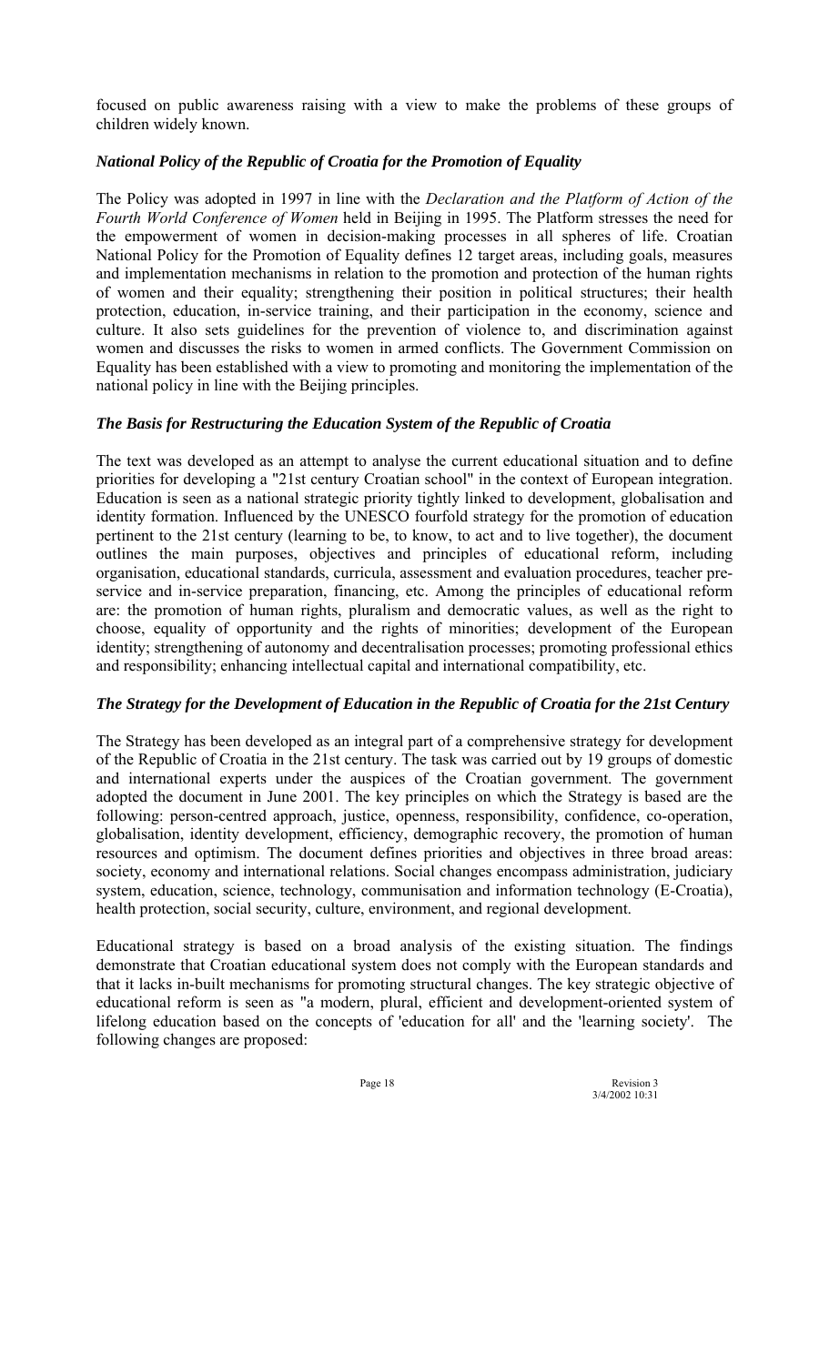focused on public awareness raising with a view to make the problems of these groups of children widely known.

### *National Policy of the Republic of Croatia for the Promotion of Equality*

The Policy was adopted in 1997 in line with the *Declaration and the Platform of Action of the Fourth World Conference of Women* held in Beijing in 1995. The Platform stresses the need for the empowerment of women in decision-making processes in all spheres of life. Croatian National Policy for the Promotion of Equality defines 12 target areas, including goals, measures and implementation mechanisms in relation to the promotion and protection of the human rights of women and their equality; strengthening their position in political structures; their health protection, education, in-service training, and their participation in the economy, science and culture. It also sets guidelines for the prevention of violence to, and discrimination against women and discusses the risks to women in armed conflicts. The Government Commission on Equality has been established with a view to promoting and monitoring the implementation of the national policy in line with the Beijing principles.

### *The Basis for Restructuring the Education System of the Republic of Croatia*

The text was developed as an attempt to analyse the current educational situation and to define priorities for developing a "21st century Croatian school" in the context of European integration. Education is seen as a national strategic priority tightly linked to development, globalisation and identity formation. Influenced by the UNESCO fourfold strategy for the promotion of education pertinent to the 21st century (learning to be, to know, to act and to live together), the document outlines the main purposes, objectives and principles of educational reform, including organisation, educational standards, curricula, assessment and evaluation procedures, teacher pre-service and in-service preparation, financing, etc. Among the principles of educational reform are: the promotion of human rights, pluralism and democratic values, as well as the right to choose, equality of opportunity and the rights of minorities; development of the European identity; strengthening of autonomy and decentralisation processes; promoting professional ethics and responsibility; enhancing intellectual capital and international compatibility, etc.

### *The Strategy for the Development of Education in the Republic of Croatia for the 21st Century*

The Strategy has been developed as an integral part of a comprehensive strategy for development of the Republic of Croatia in the 21st century. The task was carried out by 19 groups of domestic and international experts under the auspices of the Croatian government. The government adopted the document in June 2001. The key principles on which the Strategy is based are the following: person-centred approach, justice, openness, responsibility, confidence, co-operation, globalisation, identity development, efficiency, demographic recovery, the promotion of human resources and optimism. The document defines priorities and objectives in three broad areas: society, economy and international relations. Social changes encompass administration, judiciary system, education, science, technology, communisation and information technology (E-Croatia), health protection, social security, culture, environment, and regional development.

Educational strategy is based on a broad analysis of the existing situation. The findings demonstrate that Croatian educational system does not comply with the European standards and that it lacks in-built mechanisms for promoting structural changes. The key strategic objective of educational reform is seen as "a modern, plural, efficient and development-oriented system of lifelong education based on the concepts of 'education for all' and the 'learning society'. The following changes are proposed: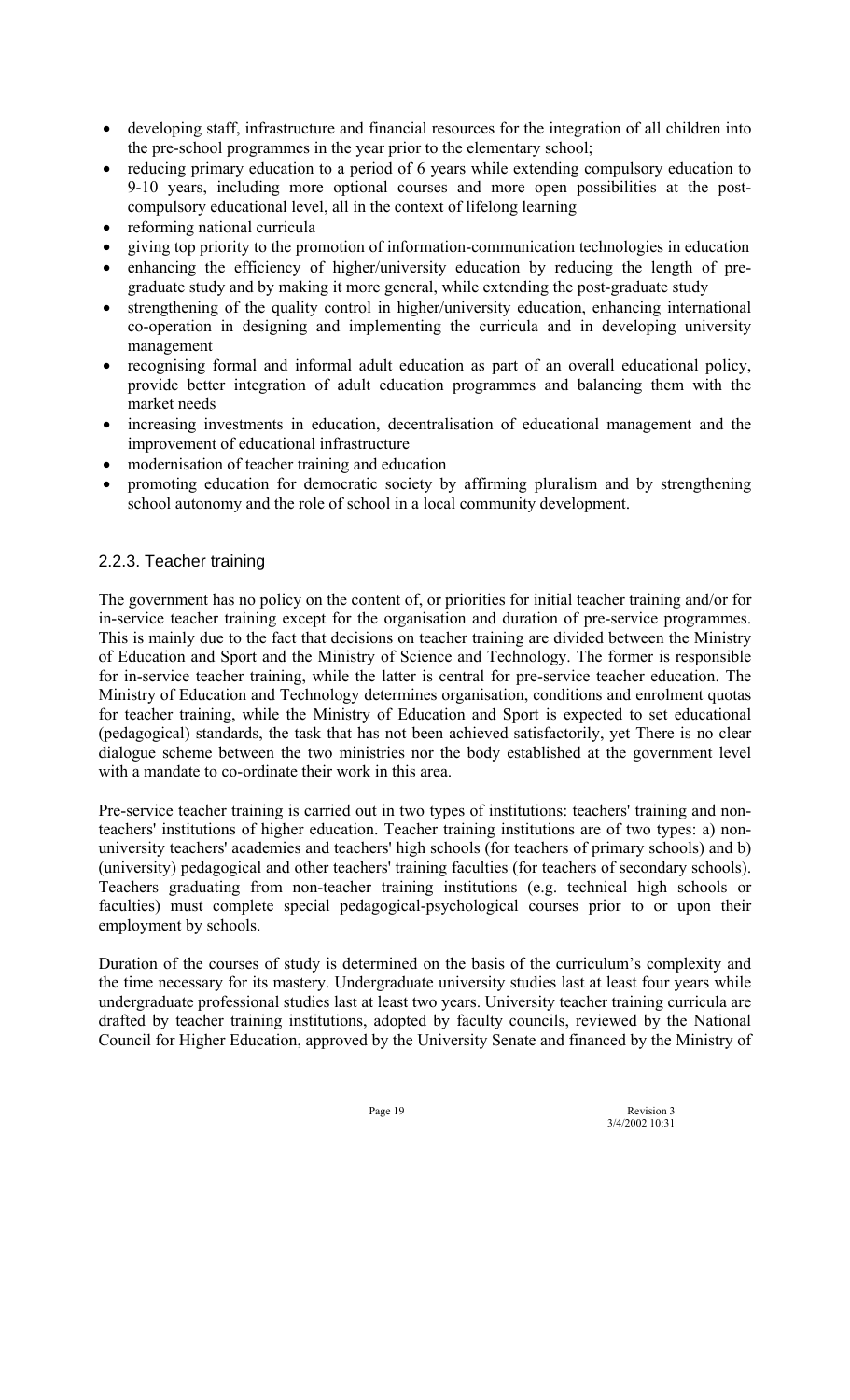- developing staff, infrastructure and financial resources for the integration of all children into the pre-school programmes in the year prior to the elementary school;
- reducing primary education to a period of 6 years while extending compulsory education to 9-10 years, including more optional courses and more open possibilities at the post-compulsory educational level, all in the context of lifelong learning
- reforming national curricula
- giving top priority to the promotion of information-communication technologies in education
- enhancing the efficiency of higher/university education by reducing the length of pre-graduate study and by making it more general, while extending the post-graduate study
- strengthening of the quality control in higher/university education, enhancing international co-operation in designing and implementing the curricula and in developing university management
- recognising formal and informal adult education as part of an overall educational policy, provide better integration of adult education programmes and balancing them with the market needs
- increasing investments in education, decentralisation of educational management and the improvement of educational infrastructure
- modernisation of teacher training and education
- promoting education for democratic society by affirming pluralism and by strengthening school autonomy and the role of school in a local community development.

### 2.2.3. Teacher training

The government has no policy on the content of, or priorities for initial teacher training and/or for in-service teacher training except for the organisation and duration of pre-service programmes. This is mainly due to the fact that decisions on teacher training are divided between the Ministry of Education and Sport and the Ministry of Science and Technology. The former is responsible for in-service teacher training, while the latter is central for pre-service teacher education. The Ministry of Education and Technology determines organisation, conditions and enrolment quotas for teacher training, while the Ministry of Education and Sport is expected to set educational (pedagogical) standards, the task that has not been achieved satisfactorily, yet There is no clear dialogue scheme between the two ministries nor the body established at the government level with a mandate to co-ordinate their work in this area.

Pre-service teacher training is carried out in two types of institutions: teachers' training and non-teachers' institutions of higher education. Teacher training institutions are of two types: a) non-university teachers' academies and teachers' high schools (for teachers of primary schools) and b) (university) pedagogical and other teachers' training faculties (for teachers of secondary schools). Teachers graduating from non-teacher training institutions (e.g. technical high schools or faculties) must complete special pedagogical-psychological courses prior to or upon their employment by schools.

Duration of the courses of study is determined on the basis of the curriculum's complexity and the time necessary for its mastery. Undergraduate university studies last at least four years while undergraduate professional studies last at least two years. University teacher training curricula are drafted by teacher training institutions, adopted by faculty councils, reviewed by the National Council for Higher Education, approved by the University Senate and financed by the Ministry of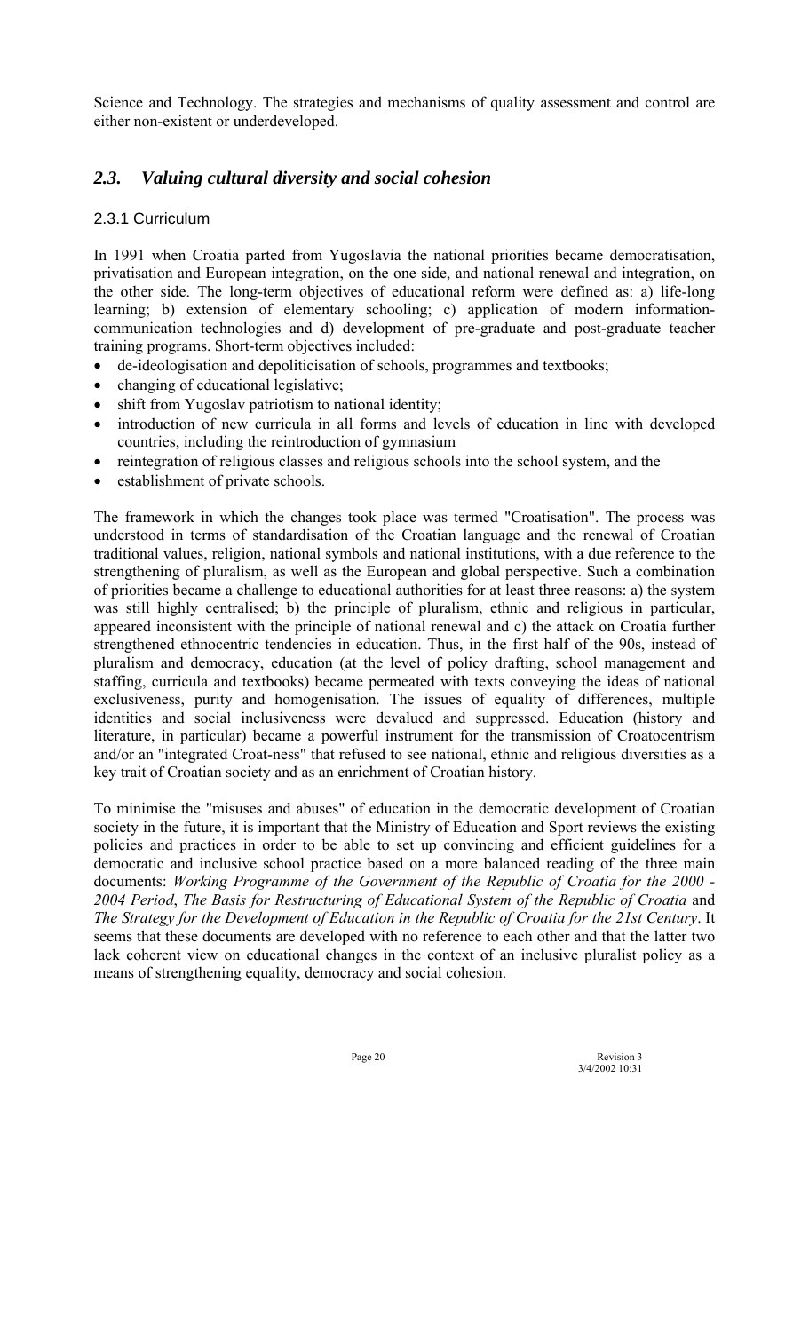Science and Technology. The strategies and mechanisms of quality assessment and control are either non-existent or underdeveloped.

## *2.3. Valuing cultural diversity and social cohesion*

### 2.3.1 Curriculum

In 1991 when Croatia parted from Yugoslavia the national priorities became democratisation, privatisation and European integration, on the one side, and national renewal and integration, on the other side. The long-term objectives of educational reform were defined as: a) life-long learning; b) extension of elementary schooling; c) application of modern information-communication technologies and d) development of pre-graduate and post-graduate teacher training programs. Short-term objectives included:

- de-ideologisation and depoliticisation of schools, programmes and textbooks;
- changing of educational legislative;
- shift from Yugoslav patriotism to national identity;
- introduction of new curricula in all forms and levels of education in line with developed countries, including the reintroduction of gymnasium
- reintegration of religious classes and religious schools into the school system, and the
- establishment of private schools.

The framework in which the changes took place was termed "Croatisation". The process was understood in terms of standardisation of the Croatian language and the renewal of Croatian traditional values, religion, national symbols and national institutions, with a due reference to the strengthening of pluralism, as well as the European and global perspective. Such a combination of priorities became a challenge to educational authorities for at least three reasons: a) the system was still highly centralised; b) the principle of pluralism, ethnic and religious in particular, appeared inconsistent with the principle of national renewal and c) the attack on Croatia further strengthened ethnocentric tendencies in education. Thus, in the first half of the 90s, instead of pluralism and democracy, education (at the level of policy drafting, school management and staffing, curricula and textbooks) became permeated with texts conveying the ideas of national exclusiveness, purity and homogenisation. The issues of equality of differences, multiple identities and social inclusiveness were devalued and suppressed. Education (history and literature, in particular) became a powerful instrument for the transmission of Croatocentrism and/or an "integrated Croat-ness" that refused to see national, ethnic and religious diversities as a key trait of Croatian society and as an enrichment of Croatian history.

To minimise the "misuses and abuses" of education in the democratic development of Croatian society in the future, it is important that the Ministry of Education and Sport reviews the existing policies and practices in order to be able to set up convincing and efficient guidelines for a democratic and inclusive school practice based on a more balanced reading of the three main documents: *Working Programme of the Government of the Republic of Croatia for the 2000 - 2004 Period*, *The Basis for Restructuring of Educational System of the Republic of Croatia* and *The Strategy for the Development of Education in the Republic of Croatia for the 21st Century*. It seems that these documents are developed with no reference to each other and that the latter two lack coherent view on educational changes in the context of an inclusive pluralist policy as a means of strengthening equality, democracy and social cohesion.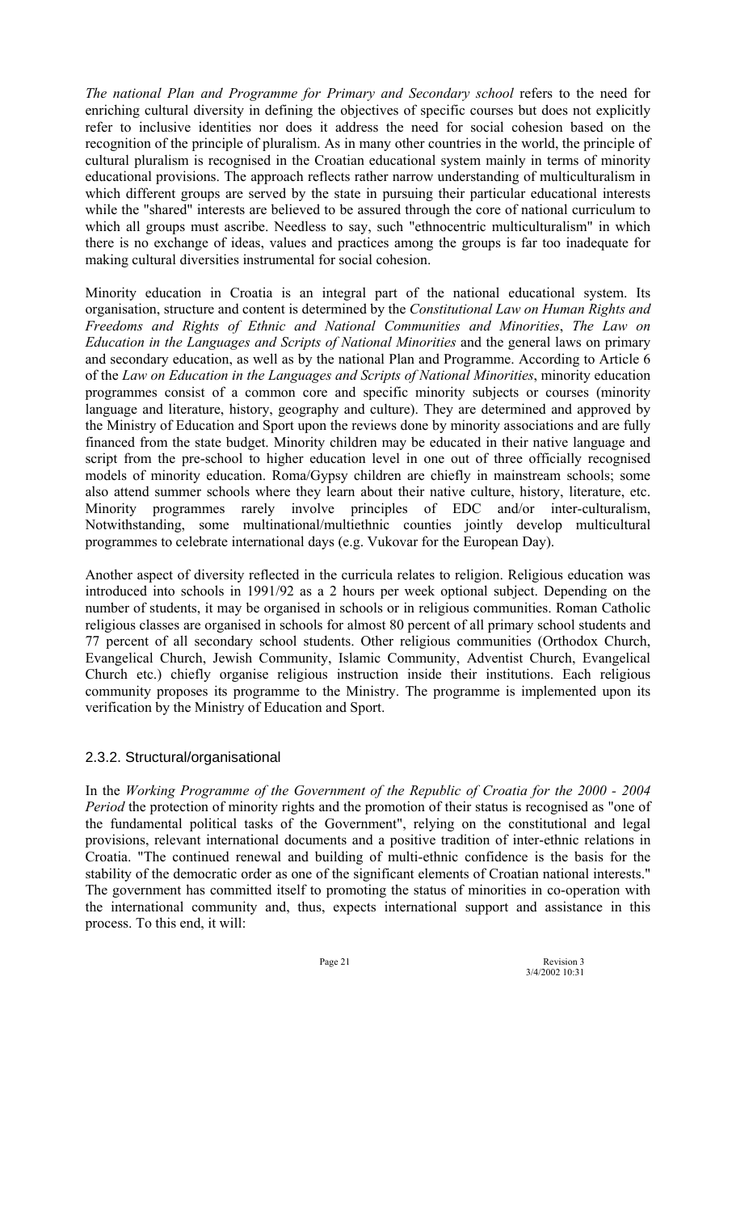*The national Plan and Programme for Primary and Secondary school* refers to the need for enriching cultural diversity in defining the objectives of specific courses but does not explicitly refer to inclusive identities nor does it address the need for social cohesion based on the recognition of the principle of pluralism. As in many other countries in the world, the principle of cultural pluralism is recognised in the Croatian educational system mainly in terms of minority educational provisions. The approach reflects rather narrow understanding of multiculturalism in which different groups are served by the state in pursuing their particular educational interests while the "shared" interests are believed to be assured through the core of national curriculum to which all groups must ascribe. Needless to say, such "ethnocentric multiculturalism" in which there is no exchange of ideas, values and practices among the groups is far too inadequate for making cultural diversities instrumental for social cohesion.

Minority education in Croatia is an integral part of the national educational system. Its organisation, structure and content is determined by the *Constitutional Law on Human Rights and Freedoms and Rights of Ethnic and National Communities and Minorities*, *The Law on Education in the Languages and Scripts of National Minorities* and the general laws on primary and secondary education, as well as by the national Plan and Programme. According to Article 6 of the *Law on Education in the Languages and Scripts of National Minorities*, minority education programmes consist of a common core and specific minority subjects or courses (minority language and literature, history, geography and culture). They are determined and approved by the Ministry of Education and Sport upon the reviews done by minority associations and are fully financed from the state budget. Minority children may be educated in their native language and script from the pre-school to higher education level in one out of three officially recognised models of minority education. Roma/Gypsy children are chiefly in mainstream schools; some also attend summer schools where they learn about their native culture, history, literature, etc. Minority programmes rarely involve principles of EDC and/or inter-culturalism, Notwithstanding, some multinational/multiethnic counties jointly develop multicultural programmes to celebrate international days (e.g. Vukovar for the European Day).

Another aspect of diversity reflected in the curricula relates to religion. Religious education was introduced into schools in 1991/92 as a 2 hours per week optional subject. Depending on the number of students, it may be organised in schools or in religious communities. Roman Catholic religious classes are organised in schools for almost 80 percent of all primary school students and 77 percent of all secondary school students. Other religious communities (Orthodox Church, Evangelical Church, Jewish Community, Islamic Community, Adventist Church, Evangelical Church etc.) chiefly organise religious instruction inside their institutions. Each religious community proposes its programme to the Ministry. The programme is implemented upon its verification by the Ministry of Education and Sport.

### 2.3.2. Structural/organisational

In the *Working Programme of the Government of the Republic of Croatia for the 2000 - 2004 Period* the protection of minority rights and the promotion of their status is recognised as "one of the fundamental political tasks of the Government", relying on the constitutional and legal provisions, relevant international documents and a positive tradition of inter-ethnic relations in Croatia. "The continued renewal and building of multi-ethnic confidence is the basis for the stability of the democratic order as one of the significant elements of Croatian national interests." The government has committed itself to promoting the status of minorities in co-operation with the international community and, thus, expects international support and assistance in this process. To this end, it will: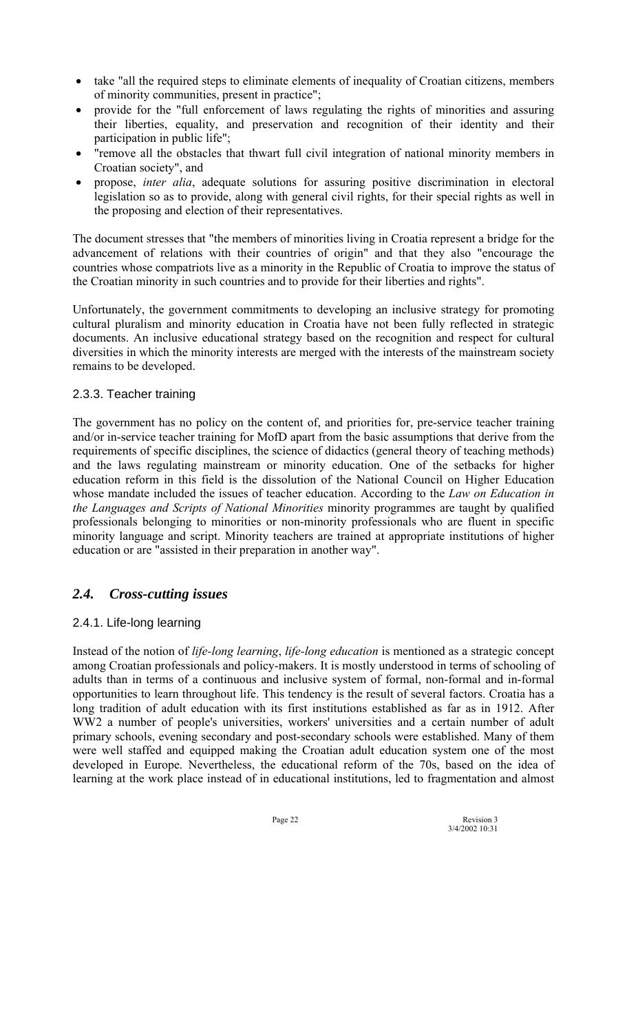- take "all the required steps to eliminate elements of inequality of Croatian citizens, members of minority communities, present in practice";
- provide for the "full enforcement of laws regulating the rights of minorities and assuring their liberties, equality, and preservation and recognition of their identity and their participation in public life";
- "remove all the obstacles that thwart full civil integration of national minority members in Croatian society", and
- propose, *inter alia*, adequate solutions for assuring positive discrimination in electoral legislation so as to provide, along with general civil rights, for their special rights as well in the proposing and election of their representatives.

The document stresses that "the members of minorities living in Croatia represent a bridge for the advancement of relations with their countries of origin" and that they also "encourage the countries whose compatriots live as a minority in the Republic of Croatia to improve the status of the Croatian minority in such countries and to provide for their liberties and rights".

Unfortunately, the government commitments to developing an inclusive strategy for promoting cultural pluralism and minority education in Croatia have not been fully reflected in strategic documents. An inclusive educational strategy based on the recognition and respect for cultural diversities in which the minority interests are merged with the interests of the mainstream society remains to be developed.

### 2.3.3. Teacher training

The government has no policy on the content of, and priorities for, pre-service teacher training and/or in-service teacher training for MofD apart from the basic assumptions that derive from the requirements of specific disciplines, the science of didactics (general theory of teaching methods) and the laws regulating mainstream or minority education. One of the setbacks for higher education reform in this field is the dissolution of the National Council on Higher Education whose mandate included the issues of teacher education. According to the *Law on Education in the Languages and Scripts of National Minorities* minority programmes are taught by qualified professionals belonging to minorities or non-minority professionals who are fluent in specific minority language and script. Minority teachers are trained at appropriate institutions of higher education or are "assisted in their preparation in another way".

## *2.4. Cross-cutting issues*

### 2.4.1. Life-long learning

Instead of the notion of *life-long learning*, *life-long education* is mentioned as a strategic concept among Croatian professionals and policy-makers. It is mostly understood in terms of schooling of adults than in terms of a continuous and inclusive system of formal, non-formal and in-formal opportunities to learn throughout life. This tendency is the result of several factors. Croatia has a long tradition of adult education with its first institutions established as far as in 1912. After WW2 a number of people's universities, workers' universities and a certain number of adult primary schools, evening secondary and post-secondary schools were established. Many of them were well staffed and equipped making the Croatian adult education system one of the most developed in Europe. Nevertheless, the educational reform of the 70s, based on the idea of learning at the work place instead of in educational institutions, led to fragmentation and almost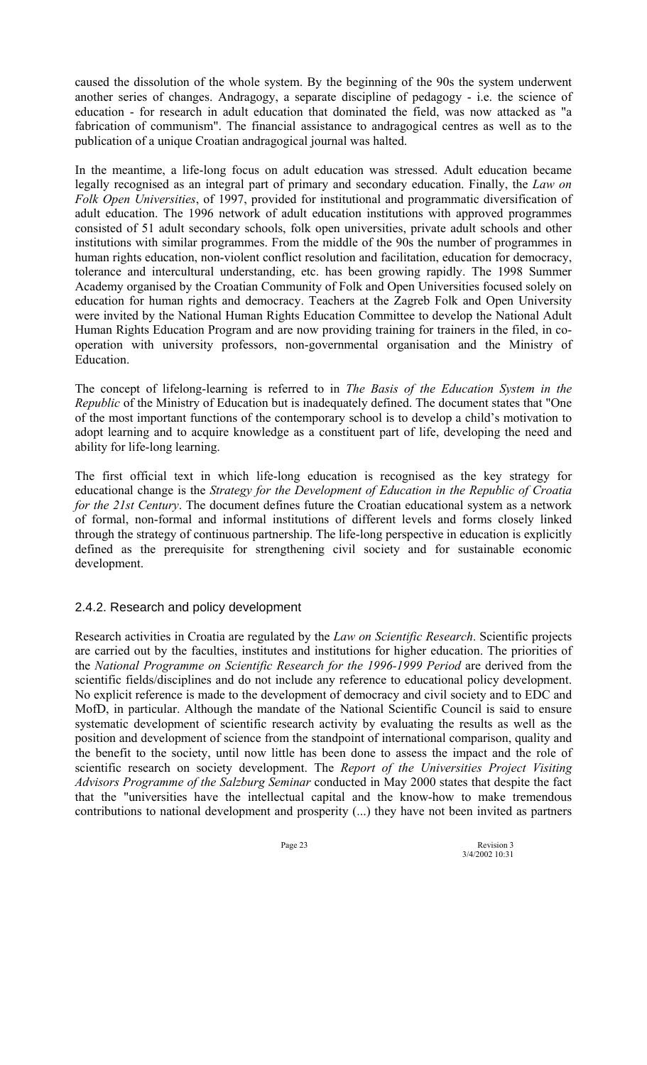caused the dissolution of the whole system. By the beginning of the 90s the system underwent another series of changes. Andragogy, a separate discipline of pedagogy - i.e. the science of education - for research in adult education that dominated the field, was now attacked as "a fabrication of communism". The financial assistance to andragogical centres as well as to the publication of a unique Croatian andragogical journal was halted.

In the meantime, a life-long focus on adult education was stressed. Adult education became legally recognised as an integral part of primary and secondary education. Finally, the *Law on Folk Open Universities*, of 1997, provided for institutional and programmatic diversification of adult education. The 1996 network of adult education institutions with approved programmes consisted of 51 adult secondary schools, folk open universities, private adult schools and other institutions with similar programmes. From the middle of the 90s the number of programmes in human rights education, non-violent conflict resolution and facilitation, education for democracy, tolerance and intercultural understanding, etc. has been growing rapidly. The 1998 Summer Academy organised by the Croatian Community of Folk and Open Universities focused solely on education for human rights and democracy. Teachers at the Zagreb Folk and Open University were invited by the National Human Rights Education Committee to develop the National Adult Human Rights Education Program and are now providing training for trainers in the filed, in co-operation with university professors, non-governmental organisation and the Ministry of Education.

The concept of lifelong-learning is referred to in *The Basis of the Education System in the Republic* of the Ministry of Education but is inadequately defined. The document states that "One of the most important functions of the contemporary school is to develop a child's motivation to adopt learning and to acquire knowledge as a constituent part of life, developing the need and ability for life-long learning.

The first official text in which life-long education is recognised as the key strategy for educational change is the *Strategy for the Development of Education in the Republic of Croatia for the 21st Century*. The document defines future the Croatian educational system as a network of formal, non-formal and informal institutions of different levels and forms closely linked through the strategy of continuous partnership. The life-long perspective in education is explicitly defined as the prerequisite for strengthening civil society and for sustainable economic development.

### 2.4.2. Research and policy development

Research activities in Croatia are regulated by the *Law on Scientific Research*. Scientific projects are carried out by the faculties, institutes and institutions for higher education. The priorities of the *National Programme on Scientific Research for the 1996-1999 Period* are derived from the scientific fields/disciplines and do not include any reference to educational policy development. No explicit reference is made to the development of democracy and civil society and to EDC and MofD, in particular. Although the mandate of the National Scientific Council is said to ensure systematic development of scientific research activity by evaluating the results as well as the position and development of science from the standpoint of international comparison, quality and the benefit to the society, until now little has been done to assess the impact and the role of scientific research on society development. The *Report of the Universities Project Visiting Advisors Programme of the Salzburg Seminar* conducted in May 2000 states that despite the fact that the "universities have the intellectual capital and the know-how to make tremendous contributions to national development and prosperity (...) they have not been invited as partners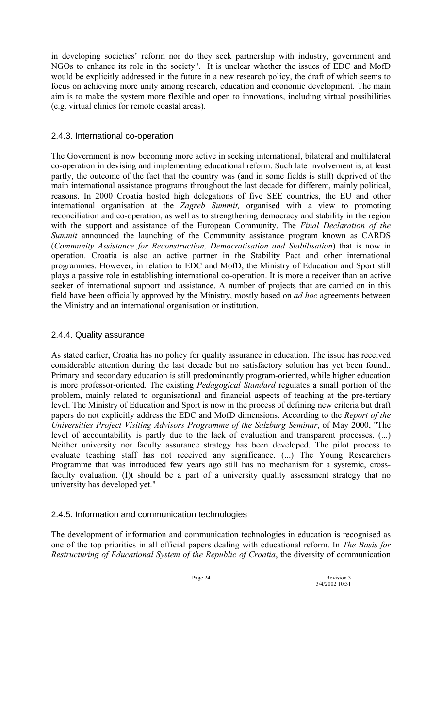in developing societies' reform nor do they seek partnership with industry, government and NGOs to enhance its role in the society". It is unclear whether the issues of EDC and MofD would be explicitly addressed in the future in a new research policy, the draft of which seems to focus on achieving more unity among research, education and economic development. The main aim is to make the system more flexible and open to innovations, including virtual possibilities (e.g. virtual clinics for remote coastal areas).

### 2.4.3. International co-operation

The Government is now becoming more active in seeking international, bilateral and multilateral co-operation in devising and implementing educational reform. Such late involvement is, at least partly, the outcome of the fact that the country was (and in some fields is still) deprived of the main international assistance programs throughout the last decade for different, mainly political, reasons. In 2000 Croatia hosted high delegations of five SEE countries, the EU and other international organisation at the *Zagreb Summit,* organised with a view to promoting reconciliation and co-operation, as well as to strengthening democracy and stability in the region with the support and assistance of the European Community. The *Final Declaration of the Summit* announced the launching of the Community assistance program known as CARDS (*Community Assistance for Reconstruction, Democratisation and Stabilisation*) that is now in operation. Croatia is also an active partner in the Stability Pact and other international programmes. However, in relation to EDC and MofD, the Ministry of Education and Sport still plays a passive role in establishing international co-operation. It is more a receiver than an active seeker of international support and assistance. A number of projects that are carried on in this field have been officially approved by the Ministry, mostly based on *ad hoc* agreements between the Ministry and an international organisation or institution.

### 2.4.4. Quality assurance

As stated earlier, Croatia has no policy for quality assurance in education. The issue has received considerable attention during the last decade but no satisfactory solution has yet been found.. Primary and secondary education is still predominantly program-oriented, while higher education is more professor-oriented. The existing *Pedagogical Standard* regulates a small portion of the problem, mainly related to organisational and financial aspects of teaching at the pre-tertiary level. The Ministry of Education and Sport is now in the process of defining new criteria but draft papers do not explicitly address the EDC and MofD dimensions. According to the *Report of the Universities Project Visiting Advisors Programme of the Salzburg Seminar*, of May 2000, "The level of accountability is partly due to the lack of evaluation and transparent processes. (...) Neither university nor faculty assurance strategy has been developed. The pilot process to evaluate teaching staff has not received any significance. (...) The Young Researchers Programme that was introduced few years ago still has no mechanism for a systemic, cross-faculty evaluation. (I)t should be a part of a university quality assessment strategy that no university has developed yet."

### 2.4.5. Information and communication technologies

The development of information and communication technologies in education is recognised as one of the top priorities in all official papers dealing with educational reform. In *The Basis for Restructuring of Educational System of the Republic of Croatia*, the diversity of communication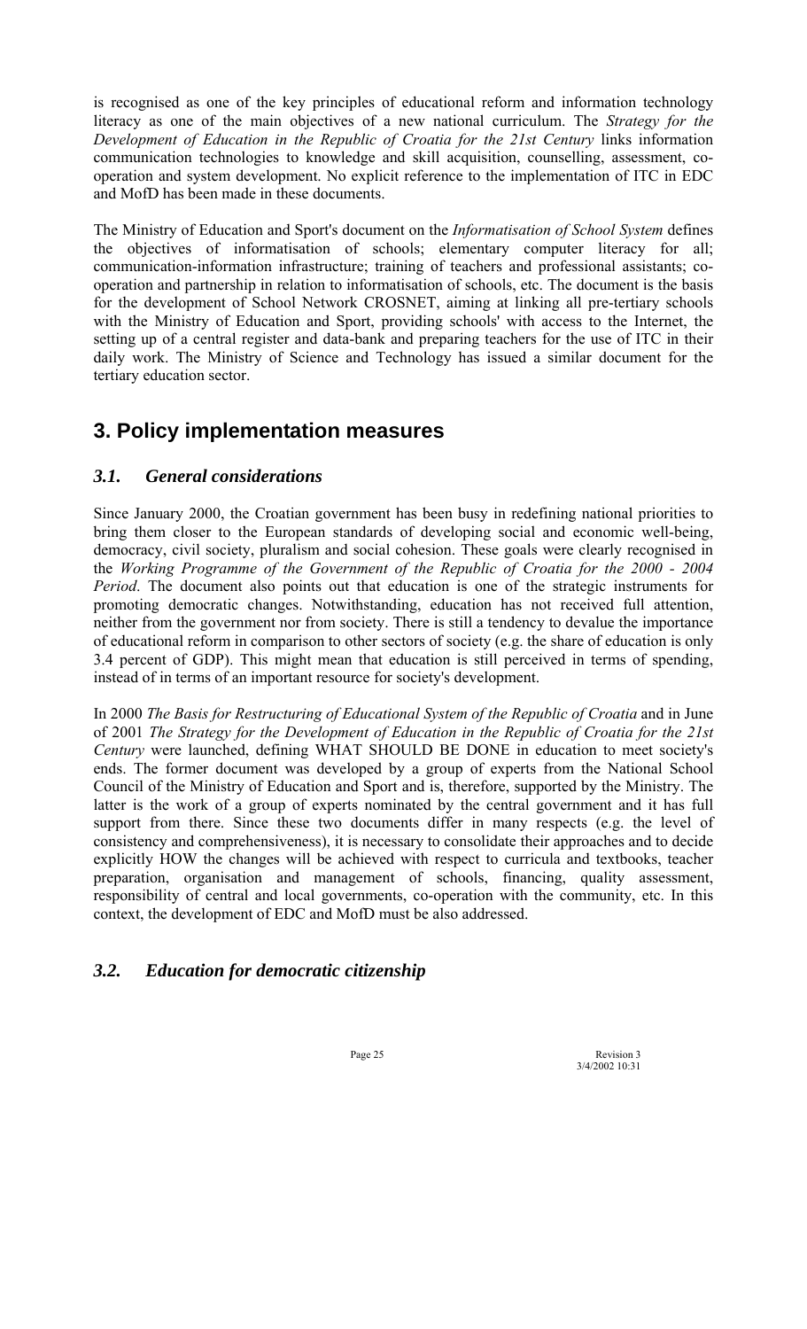is recognised as one of the key principles of educational reform and information technology literacy as one of the main objectives of a new national curriculum. The *Strategy for the Development of Education in the Republic of Croatia for the 21st Century* links information communication technologies to knowledge and skill acquisition, counselling, assessment, co-operation and system development. No explicit reference to the implementation of ITC in EDC and MofD has been made in these documents.

The Ministry of Education and Sport's document on the *Informatisation of School System* defines the objectives of informatisation of schools; elementary computer literacy for all; communication-information infrastructure; training of teachers and professional assistants; co-operation and partnership in relation to informatisation of schools, etc. The document is the basis for the development of School Network CROSNET, aiming at linking all pre-tertiary schools with the Ministry of Education and Sport, providing schools' with access to the Internet, the setting up of a central register and data-bank and preparing teachers for the use of ITC in their daily work. The Ministry of Science and Technology has issued a similar document for the tertiary education sector.

# 3. Policy implementation measures

## *3.1. General considerations*

Since January 2000, the Croatian government has been busy in redefining national priorities to bring them closer to the European standards of developing social and economic well-being, democracy, civil society, pluralism and social cohesion. These goals were clearly recognised in the *Working Programme of the Government of the Republic of Croatia for the 2000 - 2004 Period*. The document also points out that education is one of the strategic instruments for promoting democratic changes. Notwithstanding, education has not received full attention, neither from the government nor from society. There is still a tendency to devalue the importance of educational reform in comparison to other sectors of society (e.g. the share of education is only 3.4 percent of GDP). This might mean that education is still perceived in terms of spending, instead of in terms of an important resource for society's development.

In 2000 *The Basis for Restructuring of Educational System of the Republic of Croatia* and in June of 2001 *The Strategy for the Development of Education in the Republic of Croatia for the 21st Century* were launched, defining WHAT SHOULD BE DONE in education to meet society's ends. The former document was developed by a group of experts from the National School Council of the Ministry of Education and Sport and is, therefore, supported by the Ministry. The latter is the work of a group of experts nominated by the central government and it has full support from there. Since these two documents differ in many respects (e.g. the level of consistency and comprehensiveness), it is necessary to consolidate their approaches and to decide explicitly HOW the changes will be achieved with respect to curricula and textbooks, teacher preparation, organisation and management of schools, financing, quality assessment, responsibility of central and local governments, co-operation with the community, etc. In this context, the development of EDC and MofD must be also addressed.

## *3.2. Education for democratic citizenship*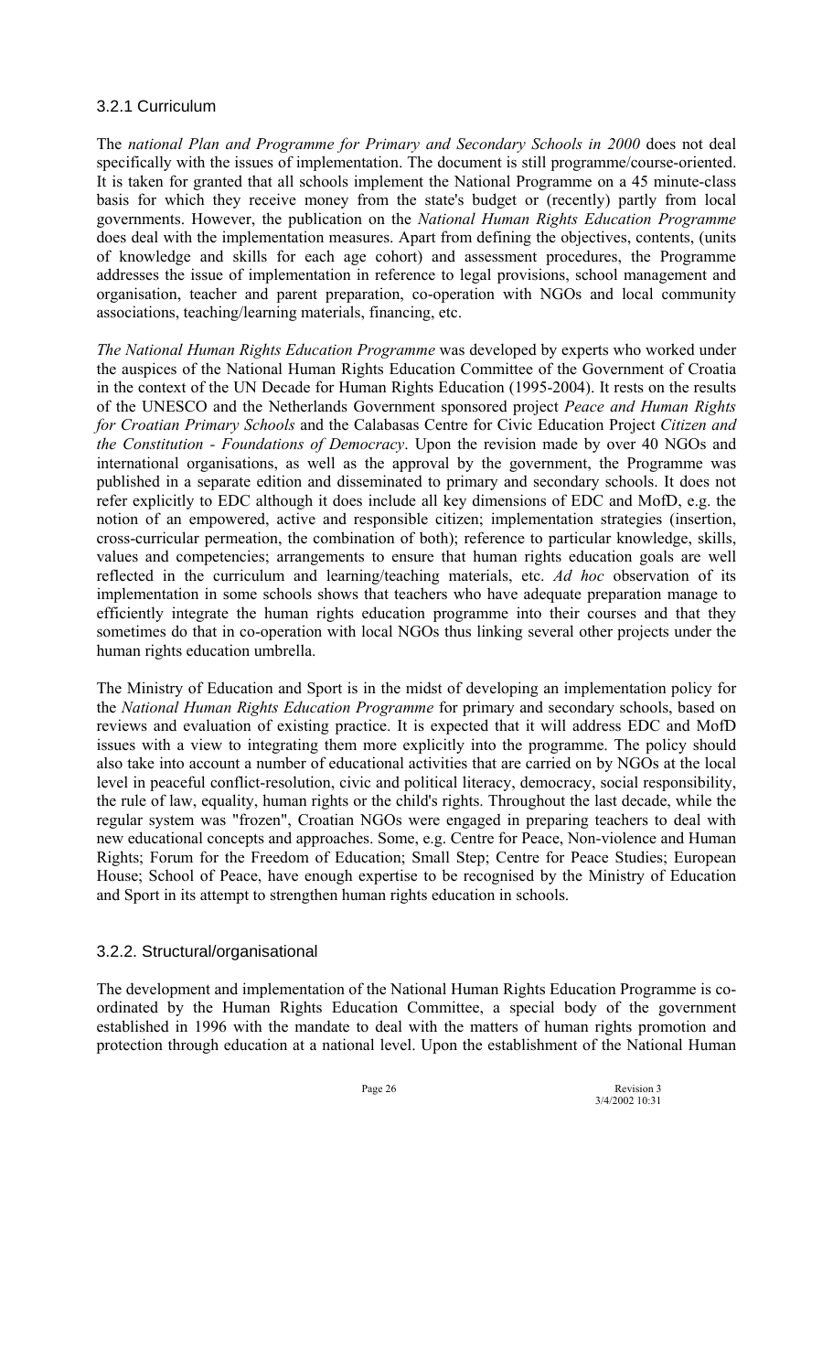### 3.2.1 Curriculum

The *national Plan and Programme for Primary and Secondary Schools in 2000* does not deal specifically with the issues of implementation. The document is still programme/course-oriented. It is taken for granted that all schools implement the National Programme on a 45 minute-class basis for which they receive money from the state's budget or (recently) partly from local governments. However, the publication on the *National Human Rights Education Programme* does deal with the implementation measures. Apart from defining the objectives, contents, (units of knowledge and skills for each age cohort) and assessment procedures, the Programme addresses the issue of implementation in reference to legal provisions, school management and organisation, teacher and parent preparation, co-operation with NGOs and local community associations, teaching/learning materials, financing, etc.

*The National Human Rights Education Programme* was developed by experts who worked under the auspices of the National Human Rights Education Committee of the Government of Croatia in the context of the UN Decade for Human Rights Education (1995-2004). It rests on the results of the UNESCO and the Netherlands Government sponsored project *Peace and Human Rights for Croatian Primary Schools* and the Calabasas Centre for Civic Education Project *Citizen and the Constitution - Foundations of Democracy*. Upon the revision made by over 40 NGOs and international organisations, as well as the approval by the government, the Programme was published in a separate edition and disseminated to primary and secondary schools. It does not refer explicitly to EDC although it does include all key dimensions of EDC and MofD, e.g. the notion of an empowered, active and responsible citizen; implementation strategies (insertion, cross-curricular permeation, the combination of both); reference to particular knowledge, skills, values and competencies; arrangements to ensure that human rights education goals are well reflected in the curriculum and learning/teaching materials, etc. *Ad hoc* observation of its implementation in some schools shows that teachers who have adequate preparation manage to efficiently integrate the human rights education programme into their courses and that they sometimes do that in co-operation with local NGOs thus linking several other projects under the human rights education umbrella.

The Ministry of Education and Sport is in the midst of developing an implementation policy for the *National Human Rights Education Programme* for primary and secondary schools, based on reviews and evaluation of existing practice. It is expected that it will address EDC and MofD issues with a view to integrating them more explicitly into the programme. The policy should also take into account a number of educational activities that are carried on by NGOs at the local level in peaceful conflict-resolution, civic and political literacy, democracy, social responsibility, the rule of law, equality, human rights or the child's rights. Throughout the last decade, while the regular system was "frozen", Croatian NGOs were engaged in preparing teachers to deal with new educational concepts and approaches. Some, e.g. Centre for Peace, Non-violence and Human Rights; Forum for the Freedom of Education; Small Step; Centre for Peace Studies; European House; School of Peace, have enough expertise to be recognised by the Ministry of Education and Sport in its attempt to strengthen human rights education in schools.

### 3.2.2. Structural/organisational

The development and implementation of the National Human Rights Education Programme is co-ordinated by the Human Rights Education Committee, a special body of the government established in 1996 with the mandate to deal with the matters of human rights promotion and protection through education at a national level. Upon the establishment of the National Human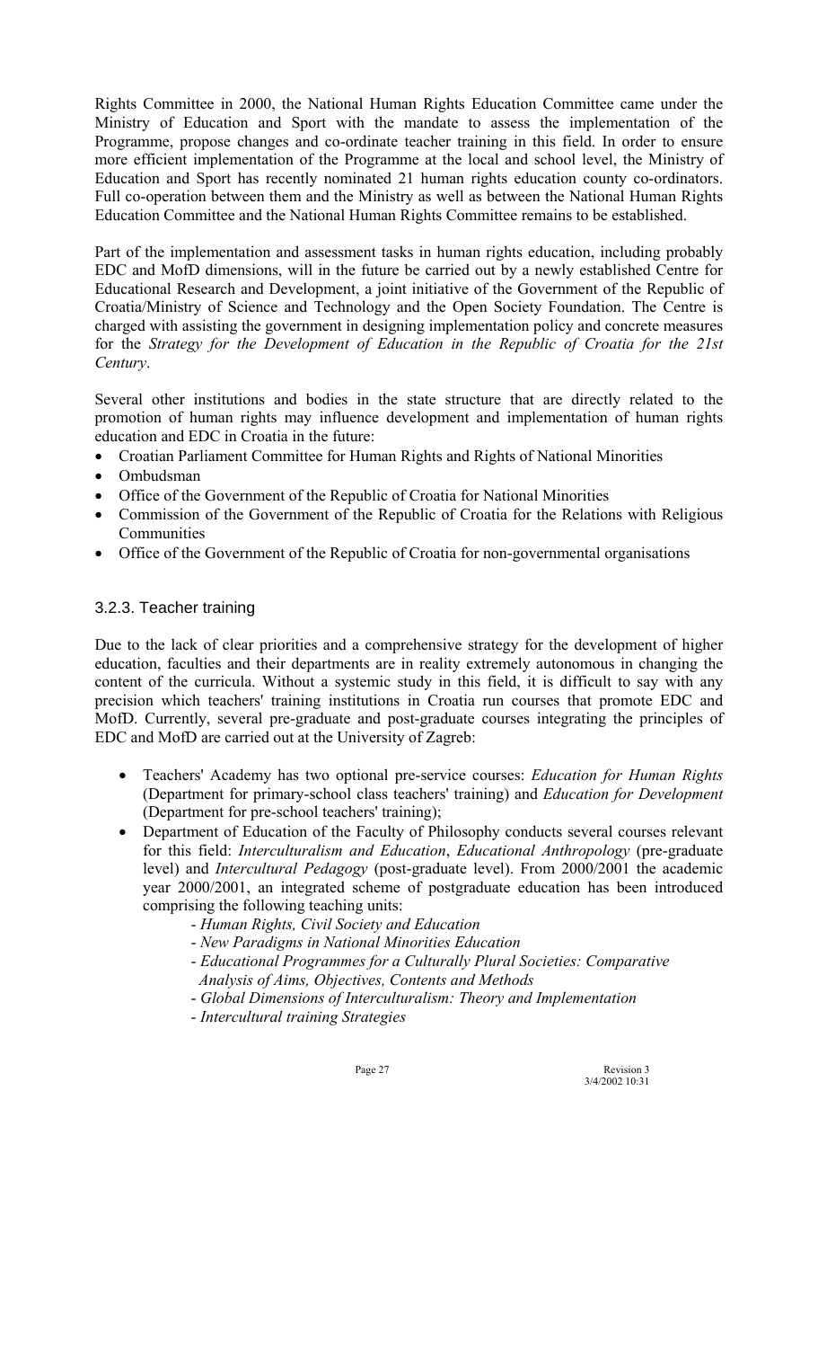Rights Committee in 2000, the National Human Rights Education Committee came under the Ministry of Education and Sport with the mandate to assess the implementation of the Programme, propose changes and co-ordinate teacher training in this field. In order to ensure more efficient implementation of the Programme at the local and school level, the Ministry of Education and Sport has recently nominated 21 human rights education county co-ordinators. Full co-operation between them and the Ministry as well as between the National Human Rights Education Committee and the National Human Rights Committee remains to be established.

Part of the implementation and assessment tasks in human rights education, including probably EDC and MofD dimensions, will in the future be carried out by a newly established Centre for Educational Research and Development, a joint initiative of the Government of the Republic of Croatia/Ministry of Science and Technology and the Open Society Foundation. The Centre is charged with assisting the government in designing implementation policy and concrete measures for the *Strategy for the Development of Education in the Republic of Croatia for the 21st Century*.

Several other institutions and bodies in the state structure that are directly related to the promotion of human rights may influence development and implementation of human rights education and EDC in Croatia in the future:

- Croatian Parliament Committee for Human Rights and Rights of National Minorities
- Ombudsman
- Office of the Government of the Republic of Croatia for National Minorities
- Commission of the Government of the Republic of Croatia for the Relations with Religious Communities
- Office of the Government of the Republic of Croatia for non-governmental organisations

### 3.2.3. Teacher training

Due to the lack of clear priorities and a comprehensive strategy for the development of higher education, faculties and their departments are in reality extremely autonomous in changing the content of the curricula. Without a systemic study in this field, it is difficult to say with any precision which teachers' training institutions in Croatia run courses that promote EDC and MofD. Currently, several pre-graduate and post-graduate courses integrating the principles of EDC and MofD are carried out at the University of Zagreb:

- Teachers' Academy has two optional pre-service courses: *Education for Human Rights* (Department for primary-school class teachers' training) and *Education for Development* (Department for pre-school teachers' training);
- Department of Education of the Faculty of Philosophy conducts several courses relevant for this field: *Interculturalism and Education*, *Educational Anthropology* (pre-graduate level) and *Intercultural Pedagogy* (post-graduate level). From 2000/2001 the academic year 2000/2001, an integrated scheme of postgraduate education has been introduced comprising the following teaching units:
  - *Human Rights, Civil Society and Education*
  - *New Paradigms in National Minorities Education*
  - *Educational Programmes for a Culturally Plural Societies: Comparative Analysis of Aims, Objectives, Contents and Methods*
  - *Global Dimensions of Interculturalism: Theory and Implementation*
  - *Intercultural training Strategies*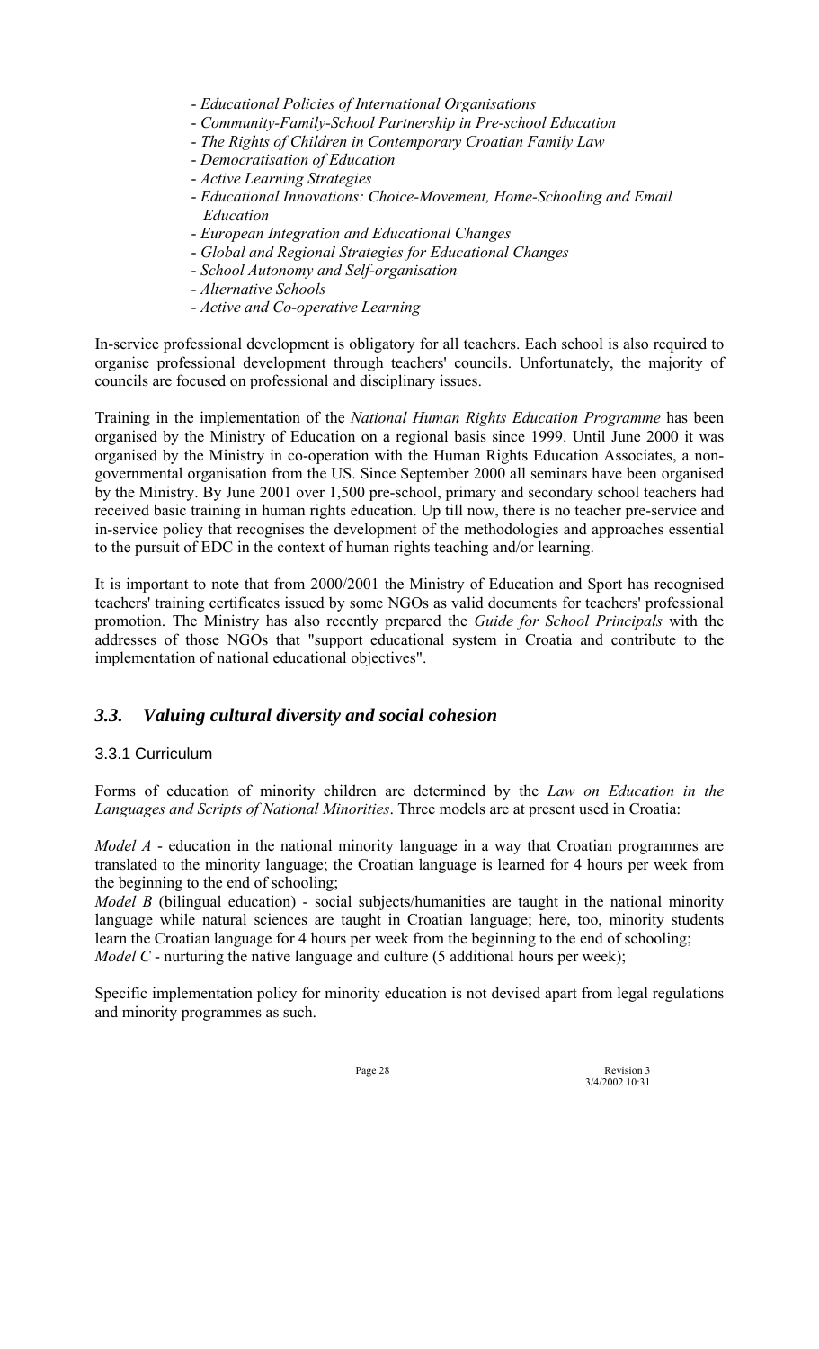- *Educational Policies of International Organisations*
- *Community-Family-School Partnership in Pre-school Education*
- *The Rights of Children in Contemporary Croatian Family Law*
- *Democratisation of Education*
- *Active Learning Strategies*
- *Educational Innovations: Choice-Movement, Home-Schooling and Email Education*
- *European Integration and Educational Changes*
- *Global and Regional Strategies for Educational Changes*
- *School Autonomy and Self-organisation*
- *Alternative Schools*
- *Active and Co-operative Learning*

In-service professional development is obligatory for all teachers. Each school is also required to organise professional development through teachers' councils. Unfortunately, the majority of councils are focused on professional and disciplinary issues.

Training in the implementation of the *National Human Rights Education Programme* has been organised by the Ministry of Education on a regional basis since 1999. Until June 2000 it was organised by the Ministry in co-operation with the Human Rights Education Associates, a non-governmental organisation from the US. Since September 2000 all seminars have been organised by the Ministry. By June 2001 over 1,500 pre-school, primary and secondary school teachers had received basic training in human rights education. Up till now, there is no teacher pre-service and in-service policy that recognises the development of the methodologies and approaches essential to the pursuit of EDC in the context of human rights teaching and/or learning.

It is important to note that from 2000/2001 the Ministry of Education and Sport has recognised teachers' training certificates issued by some NGOs as valid documents for teachers' professional promotion. The Ministry has also recently prepared the *Guide for School Principals* with the addresses of those NGOs that "support educational system in Croatia and contribute to the implementation of national educational objectives".

## *3.3. Valuing cultural diversity and social cohesion*

### 3.3.1 Curriculum

Forms of education of minority children are determined by the *Law on Education in the Languages and Scripts of National Minorities*. Three models are at present used in Croatia:

*Model A* - education in the national minority language in a way that Croatian programmes are translated to the minority language; the Croatian language is learned for 4 hours per week from the beginning to the end of schooling;
*Model B* (bilingual education) - social subjects/humanities are taught in the national minority language while natural sciences are taught in Croatian language; here, too, minority students learn the Croatian language for 4 hours per week from the beginning to the end of schooling;
*Model C* - nurturing the native language and culture (5 additional hours per week);

Specific implementation policy for minority education is not devised apart from legal regulations and minority programmes as such.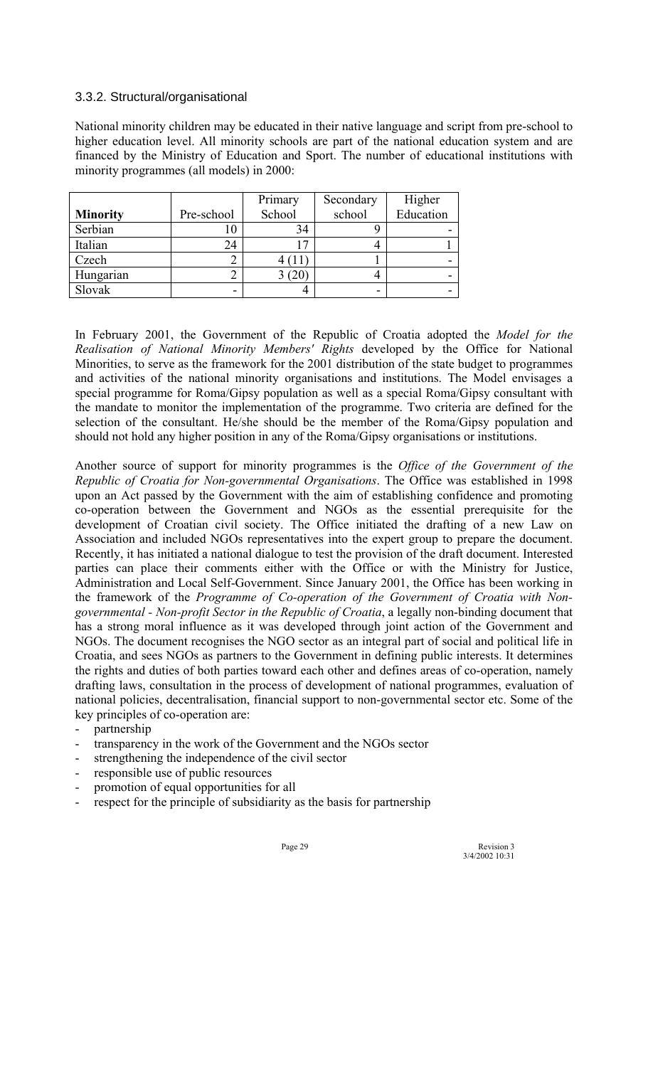### 3.3.2. Structural/organisational

National minority children may be educated in their native language and script from pre-school to higher education level. All minority schools are part of the national education system and are financed by the Ministry of Education and Sport. The number of educational institutions with minority programmes (all models) in 2000:

| Minority | Pre-school | Primary School | Secondary school | Higher Education |
|---|---|---|---|---|
| Serbian | 10 | 34 | 9 | - |
| Italian | 24 | 17 | 4 | 1 |
| Czech | 2 | 4 (11) | 1 | - |
| Hungarian | 2 | 3 (20) | 4 | - |
| Slovak | - | 4 | - | - |

In February 2001, the Government of the Republic of Croatia adopted the *Model for the Realisation of National Minority Members' Rights* developed by the Office for National Minorities, to serve as the framework for the 2001 distribution of the state budget to programmes and activities of the national minority organisations and institutions. The Model envisages a special programme for Roma/Gipsy population as well as a special Roma/Gipsy consultant with the mandate to monitor the implementation of the programme. Two criteria are defined for the selection of the consultant. He/she should be the member of the Roma/Gipsy population and should not hold any higher position in any of the Roma/Gipsy organisations or institutions.

Another source of support for minority programmes is the *Office of the Government of the Republic of Croatia for Non-governmental Organisations*. The Office was established in 1998 upon an Act passed by the Government with the aim of establishing confidence and promoting co-operation between the Government and NGOs as the essential prerequisite for the development of Croatian civil society. The Office initiated the drafting of a new Law on Association and included NGOs representatives into the expert group to prepare the document. Recently, it has initiated a national dialogue to test the provision of the draft document. Interested parties can place their comments either with the Office or with the Ministry for Justice, Administration and Local Self-Government. Since January 2001, the Office has been working in the framework of the *Programme of Co-operation of the Government of Croatia with Non-governmental - Non-profit Sector in the Republic of Croatia*, a legally non-binding document that has a strong moral influence as it was developed through joint action of the Government and NGOs. The document recognises the NGO sector as an integral part of social and political life in Croatia, and sees NGOs as partners to the Government in defining public interests. It determines the rights and duties of both parties toward each other and defines areas of co-operation, namely drafting laws, consultation in the process of development of national programmes, evaluation of national policies, decentralisation, financial support to non-governmental sector etc. Some of the key principles of co-operation are:

- partnership
- transparency in the work of the Government and the NGOs sector
- strengthening the independence of the civil sector
- responsible use of public resources
- promotion of equal opportunities for all
- respect for the principle of subsidiarity as the basis for partnership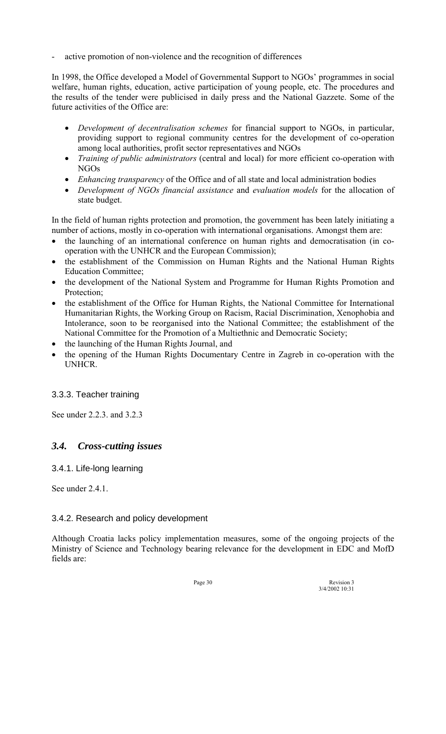- active promotion of non-violence and the recognition of differences

In 1998, the Office developed a Model of Governmental Support to NGOs' programmes in social welfare, human rights, education, active participation of young people, etc. The procedures and the results of the tender were publicised in daily press and the National Gazzete. Some of the future activities of the Office are:

- *Development of decentralisation schemes* for financial support to NGOs, in particular, providing support to regional community centres for the development of co-operation among local authorities, profit sector representatives and NGOs
- *Training of public administrators* (central and local) for more efficient co-operation with NGOs
- *Enhancing transparency* of the Office and of all state and local administration bodies
- *Development of NGOs financial assistance* and *evaluation models* for the allocation of state budget.

In the field of human rights protection and promotion, the government has been lately initiating a number of actions, mostly in co-operation with international organisations. Amongst them are:

- the launching of an international conference on human rights and democratisation (in co-operation with the UNHCR and the European Commission);
- the establishment of the Commission on Human Rights and the National Human Rights Education Committee;
- the development of the National System and Programme for Human Rights Promotion and Protection;
- the establishment of the Office for Human Rights, the National Committee for International Humanitarian Rights, the Working Group on Racism, Racial Discrimination, Xenophobia and Intolerance, soon to be reorganised into the National Committee; the establishment of the National Committee for the Promotion of a Multiethnic and Democratic Society;
- the launching of the Human Rights Journal, and
- the opening of the Human Rights Documentary Centre in Zagreb in co-operation with the UNHCR.

### 3.3.3. Teacher training

See under 2.2.3. and 3.2.3

## *3.4. Cross-cutting issues*

### 3.4.1. Life-long learning

See under 2.4.1.

### 3.4.2. Research and policy development

Although Croatia lacks policy implementation measures, some of the ongoing projects of the Ministry of Science and Technology bearing relevance for the development in EDC and MofD fields are: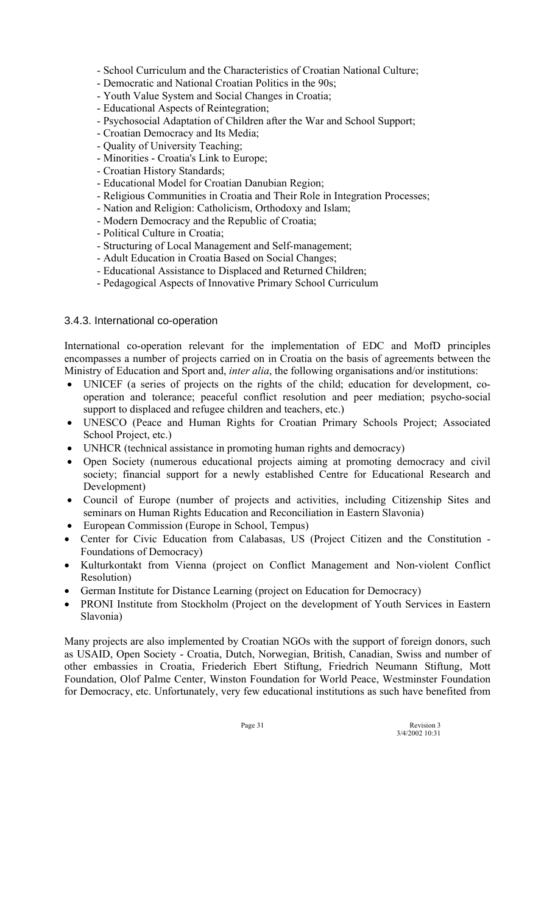- School Curriculum and the Characteristics of Croatian National Culture;
- Democratic and National Croatian Politics in the 90s;
- Youth Value System and Social Changes in Croatia;
- Educational Aspects of Reintegration;
- Psychosocial Adaptation of Children after the War and School Support;
- Croatian Democracy and Its Media;
- Quality of University Teaching;
- Minorities - Croatia's Link to Europe;
- Croatian History Standards;
- Educational Model for Croatian Danubian Region;
- Religious Communities in Croatia and Their Role in Integration Processes;
- Nation and Religion: Catholicism, Orthodoxy and Islam;
- Modern Democracy and the Republic of Croatia;
- Political Culture in Croatia;
- Structuring of Local Management and Self-management;
- Adult Education in Croatia Based on Social Changes;
- Educational Assistance to Displaced and Returned Children;
- Pedagogical Aspects of Innovative Primary School Curriculum

### 3.4.3. International co-operation

International co-operation relevant for the implementation of EDC and MofD principles encompasses a number of projects carried on in Croatia on the basis of agreements between the Ministry of Education and Sport and, *inter alia*, the following organisations and/or institutions:

- UNICEF (a series of projects on the rights of the child; education for development, co-operation and tolerance; peaceful conflict resolution and peer mediation; psycho-social support to displaced and refugee children and teachers, etc.)
- UNESCO (Peace and Human Rights for Croatian Primary Schools Project; Associated School Project, etc.)
- UNHCR (technical assistance in promoting human rights and democracy)
- Open Society (numerous educational projects aiming at promoting democracy and civil society; financial support for a newly established Centre for Educational Research and Development)
- Council of Europe (number of projects and activities, including Citizenship Sites and seminars on Human Rights Education and Reconciliation in Eastern Slavonia)
- European Commission (Europe in School, Tempus)
- Center for Civic Education from Calabasas, US (Project Citizen and the Constitution - Foundations of Democracy)
- Kulturkontakt from Vienna (project on Conflict Management and Non-violent Conflict Resolution)
- German Institute for Distance Learning (project on Education for Democracy)
- PRONI Institute from Stockholm (Project on the development of Youth Services in Eastern Slavonia)

Many projects are also implemented by Croatian NGOs with the support of foreign donors, such as USAID, Open Society - Croatia, Dutch, Norwegian, British, Canadian, Swiss and number of other embassies in Croatia, Friederich Ebert Stiftung, Friedrich Neumann Stiftung, Mott Foundation, Olof Palme Center, Winston Foundation for World Peace, Westminster Foundation for Democracy, etc. Unfortunately, very few educational institutions as such have benefited from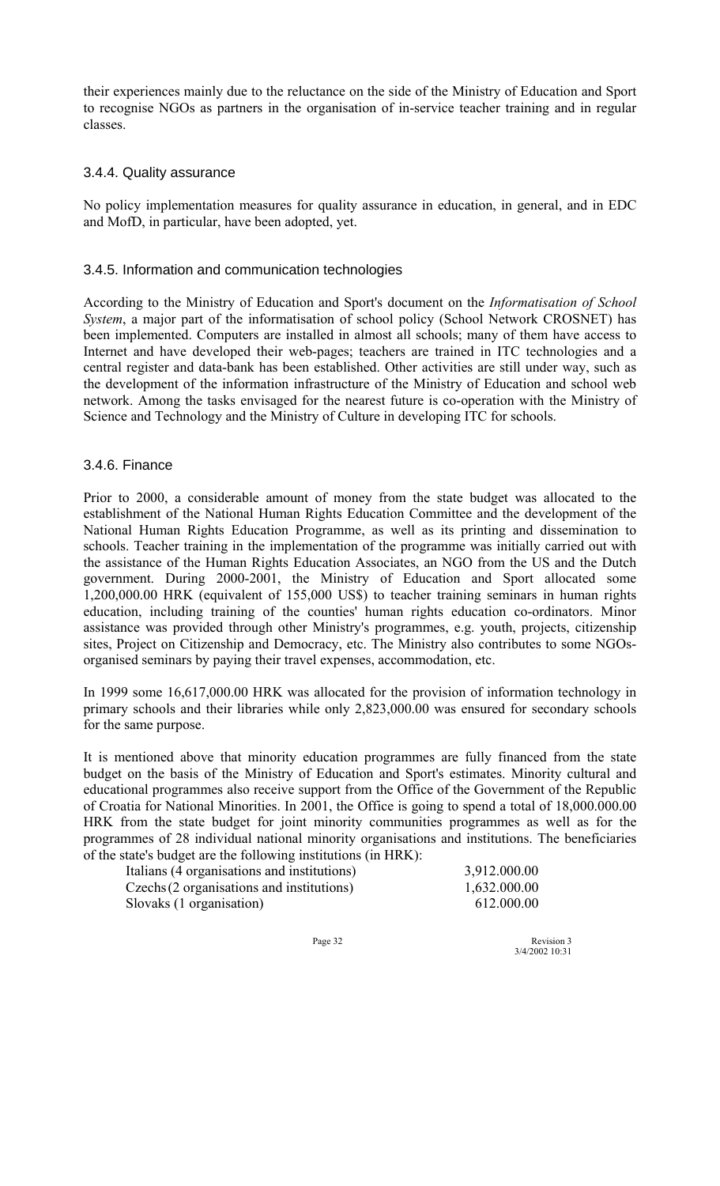their experiences mainly due to the reluctance on the side of the Ministry of Education and Sport to recognise NGOs as partners in the organisation of in-service teacher training and in regular classes.

### 3.4.4. Quality assurance

No policy implementation measures for quality assurance in education, in general, and in EDC and MofD, in particular, have been adopted, yet.

### 3.4.5. Information and communication technologies

According to the Ministry of Education and Sport's document on the *Informatisation of School System*, a major part of the informatisation of school policy (School Network CROSNET) has been implemented. Computers are installed in almost all schools; many of them have access to Internet and have developed their web-pages; teachers are trained in ITC technologies and a central register and data-bank has been established. Other activities are still under way, such as the development of the information infrastructure of the Ministry of Education and school web network. Among the tasks envisaged for the nearest future is co-operation with the Ministry of Science and Technology and the Ministry of Culture in developing ITC for schools.

### 3.4.6. Finance

Prior to 2000, a considerable amount of money from the state budget was allocated to the establishment of the National Human Rights Education Committee and the development of the National Human Rights Education Programme, as well as its printing and dissemination to schools. Teacher training in the implementation of the programme was initially carried out with the assistance of the Human Rights Education Associates, an NGO from the US and the Dutch government. During 2000-2001, the Ministry of Education and Sport allocated some 1,200,000.00 HRK (equivalent of 155,000 US$) to teacher training seminars in human rights education, including training of the counties' human rights education co-ordinators. Minor assistance was provided through other Ministry's programmes, e.g. youth, projects, citizenship sites, Project on Citizenship and Democracy, etc. The Ministry also contributes to some NGOs-organised seminars by paying their travel expenses, accommodation, etc.

In 1999 some 16,617,000.00 HRK was allocated for the provision of information technology in primary schools and their libraries while only 2,823,000.00 was ensured for secondary schools for the same purpose.

It is mentioned above that minority education programmes are fully financed from the state budget on the basis of the Ministry of Education and Sport's estimates. Minority cultural and educational programmes also receive support from the Office of the Government of the Republic of Croatia for National Minorities. In 2001, the Office is going to spend a total of 18,000.000.00 HRK from the state budget for joint minority communities programmes as well as for the programmes of 28 individual national minority organisations and institutions. The beneficiaries of the state's budget are the following institutions (in HRK):

| | |
|---|---|
| Italians (4 organisations and institutions) | 3,912.000.00 |
| Czechs (2 organisations and institutions) | 1,632.000.00 |
| Slovaks (1 organisation) | 612.000.00 |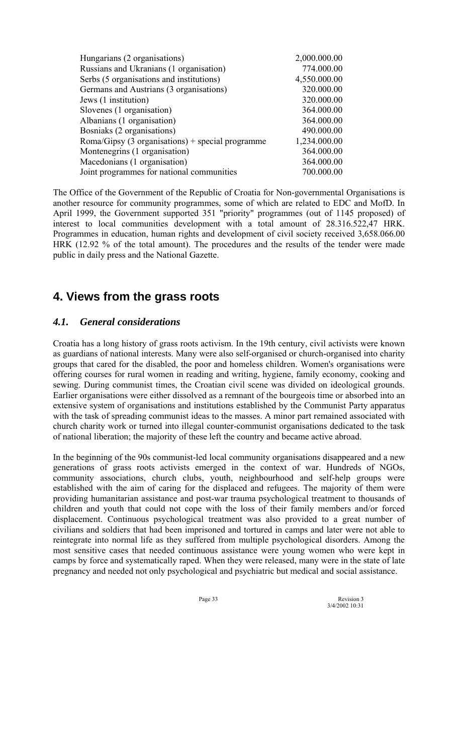| | |
|---|---|
| Hungarians (2 organisations) | 2,000.000.00 |
| Russians and Ukranians (1 organisation) | 774.000.00 |
| Serbs (5 organisations and institutions) | 4,550.000.00 |
| Germans and Austrians (3 organisations) | 320.000.00 |
| Jews (1 institution) | 320.000.00 |
| Slovenes (1 organisation) | 364.000.00 |
| Albanians (1 organisation) | 364.000.00 |
| Bosniaks (2 organisations) | 490.000.00 |
| Roma/Gipsy (3 organisations) + special programme | 1,234.000.00 |
| Montenegrins (1 organisation) | 364.000.00 |
| Macedonians (1 organisation) | 364.000.00 |
| Joint programmes for national communities | 700.000.00 |

The Office of the Government of the Republic of Croatia for Non-governmental Organisations is another resource for community programmes, some of which are related to EDC and MofD. In April 1999, the Government supported 351 "priority" programmes (out of 1145 proposed) of interest to local communities development with a total amount of 28.316.522,47 HRK. Programmes in education, human rights and development of civil society received 3,658.066.00 HRK (12.92 % of the total amount). The procedures and the results of the tender were made public in daily press and the National Gazette.

## 4. Views from the grass roots

### *4.1. General considerations*

Croatia has a long history of grass roots activism. In the 19th century, civil activists were known as guardians of national interests. Many were also self-organised or church-organised into charity groups that cared for the disabled, the poor and homeless children. Women's organisations were offering courses for rural women in reading and writing, hygiene, family economy, cooking and sewing. During communist times, the Croatian civil scene was divided on ideological grounds. Earlier organisations were either dissolved as a remnant of the bourgeois time or absorbed into an extensive system of organisations and institutions established by the Communist Party apparatus with the task of spreading communist ideas to the masses. A minor part remained associated with church charity work or turned into illegal counter-communist organisations dedicated to the task of national liberation; the majority of these left the country and became active abroad.

In the beginning of the 90s communist-led local community organisations disappeared and a new generations of grass roots activists emerged in the context of war. Hundreds of NGOs, community associations, church clubs, youth, neighbourhood and self-help groups were established with the aim of caring for the displaced and refugees. The majority of them were providing humanitarian assistance and post-war trauma psychological treatment to thousands of children and youth that could not cope with the loss of their family members and/or forced displacement. Continuous psychological treatment was also provided to a great number of civilians and soldiers that had been imprisoned and tortured in camps and later were not able to reintegrate into normal life as they suffered from multiple psychological disorders. Among the most sensitive cases that needed continuous assistance were young women who were kept in camps by force and systematically raped. When they were released, many were in the state of late pregnancy and needed not only psychological and psychiatric but medical and social assistance.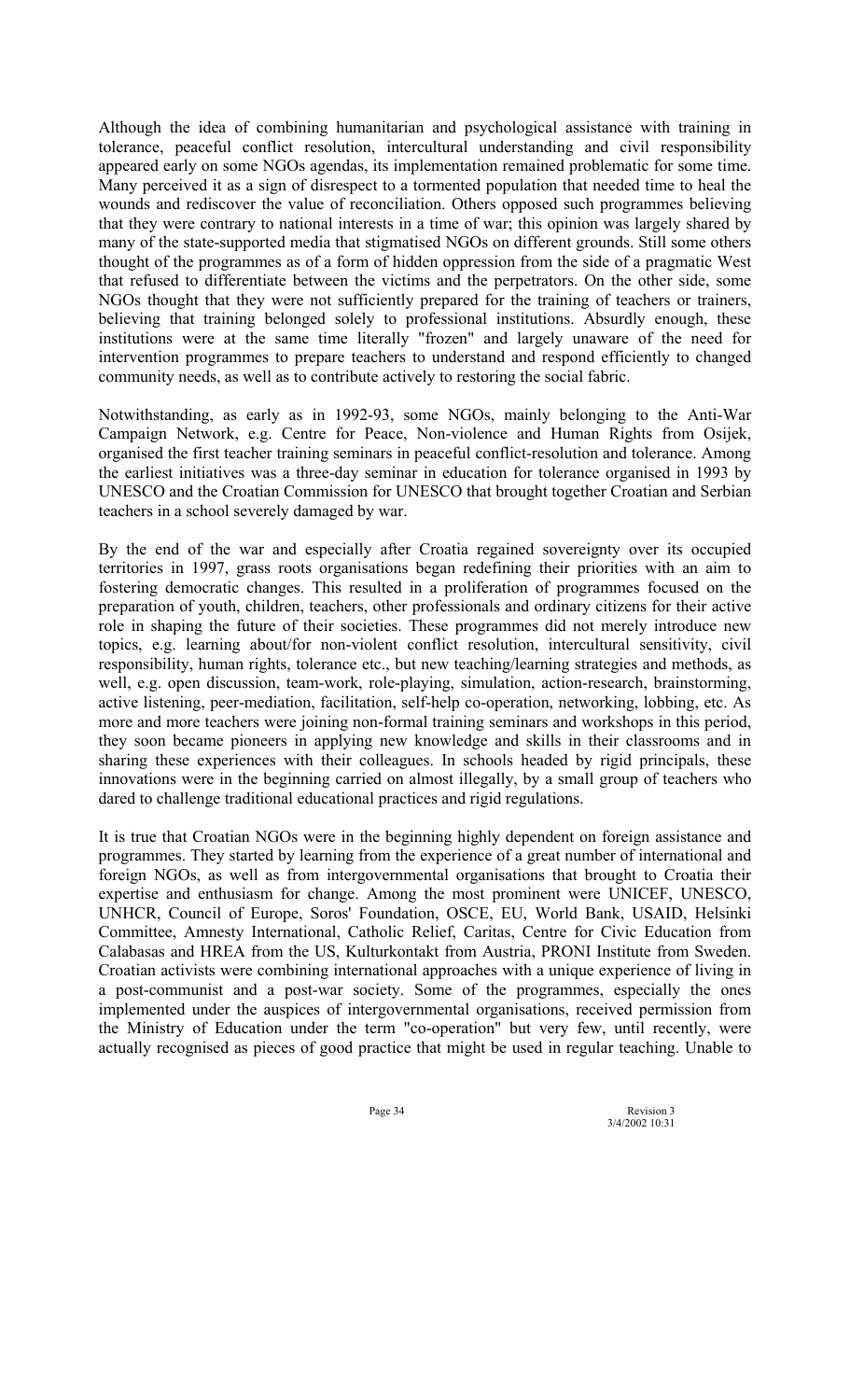Although the idea of combining humanitarian and psychological assistance with training in tolerance, peaceful conflict resolution, intercultural understanding and civil responsibility appeared early on some NGOs agendas, its implementation remained problematic for some time. Many perceived it as a sign of disrespect to a tormented population that needed time to heal the wounds and rediscover the value of reconciliation. Others opposed such programmes believing that they were contrary to national interests in a time of war; this opinion was largely shared by many of the state-supported media that stigmatised NGOs on different grounds. Still some others thought of the programmes as of a form of hidden oppression from the side of a pragmatic West that refused to differentiate between the victims and the perpetrators. On the other side, some NGOs thought that they were not sufficiently prepared for the training of teachers or trainers, believing that training belonged solely to professional institutions. Absurdly enough, these institutions were at the same time literally "frozen" and largely unaware of the need for intervention programmes to prepare teachers to understand and respond efficiently to changed community needs, as well as to contribute actively to restoring the social fabric.

Notwithstanding, as early as in 1992-93, some NGOs, mainly belonging to the Anti-War Campaign Network, e.g. Centre for Peace, Non-violence and Human Rights from Osijek, organised the first teacher training seminars in peaceful conflict-resolution and tolerance. Among the earliest initiatives was a three-day seminar in education for tolerance organised in 1993 by UNESCO and the Croatian Commission for UNESCO that brought together Croatian and Serbian teachers in a school severely damaged by war.

By the end of the war and especially after Croatia regained sovereignty over its occupied territories in 1997, grass roots organisations began redefining their priorities with an aim to fostering democratic changes. This resulted in a proliferation of programmes focused on the preparation of youth, children, teachers, other professionals and ordinary citizens for their active role in shaping the future of their societies. These programmes did not merely introduce new topics, e.g. learning about/for non-violent conflict resolution, intercultural sensitivity, civil responsibility, human rights, tolerance etc., but new teaching/learning strategies and methods, as well, e.g. open discussion, team-work, role-playing, simulation, action-research, brainstorming, active listening, peer-mediation, facilitation, self-help co-operation, networking, lobbing, etc. As more and more teachers were joining non-formal training seminars and workshops in this period, they soon became pioneers in applying new knowledge and skills in their classrooms and in sharing these experiences with their colleagues. In schools headed by rigid principals, these innovations were in the beginning carried on almost illegally, by a small group of teachers who dared to challenge traditional educational practices and rigid regulations.

It is true that Croatian NGOs were in the beginning highly dependent on foreign assistance and programmes. They started by learning from the experience of a great number of international and foreign NGOs, as well as from intergovernmental organisations that brought to Croatia their expertise and enthusiasm for change. Among the most prominent were UNICEF, UNESCO, UNHCR, Council of Europe, Soros' Foundation, OSCE, EU, World Bank, USAID, Helsinki Committee, Amnesty International, Catholic Relief, Caritas, Centre for Civic Education from Calabasas and HREA from the US, Kulturkontakt from Austria, PRONI Institute from Sweden. Croatian activists were combining international approaches with a unique experience of living in a post-communist and a post-war society. Some of the programmes, especially the ones implemented under the auspices of intergovernmental organisations, received permission from the Ministry of Education under the term "co-operation" but very few, until recently, were actually recognised as pieces of good practice that might be used in regular teaching. Unable to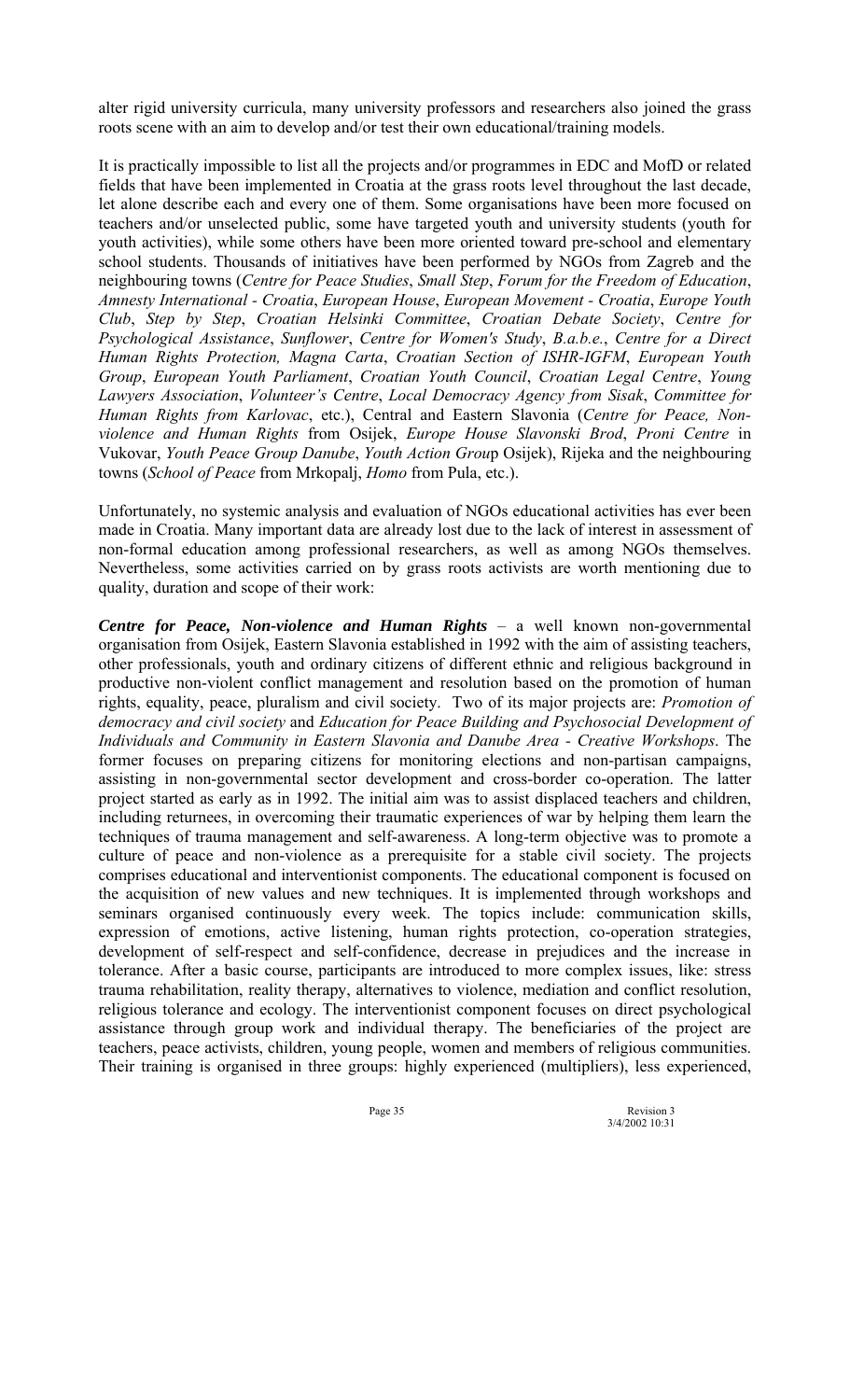alter rigid university curricula, many university professors and researchers also joined the grass roots scene with an aim to develop and/or test their own educational/training models.

It is practically impossible to list all the projects and/or programmes in EDC and MofD or related fields that have been implemented in Croatia at the grass roots level throughout the last decade, let alone describe each and every one of them. Some organisations have been more focused on teachers and/or unselected public, some have targeted youth and university students (youth for youth activities), while some others have been more oriented toward pre-school and elementary school students. Thousands of initiatives have been performed by NGOs from Zagreb and the neighbouring towns (*Centre for Peace Studies*, *Small Step*, *Forum for the Freedom of Education*, *Amnesty International - Croatia*, *European House*, *European Movement - Croatia*, *Europe Youth Club*, *Step by Step*, *Croatian Helsinki Committee*, *Croatian Debate Society*, *Centre for Psychological Assistance*, *Sunflower*, *Centre for Women's Study*, *B.a.b.e.*, *Centre for a Direct Human Rights Protection, Magna Carta*, *Croatian Section of ISHR-IGFM*, *European Youth Group*, *European Youth Parliament*, *Croatian Youth Council*, *Croatian Legal Centre*, *Young Lawyers Association*, *Volunteer's Centre*, *Local Democracy Agency from Sisak*, *Committee for Human Rights from Karlovac*, etc.), Central and Eastern Slavonia (*Centre for Peace, Non-violence and Human Rights* from Osijek, *Europe House Slavonski Brod*, *Proni Centre* in Vukovar, *Youth Peace Group Danube*, *Youth Action Group* Osijek), Rijeka and the neighbouring towns (*School of Peace* from Mrkopalj, *Homo* from Pula, etc.).

Unfortunately, no systemic analysis and evaluation of NGOs educational activities has ever been made in Croatia. Many important data are already lost due to the lack of interest in assessment of non-formal education among professional researchers, as well as among NGOs themselves. Nevertheless, some activities carried on by grass roots activists are worth mentioning due to quality, duration and scope of their work:

***Centre for Peace, Non-violence and Human Rights*** – a well known non-governmental organisation from Osijek, Eastern Slavonia established in 1992 with the aim of assisting teachers, other professionals, youth and ordinary citizens of different ethnic and religious background in productive non-violent conflict management and resolution based on the promotion of human rights, equality, peace, pluralism and civil society. Two of its major projects are: *Promotion of democracy and civil society* and *Education for Peace Building and Psychosocial Development of Individuals and Community in Eastern Slavonia and Danube Area - Creative Workshops*. The former focuses on preparing citizens for monitoring elections and non-partisan campaigns, assisting in non-governmental sector development and cross-border co-operation. The latter project started as early as in 1992. The initial aim was to assist displaced teachers and children, including returnees, in overcoming their traumatic experiences of war by helping them learn the techniques of trauma management and self-awareness. A long-term objective was to promote a culture of peace and non-violence as a prerequisite for a stable civil society. The projects comprises educational and interventionist components. The educational component is focused on the acquisition of new values and new techniques. It is implemented through workshops and seminars organised continuously every week. The topics include: communication skills, expression of emotions, active listening, human rights protection, co-operation strategies, development of self-respect and self-confidence, decrease in prejudices and the increase in tolerance. After a basic course, participants are introduced to more complex issues, like: stress trauma rehabilitation, reality therapy, alternatives to violence, mediation and conflict resolution, religious tolerance and ecology. The interventionist component focuses on direct psychological assistance through group work and individual therapy. The beneficiaries of the project are teachers, peace activists, children, young people, women and members of religious communities. Their training is organised in three groups: highly experienced (multipliers), less experienced,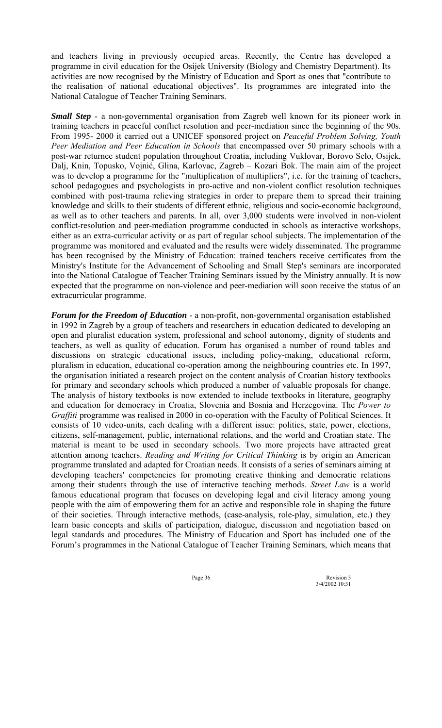and teachers living in previously occupied areas. Recently, the Centre has developed a programme in civil education for the Osijek University (Biology and Chemistry Department). Its activities are now recognised by the Ministry of Education and Sport as ones that "contribute to the realisation of national educational objectives". Its programmes are integrated into the National Catalogue of Teacher Training Seminars.

***Small Step*** - a non-governmental organisation from Zagreb well known for its pioneer work in training teachers in peaceful conflict resolution and peer-mediation since the beginning of the 90s. From 1995- 2000 it carried out a UNICEF sponsored project on *Peaceful Problem Solving, Youth Peer Mediation and Peer Education in Schools* that encompassed over 50 primary schools with a post-war returnee student population throughout Croatia, including Vuklovar, Borovo Selo, Osijek, Dalj, Knin, Topusko, Vojnić, Glina, Karlovac, Zagreb – Kozari Bok. The main aim of the project was to develop a programme for the "multiplication of multipliers", i.e. for the training of teachers, school pedagogues and psychologists in pro-active and non-violent conflict resolution techniques combined with post-trauma relieving strategies in order to prepare them to spread their training knowledge and skills to their students of different ethnic, religious and socio-economic background, as well as to other teachers and parents. In all, over 3,000 students were involved in non-violent conflict-resolution and peer-mediation programme conducted in schools as interactive workshops, either as an extra-curricular activity or as part of regular school subjects. The implementation of the programme was monitored and evaluated and the results were widely disseminated. The programme has been recognised by the Ministry of Education: trained teachers receive certificates from the Ministry's Institute for the Advancement of Schooling and Small Step's seminars are incorporated into the National Catalogue of Teacher Training Seminars issued by the Ministry annually. It is now expected that the programme on non-violence and peer-mediation will soon receive the status of an extracurricular programme.

***Forum for the Freedom of Education*** - a non-profit, non-governmental organisation established in 1992 in Zagreb by a group of teachers and researchers in education dedicated to developing an open and pluralist education system, professional and school autonomy, dignity of students and teachers, as well as quality of education. Forum has organised a number of round tables and discussions on strategic educational issues, including policy-making, educational reform, pluralism in education, educational co-operation among the neighbouring countries etc. In 1997, the organisation initiated a research project on the content analysis of Croatian history textbooks for primary and secondary schools which produced a number of valuable proposals for change. The analysis of history textbooks is now extended to include textbooks in literature, geography and education for democracy in Croatia, Slovenia and Bosnia and Herzegovina. The *Power to Graffiti* programme was realised in 2000 in co-operation with the Faculty of Political Sciences. It consists of 10 video-units, each dealing with a different issue: politics, state, power, elections, citizens, self-management, public, international relations, and the world and Croatian state. The material is meant to be used in secondary schools. Two more projects have attracted great attention among teachers. *Reading and Writing for Critical Thinking* is by origin an American programme translated and adapted for Croatian needs. It consists of a series of seminars aiming at developing teachers' competencies for promoting creative thinking and democratic relations among their students through the use of interactive teaching methods. *Street Law* is a world famous educational program that focuses on developing legal and civil literacy among young people with the aim of empowering them for an active and responsible role in shaping the future of their societies. Through interactive methods, (case-analysis, role-play, simulation, etc.) they learn basic concepts and skills of participation, dialogue, discussion and negotiation based on legal standards and procedures. The Ministry of Education and Sport has included one of the Forum's programmes in the National Catalogue of Teacher Training Seminars, which means that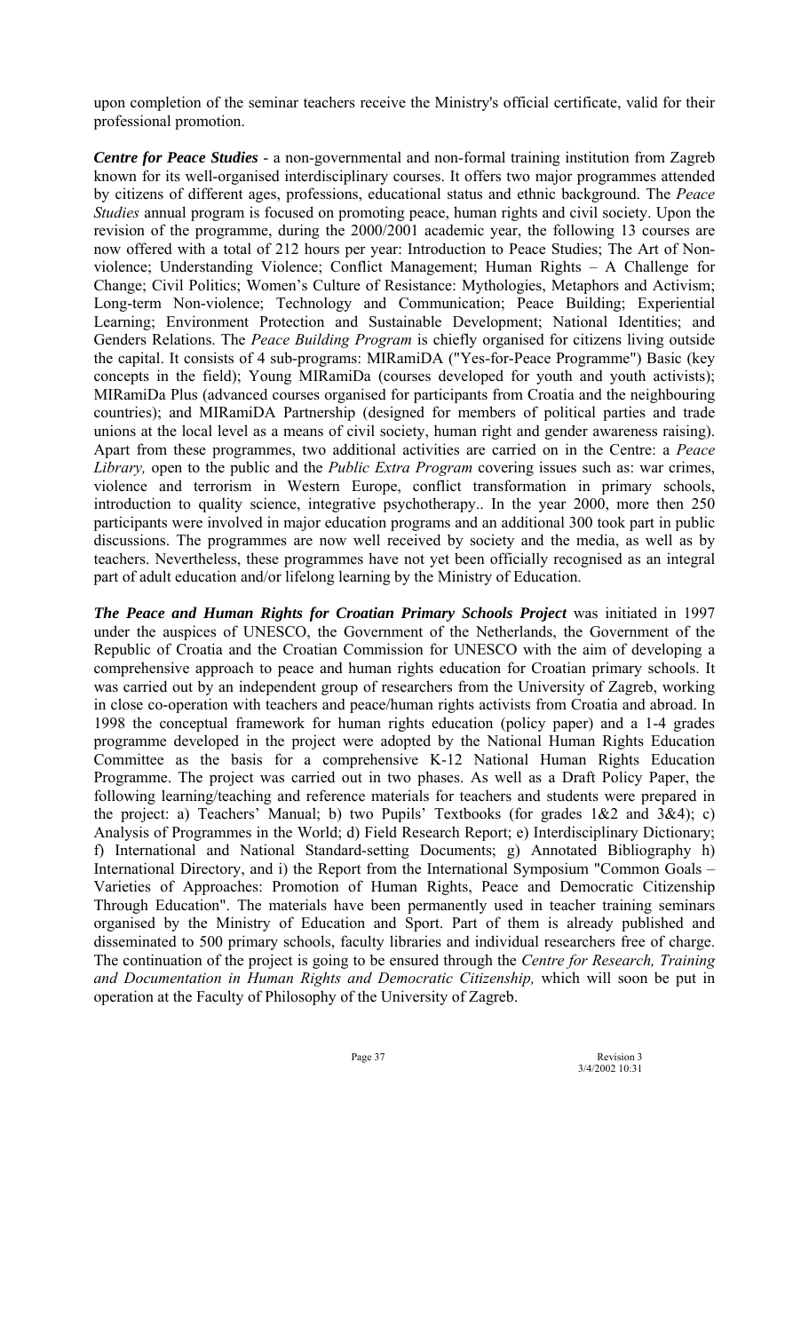upon completion of the seminar teachers receive the Ministry's official certificate, valid for their professional promotion.

***Centre for Peace Studies*** - a non-governmental and non-formal training institution from Zagreb known for its well-organised interdisciplinary courses. It offers two major programmes attended by citizens of different ages, professions, educational status and ethnic background. The *Peace Studies* annual program is focused on promoting peace, human rights and civil society. Upon the revision of the programme, during the 2000/2001 academic year, the following 13 courses are now offered with a total of 212 hours per year: Introduction to Peace Studies; The Art of Non-violence; Understanding Violence; Conflict Management; Human Rights – A Challenge for Change; Civil Politics; Women's Culture of Resistance: Mythologies, Metaphors and Activism; Long-term Non-violence; Technology and Communication; Peace Building; Experiential Learning; Environment Protection and Sustainable Development; National Identities; and Genders Relations. The *Peace Building Program* is chiefly organised for citizens living outside the capital. It consists of 4 sub-programs: MIRamiDA ("Yes-for-Peace Programme") Basic (key concepts in the field); Young MIRamiDa (courses developed for youth and youth activists); MIRamiDa Plus (advanced courses organised for participants from Croatia and the neighbouring countries); and MIRamiDA Partnership (designed for members of political parties and trade unions at the local level as a means of civil society, human right and gender awareness raising). Apart from these programmes, two additional activities are carried on in the Centre: a *Peace Library,* open to the public and the *Public Extra Program* covering issues such as: war crimes, violence and terrorism in Western Europe, conflict transformation in primary schools, introduction to quality science, integrative psychotherapy.. In the year 2000, more then 250 participants were involved in major education programs and an additional 300 took part in public discussions. The programmes are now well received by society and the media, as well as by teachers. Nevertheless, these programmes have not yet been officially recognised as an integral part of adult education and/or lifelong learning by the Ministry of Education.

***The Peace and Human Rights for Croatian Primary Schools Project*** was initiated in 1997 under the auspices of UNESCO, the Government of the Netherlands, the Government of the Republic of Croatia and the Croatian Commission for UNESCO with the aim of developing a comprehensive approach to peace and human rights education for Croatian primary schools. It was carried out by an independent group of researchers from the University of Zagreb, working in close co-operation with teachers and peace/human rights activists from Croatia and abroad. In 1998 the conceptual framework for human rights education (policy paper) and a 1-4 grades programme developed in the project were adopted by the National Human Rights Education Committee as the basis for a comprehensive K-12 National Human Rights Education Programme. The project was carried out in two phases. As well as a Draft Policy Paper, the following learning/teaching and reference materials for teachers and students were prepared in the project: a) Teachers' Manual; b) two Pupils' Textbooks (for grades 1&2 and 3&4); c) Analysis of Programmes in the World; d) Field Research Report; e) Interdisciplinary Dictionary; f) International and National Standard-setting Documents; g) Annotated Bibliography h) International Directory, and i) the Report from the International Symposium "Common Goals – Varieties of Approaches: Promotion of Human Rights, Peace and Democratic Citizenship Through Education". The materials have been permanently used in teacher training seminars organised by the Ministry of Education and Sport. Part of them is already published and disseminated to 500 primary schools, faculty libraries and individual researchers free of charge. The continuation of the project is going to be ensured through the *Centre for Research, Training and Documentation in Human Rights and Democratic Citizenship,* which will soon be put in operation at the Faculty of Philosophy of the University of Zagreb.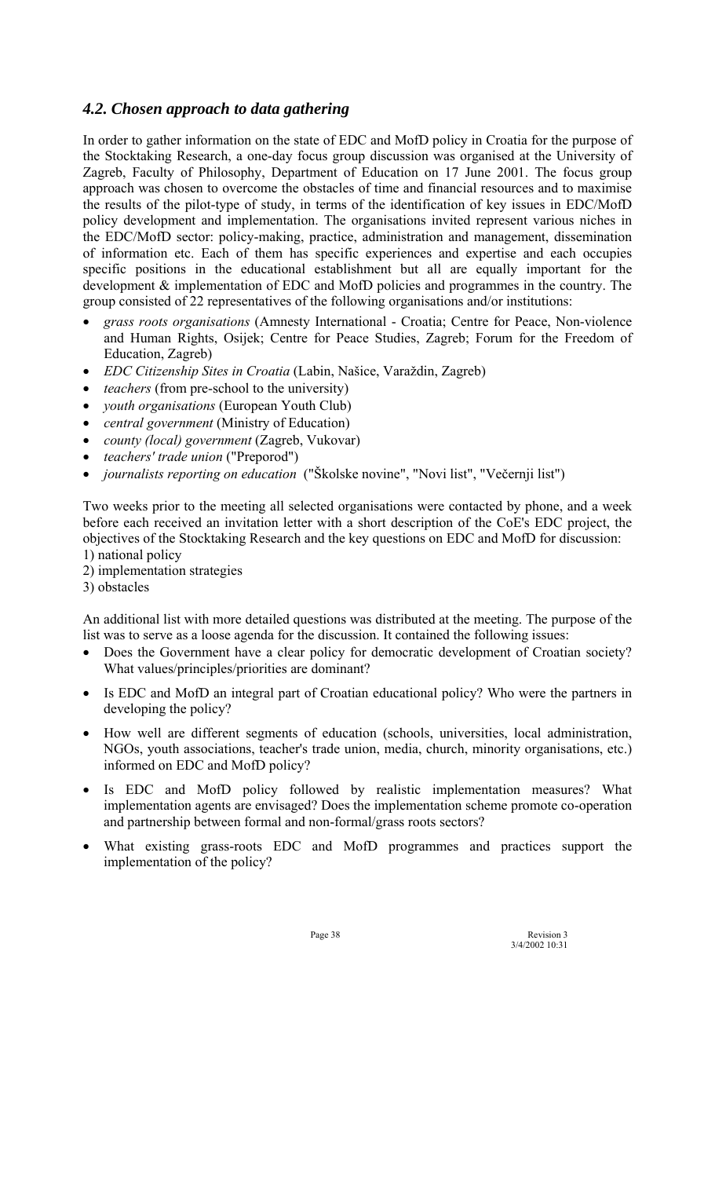## *4.2. Chosen approach to data gathering*

In order to gather information on the state of EDC and MofD policy in Croatia for the purpose of the Stocktaking Research, a one-day focus group discussion was organised at the University of Zagreb, Faculty of Philosophy, Department of Education on 17 June 2001. The focus group approach was chosen to overcome the obstacles of time and financial resources and to maximise the results of the pilot-type of study, in terms of the identification of key issues in EDC/MofD policy development and implementation. The organisations invited represent various niches in the EDC/MofD sector: policy-making, practice, administration and management, dissemination of information etc. Each of them has specific experiences and expertise and each occupies specific positions in the educational establishment but all are equally important for the development & implementation of EDC and MofD policies and programmes in the country. The group consisted of 22 representatives of the following organisations and/or institutions:

- *grass roots organisations* (Amnesty International - Croatia; Centre for Peace, Non-violence and Human Rights, Osijek; Centre for Peace Studies, Zagreb; Forum for the Freedom of Education, Zagreb)
- *EDC Citizenship Sites in Croatia* (Labin, Našice, Varaždin, Zagreb)
- *teachers* (from pre-school to the university)
- *youth organisations* (European Youth Club)
- *central government* (Ministry of Education)
- *county (local) government* (Zagreb, Vukovar)
- *teachers' trade union* ("Preporod")
- *journalists reporting on education* ("Školske novine", "Novi list", "Večernji list")

Two weeks prior to the meeting all selected organisations were contacted by phone, and a week before each received an invitation letter with a short description of the CoE's EDC project, the objectives of the Stocktaking Research and the key questions on EDC and MofD for discussion:

1) national policy
2) implementation strategies
3) obstacles

An additional list with more detailed questions was distributed at the meeting. The purpose of the list was to serve as a loose agenda for the discussion. It contained the following issues:

- Does the Government have a clear policy for democratic development of Croatian society? What values/principles/priorities are dominant?
- Is EDC and MofD an integral part of Croatian educational policy? Who were the partners in developing the policy?
- How well are different segments of education (schools, universities, local administration, NGOs, youth associations, teacher's trade union, media, church, minority organisations, etc.) informed on EDC and MofD policy?
- Is EDC and MofD policy followed by realistic implementation measures? What implementation agents are envisaged? Does the implementation scheme promote co-operation and partnership between formal and non-formal/grass roots sectors?
- What existing grass-roots EDC and MofD programmes and practices support the implementation of the policy?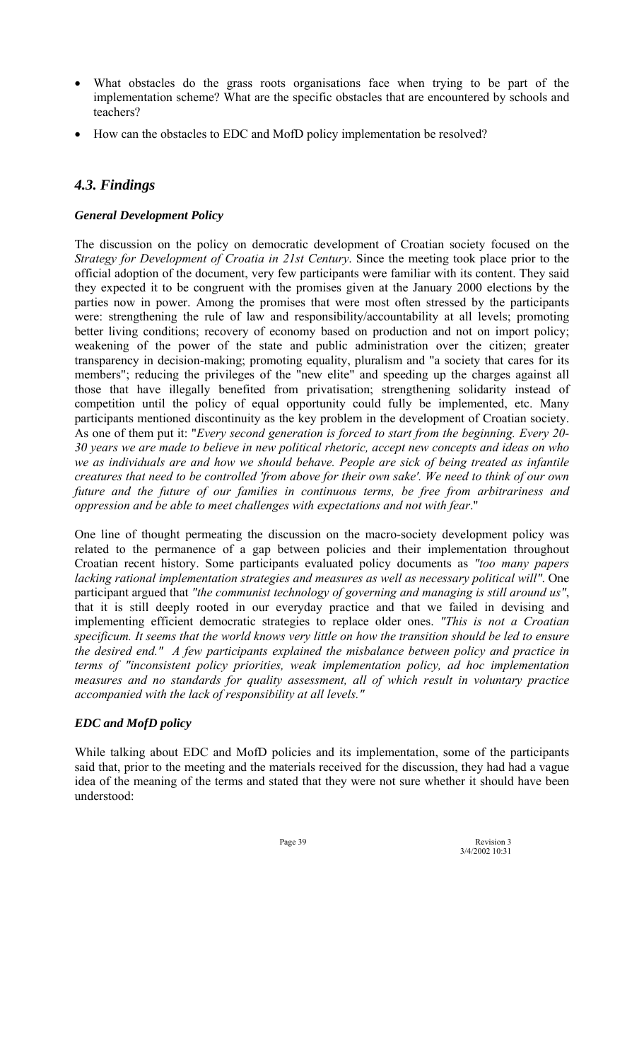- What obstacles do the grass roots organisations face when trying to be part of the implementation scheme? What are the specific obstacles that are encountered by schools and teachers?
- How can the obstacles to EDC and MofD policy implementation be resolved?

## *4.3. Findings*

***General Development Policy***

The discussion on the policy on democratic development of Croatian society focused on the *Strategy for Development of Croatia in 21st Century*. Since the meeting took place prior to the official adoption of the document, very few participants were familiar with its content. They said they expected it to be congruent with the promises given at the January 2000 elections by the parties now in power. Among the promises that were most often stressed by the participants were: strengthening the rule of law and responsibility/accountability at all levels; promoting better living conditions; recovery of economy based on production and not on import policy; weakening of the power of the state and public administration over the citizen; greater transparency in decision-making; promoting equality, pluralism and "a society that cares for its members"; reducing the privileges of the "new elite" and speeding up the charges against all those that have illegally benefited from privatisation; strengthening solidarity instead of competition until the policy of equal opportunity could fully be implemented, etc. Many participants mentioned discontinuity as the key problem in the development of Croatian society. As one of them put it: "*Every second generation is forced to start from the beginning. Every 20-30 years we are made to believe in new political rhetoric, accept new concepts and ideas on who we as individuals are and how we should behave. People are sick of being treated as infantile creatures that need to be controlled 'from above for their own sake'. We need to think of our own future and the future of our families in continuous terms, be free from arbitrariness and oppression and be able to meet challenges with expectations and not with fear*."

One line of thought permeating the discussion on the macro-society development policy was related to the permanence of a gap between policies and their implementation throughout Croatian recent history. Some participants evaluated policy documents as *"too many papers lacking rational implementation strategies and measures as well as necessary political will"*. One participant argued that *"the communist technology of governing and managing is still around us"*, that it is still deeply rooted in our everyday practice and that we failed in devising and implementing efficient democratic strategies to replace older ones. *"This is not a Croatian specificum. It seems that the world knows very little on how the transition should be led to ensure the desired end." A few participants explained the misbalance between policy and practice in terms of "inconsistent policy priorities, weak implementation policy, ad hoc implementation measures and no standards for quality assessment, all of which result in voluntary practice accompanied with the lack of responsibility at all levels."*

***EDC and MofD policy***

While talking about EDC and MofD policies and its implementation, some of the participants said that, prior to the meeting and the materials received for the discussion, they had had a vague idea of the meaning of the terms and stated that they were not sure whether it should have been understood: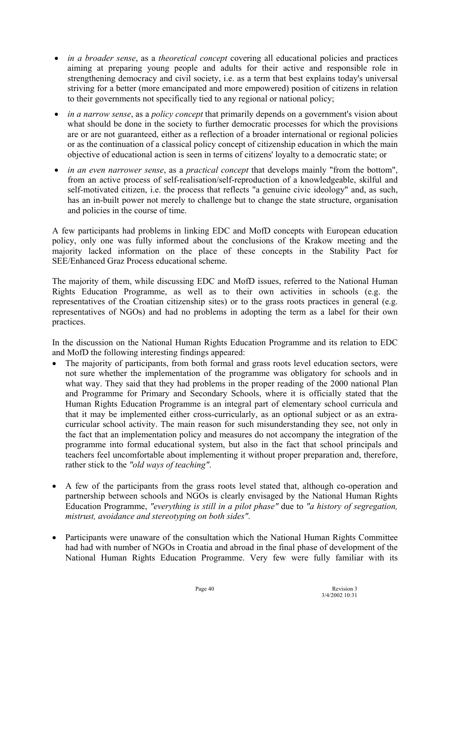- *in a broader sense*, as a *theoretical concept* covering all educational policies and practices aiming at preparing young people and adults for their active and responsible role in strengthening democracy and civil society, i.e. as a term that best explains today's universal striving for a better (more emancipated and more empowered) position of citizens in relation to their governments not specifically tied to any regional or national policy;
- *in a narrow sense*, as a *policy concept* that primarily depends on a government's vision about what should be done in the society to further democratic processes for which the provisions are or are not guaranteed, either as a reflection of a broader international or regional policies or as the continuation of a classical policy concept of citizenship education in which the main objective of educational action is seen in terms of citizens' loyalty to a democratic state; or
- *in an even narrower sense*, as a *practical concept* that develops mainly "from the bottom", from an active process of self-realisation/self-reproduction of a knowledgeable, skilful and self-motivated citizen, i.e. the process that reflects "a genuine civic ideology" and, as such, has an in-built power not merely to challenge but to change the state structure, organisation and policies in the course of time.

A few participants had problems in linking EDC and MofD concepts with European education policy, only one was fully informed about the conclusions of the Krakow meeting and the majority lacked information on the place of these concepts in the Stability Pact for SEE/Enhanced Graz Process educational scheme.

The majority of them, while discussing EDC and MofD issues, referred to the National Human Rights Education Programme, as well as to their own activities in schools (e.g. the representatives of the Croatian citizenship sites) or to the grass roots practices in general (e.g. representatives of NGOs) and had no problems in adopting the term as a label for their own practices.

In the discussion on the National Human Rights Education Programme and its relation to EDC and MofD the following interesting findings appeared:

- The majority of participants, from both formal and grass roots level education sectors, were not sure whether the implementation of the programme was obligatory for schools and in what way. They said that they had problems in the proper reading of the 2000 national Plan and Programme for Primary and Secondary Schools, where it is officially stated that the Human Rights Education Programme is an integral part of elementary school curricula and that it may be implemented either cross-curricularly, as an optional subject or as an extra-curricular school activity. The main reason for such misunderstanding they see, not only in the fact that an implementation policy and measures do not accompany the integration of the programme into formal educational system, but also in the fact that school principals and teachers feel uncomfortable about implementing it without proper preparation and, therefore, rather stick to the *"old ways of teaching"*.
- A few of the participants from the grass roots level stated that, although co-operation and partnership between schools and NGOs is clearly envisaged by the National Human Rights Education Programme, *"everything is still in a pilot phase"* due to *"a history of segregation, mistrust, avoidance and stereotyping on both sides"*.
- Participants were unaware of the consultation which the National Human Rights Committee had had with number of NGOs in Croatia and abroad in the final phase of development of the National Human Rights Education Programme. Very few were fully familiar with its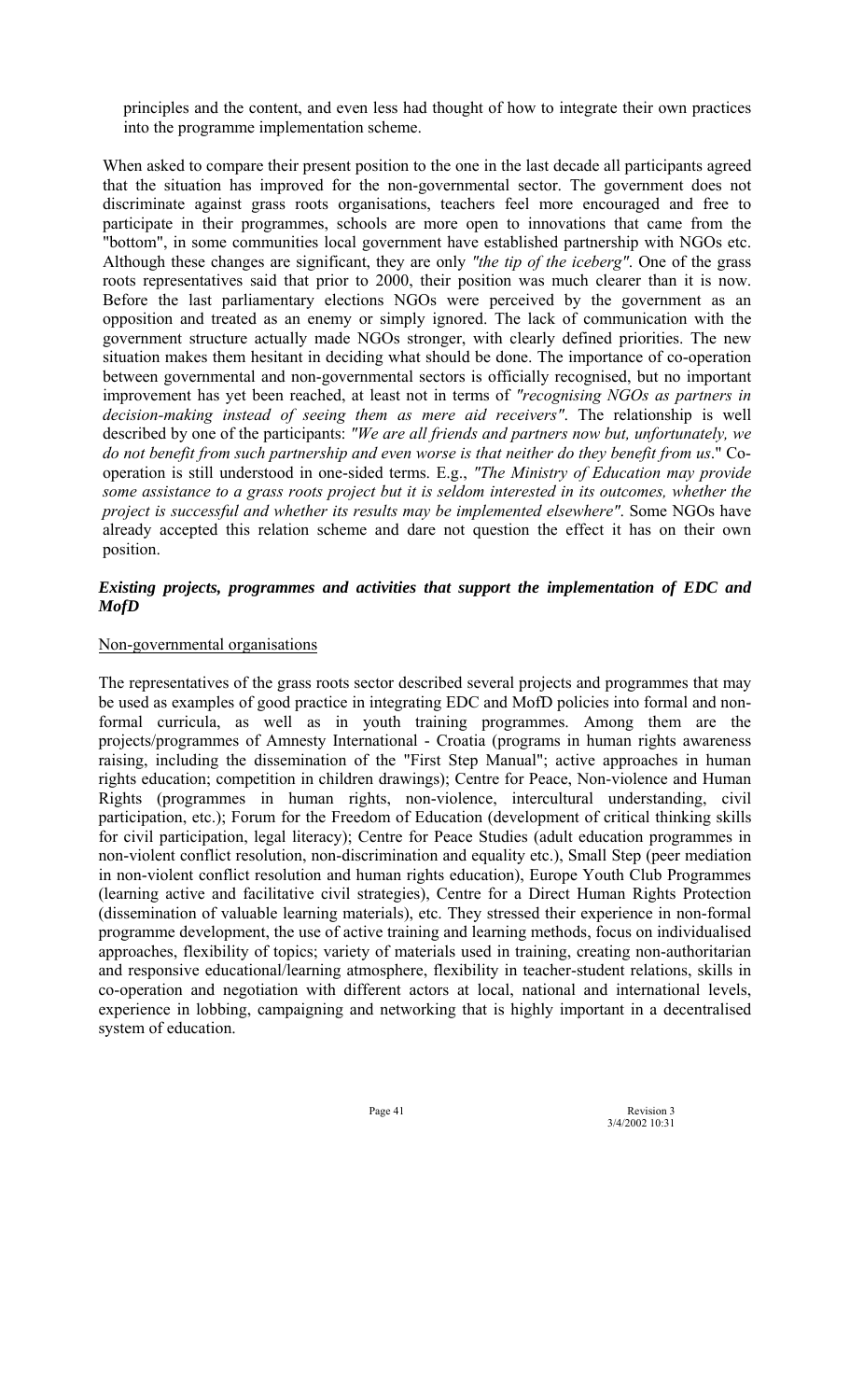principles and the content, and even less had thought of how to integrate their own practices into the programme implementation scheme.

When asked to compare their present position to the one in the last decade all participants agreed that the situation has improved for the non-governmental sector. The government does not discriminate against grass roots organisations, teachers feel more encouraged and free to participate in their programmes, schools are more open to innovations that came from the "bottom", in some communities local government have established partnership with NGOs etc. Although these changes are significant, they are only *"the tip of the iceberg"*. One of the grass roots representatives said that prior to 2000, their position was much clearer than it is now. Before the last parliamentary elections NGOs were perceived by the government as an opposition and treated as an enemy or simply ignored. The lack of communication with the government structure actually made NGOs stronger, with clearly defined priorities. The new situation makes them hesitant in deciding what should be done. The importance of co-operation between governmental and non-governmental sectors is officially recognised, but no important improvement has yet been reached, at least not in terms of *"recognising NGOs as partners in decision-making instead of seeing them as mere aid receivers"*. The relationship is well described by one of the participants: *"We are all friends and partners now but, unfortunately, we do not benefit from such partnership and even worse is that neither do they benefit from us*." Co-operation is still understood in one-sided terms. E.g., *"The Ministry of Education may provide some assistance to a grass roots project but it is seldom interested in its outcomes, whether the project is successful and whether its results may be implemented elsewhere"*. Some NGOs have already accepted this relation scheme and dare not question the effect it has on their own position.

### *Existing projects, programmes and activities that support the implementation of EDC and MofD*

<u>Non-governmental organisations</u>

The representatives of the grass roots sector described several projects and programmes that may be used as examples of good practice in integrating EDC and MofD policies into formal and non-formal curricula, as well as in youth training programmes. Among them are the projects/programmes of Amnesty International - Croatia (programs in human rights awareness raising, including the dissemination of the "First Step Manual"; active approaches in human rights education; competition in children drawings); Centre for Peace, Non-violence and Human Rights (programmes in human rights, non-violence, intercultural understanding, civil participation, etc.); Forum for the Freedom of Education (development of critical thinking skills for civil participation, legal literacy); Centre for Peace Studies (adult education programmes in non-violent conflict resolution, non-discrimination and equality etc.), Small Step (peer mediation in non-violent conflict resolution and human rights education), Europe Youth Club Programmes (learning active and facilitative civil strategies), Centre for a Direct Human Rights Protection (dissemination of valuable learning materials), etc. They stressed their experience in non-formal programme development, the use of active training and learning methods, focus on individualised approaches, flexibility of topics; variety of materials used in training, creating non-authoritarian and responsive educational/learning atmosphere, flexibility in teacher-student relations, skills in co-operation and negotiation with different actors at local, national and international levels, experience in lobbing, campaigning and networking that is highly important in a decentralised system of education.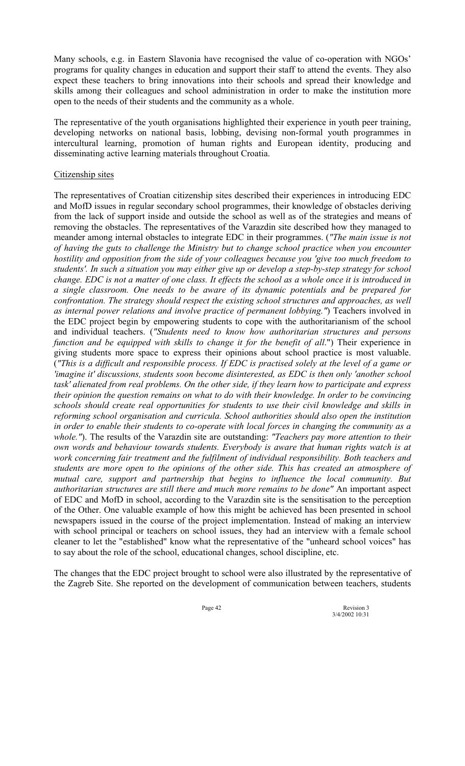Many schools, e.g. in Eastern Slavonia have recognised the value of co-operation with NGOs' programs for quality changes in education and support their staff to attend the events. They also expect these teachers to bring innovations into their schools and spread their knowledge and skills among their colleagues and school administration in order to make the institution more open to the needs of their students and the community as a whole.

The representative of the youth organisations highlighted their experience in youth peer training, developing networks on national basis, lobbing, devising non-formal youth programmes in intercultural learning, promotion of human rights and European identity, producing and disseminating active learning materials throughout Croatia.

Citizenship sites

The representatives of Croatian citizenship sites described their experiences in introducing EDC and MofD issues in regular secondary school programmes, their knowledge of obstacles deriving from the lack of support inside and outside the school as well as of the strategies and means of removing the obstacles. The representatives of the Varazdin site described how they managed to meander among internal obstacles to integrate EDC in their programmes. (*"The main issue is not of having the guts to challenge the Ministry but to change school practice when you encounter hostility and opposition from the side of your colleagues because you 'give too much freedom to students'. In such a situation you may either give up or develop a step-by-step strategy for school change. EDC is not a matter of one class. It effects the school as a whole once it is introduced in a single classroom. One needs to be aware of its dynamic potentials and be prepared for confrontation. The strategy should respect the existing school structures and approaches, as well as internal power relations and involve practice of permanent lobbying."*) Teachers involved in the EDC project begin by empowering students to cope with the authoritarianism of the school and individual teachers. (*"Students need to know how authoritarian structures and persons function and be equipped with skills to change it for the benefit of all*.") Their experience in giving students more space to express their opinions about school practice is most valuable. (*"This is a difficult and responsible process. If EDC is practised solely at the level of a game or 'imagine it' discussions, students soon become disinterested, as EDC is then only 'another school task' alienated from real problems. On the other side, if they learn how to participate and express their opinion the question remains on what to do with their knowledge. In order to be convincing schools should create real opportunities for students to use their civil knowledge and skills in reforming school organisation and curricula. School authorities should also open the institution in order to enable their students to co-operate with local forces in changing the community as a whole."*). The results of the Varazdin site are outstanding: *"Teachers pay more attention to their own words and behaviour towards students. Everybody is aware that human rights watch is at work concerning fair treatment and the fulfilment of individual responsibility. Both teachers and students are more open to the opinions of the other side. This has created an atmosphere of mutual care, support and partnership that begins to influence the local community. But authoritarian structures are still there and much more remains to be done"* An important aspect of EDC and MofD in school, according to the Varazdin site is the sensitisation to the perception of the Other. One valuable example of how this might be achieved has been presented in school newspapers issued in the course of the project implementation. Instead of making an interview with school principal or teachers on school issues, they had an interview with a female school cleaner to let the "established" know what the representative of the "unheard school voices" has to say about the role of the school, educational changes, school discipline, etc.

The changes that the EDC project brought to school were also illustrated by the representative of the Zagreb Site. She reported on the development of communication between teachers, students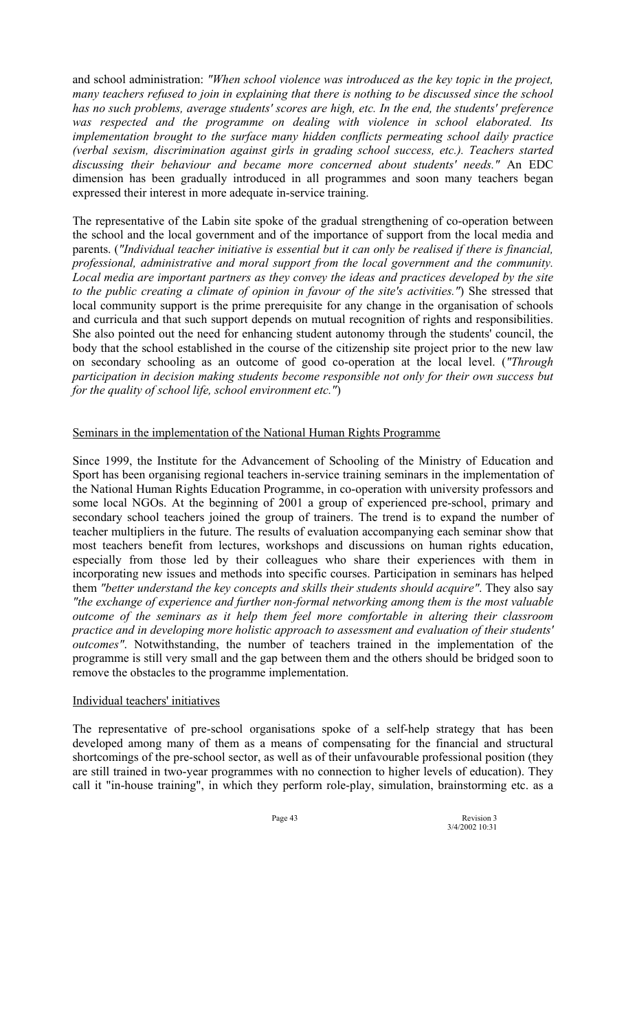and school administration: *"When school violence was introduced as the key topic in the project, many teachers refused to join in explaining that there is nothing to be discussed since the school has no such problems, average students' scores are high, etc. In the end, the students' preference was respected and the programme on dealing with violence in school elaborated. Its implementation brought to the surface many hidden conflicts permeating school daily practice (verbal sexism, discrimination against girls in grading school success, etc.). Teachers started discussing their behaviour and became more concerned about students' needs."* An EDC dimension has been gradually introduced in all programmes and soon many teachers began expressed their interest in more adequate in-service training.

The representative of the Labin site spoke of the gradual strengthening of co-operation between the school and the local government and of the importance of support from the local media and parents. (*"Individual teacher initiative is essential but it can only be realised if there is financial, professional, administrative and moral support from the local government and the community. Local media are important partners as they convey the ideas and practices developed by the site to the public creating a climate of opinion in favour of the site's activities."*) She stressed that local community support is the prime prerequisite for any change in the organisation of schools and curricula and that such support depends on mutual recognition of rights and responsibilities. She also pointed out the need for enhancing student autonomy through the students' council, the body that the school established in the course of the citizenship site project prior to the new law on secondary schooling as an outcome of good co-operation at the local level. (*"Through participation in decision making students become responsible not only for their own success but for the quality of school life, school environment etc."*)

<u>Seminars in the implementation of the National Human Rights Programme</u>

Since 1999, the Institute for the Advancement of Schooling of the Ministry of Education and Sport has been organising regional teachers in-service training seminars in the implementation of the National Human Rights Education Programme, in co-operation with university professors and some local NGOs. At the beginning of 2001 a group of experienced pre-school, primary and secondary school teachers joined the group of trainers. The trend is to expand the number of teacher multipliers in the future. The results of evaluation accompanying each seminar show that most teachers benefit from lectures, workshops and discussions on human rights education, especially from those led by their colleagues who share their experiences with them in incorporating new issues and methods into specific courses. Participation in seminars has helped them *"better understand the key concepts and skills their students should acquire"*. They also say *"the exchange of experience and further non-formal networking among them is the most valuable outcome of the seminars as it help them feel more comfortable in altering their classroom practice and in developing more holistic approach to assessment and evaluation of their students' outcomes"*. Notwithstanding, the number of teachers trained in the implementation of the programme is still very small and the gap between them and the others should be bridged soon to remove the obstacles to the programme implementation.

<u>Individual teachers' initiatives</u>

The representative of pre-school organisations spoke of a self-help strategy that has been developed among many of them as a means of compensating for the financial and structural shortcomings of the pre-school sector, as well as of their unfavourable professional position (they are still trained in two-year programmes with no connection to higher levels of education). They call it "in-house training", in which they perform role-play, simulation, brainstorming etc. as a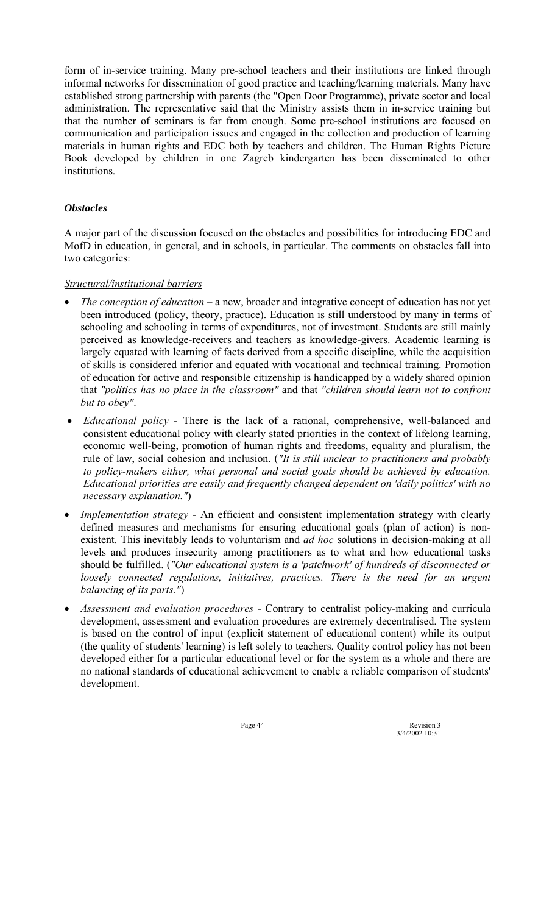form of in-service training. Many pre-school teachers and their institutions are linked through informal networks for dissemination of good practice and teaching/learning materials. Many have established strong partnership with parents (the "Open Door Programme), private sector and local administration. The representative said that the Ministry assists them in in-service training but that the number of seminars is far from enough. Some pre-school institutions are focused on communication and participation issues and engaged in the collection and production of learning materials in human rights and EDC both by teachers and children. The Human Rights Picture Book developed by children in one Zagreb kindergarten has been disseminated to other institutions.

### *Obstacles*

A major part of the discussion focused on the obstacles and possibilities for introducing EDC and MofD in education, in general, and in schools, in particular. The comments on obstacles fall into two categories:

<u>*Structural/institutional barriers*</u>

- *The conception of education* – a new, broader and integrative concept of education has not yet been introduced (policy, theory, practice). Education is still understood by many in terms of schooling and schooling in terms of expenditures, not of investment. Students are still mainly perceived as knowledge-receivers and teachers as knowledge-givers. Academic learning is largely equated with learning of facts derived from a specific discipline, while the acquisition of skills is considered inferior and equated with vocational and technical training. Promotion of education for active and responsible citizenship is handicapped by a widely shared opinion that *"politics has no place in the classroom"* and that *"children should learn not to confront but to obey"*.
- *Educational policy* - There is the lack of a rational, comprehensive, well-balanced and consistent educational policy with clearly stated priorities in the context of lifelong learning, economic well-being, promotion of human rights and freedoms, equality and pluralism, the rule of law, social cohesion and inclusion. (*"It is still unclear to practitioners and probably to policy-makers either, what personal and social goals should be achieved by education. Educational priorities are easily and frequently changed dependent on 'daily politics' with no necessary explanation."*)
- *Implementation strategy* - An efficient and consistent implementation strategy with clearly defined measures and mechanisms for ensuring educational goals (plan of action) is non-existent. This inevitably leads to voluntarism and *ad hoc* solutions in decision-making at all levels and produces insecurity among practitioners as to what and how educational tasks should be fulfilled. (*"Our educational system is a 'patchwork' of hundreds of disconnected or loosely connected regulations, initiatives, practices. There is the need for an urgent balancing of its parts."*)
- *Assessment and evaluation procedures* - Contrary to centralist policy-making and curricula development, assessment and evaluation procedures are extremely decentralised. The system is based on the control of input (explicit statement of educational content) while its output (the quality of students' learning) is left solely to teachers. Quality control policy has not been developed either for a particular educational level or for the system as a whole and there are no national standards of educational achievement to enable a reliable comparison of students' development.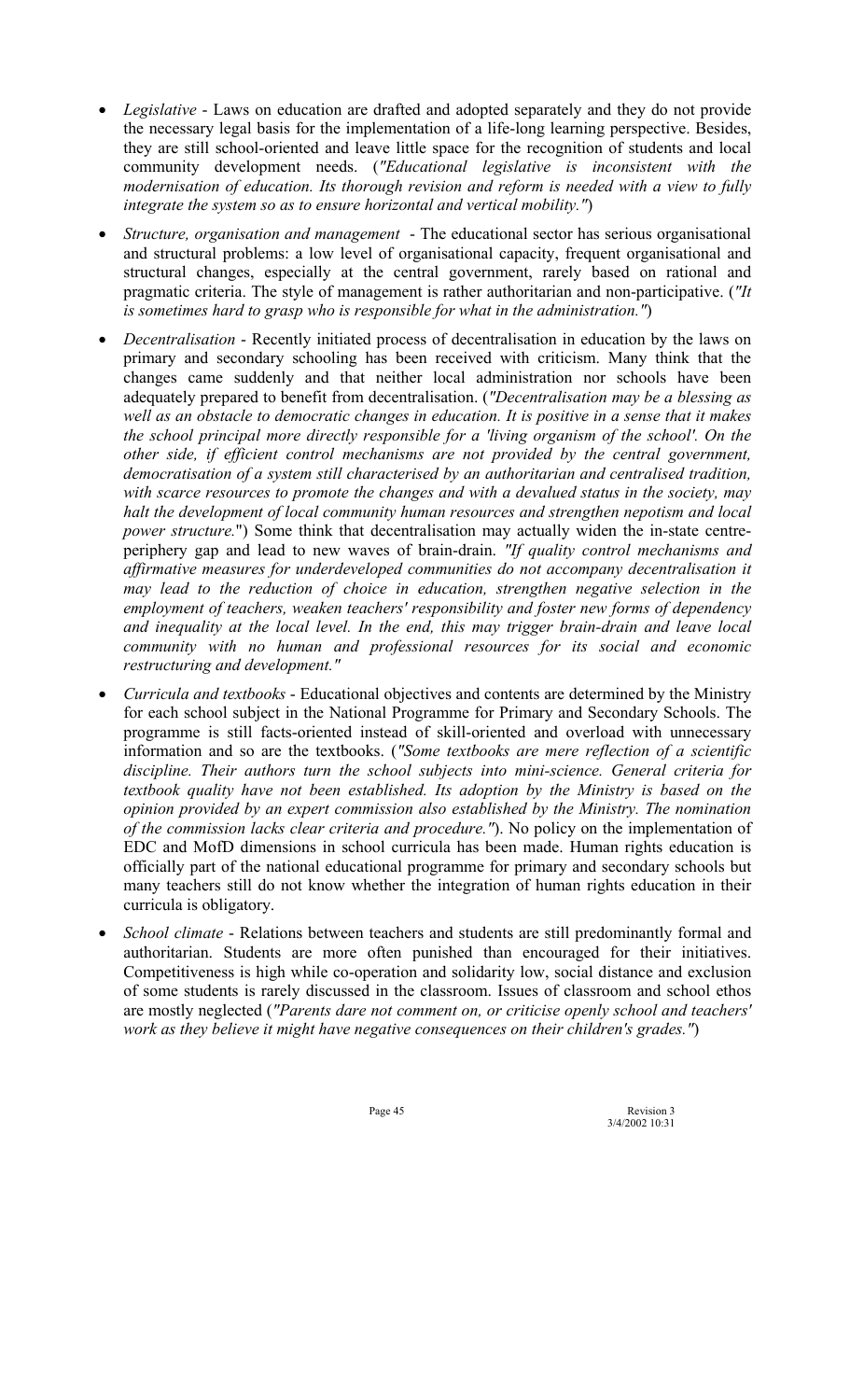- *Legislative* - Laws on education are drafted and adopted separately and they do not provide the necessary legal basis for the implementation of a life-long learning perspective. Besides, they are still school-oriented and leave little space for the recognition of students and local community development needs. (*"Educational legislative is inconsistent with the modernisation of education. Its thorough revision and reform is needed with a view to fully integrate the system so as to ensure horizontal and vertical mobility."*)

- *Structure, organisation and management* - The educational sector has serious organisational and structural problems: a low level of organisational capacity, frequent organisational and structural changes, especially at the central government, rarely based on rational and pragmatic criteria. The style of management is rather authoritarian and non-participative. (*"It is sometimes hard to grasp who is responsible for what in the administration."*)

- *Decentralisation* - Recently initiated process of decentralisation in education by the laws on primary and secondary schooling has been received with criticism. Many think that the changes came suddenly and that neither local administration nor schools have been adequately prepared to benefit from decentralisation. (*"Decentralisation may be a blessing as well as an obstacle to democratic changes in education. It is positive in a sense that it makes the school principal more directly responsible for a 'living organism of the school'. On the other side, if efficient control mechanisms are not provided by the central government, democratisation of a system still characterised by an authoritarian and centralised tradition, with scarce resources to promote the changes and with a devalued status in the society, may halt the development of local community human resources and strengthen nepotism and local power structure.*") Some think that decentralisation may actually widen the in-state centre-periphery gap and lead to new waves of brain-drain. *"If quality control mechanisms and affirmative measures for underdeveloped communities do not accompany decentralisation it may lead to the reduction of choice in education, strengthen negative selection in the employment of teachers, weaken teachers' responsibility and foster new forms of dependency and inequality at the local level. In the end, this may trigger brain-drain and leave local community with no human and professional resources for its social and economic restructuring and development."*

- *Curricula and textbooks* - Educational objectives and contents are determined by the Ministry for each school subject in the National Programme for Primary and Secondary Schools. The programme is still facts-oriented instead of skill-oriented and overload with unnecessary information and so are the textbooks. (*"Some textbooks are mere reflection of a scientific discipline. Their authors turn the school subjects into mini-science. General criteria for textbook quality have not been established. Its adoption by the Ministry is based on the opinion provided by an expert commission also established by the Ministry. The nomination of the commission lacks clear criteria and procedure."*). No policy on the implementation of EDC and MofD dimensions in school curricula has been made. Human rights education is officially part of the national educational programme for primary and secondary schools but many teachers still do not know whether the integration of human rights education in their curricula is obligatory.

- *School climate* - Relations between teachers and students are still predominantly formal and authoritarian. Students are more often punished than encouraged for their initiatives. Competitiveness is high while co-operation and solidarity low, social distance and exclusion of some students is rarely discussed in the classroom. Issues of classroom and school ethos are mostly neglected (*"Parents dare not comment on, or criticise openly school and teachers' work as they believe it might have negative consequences on their children's grades."*)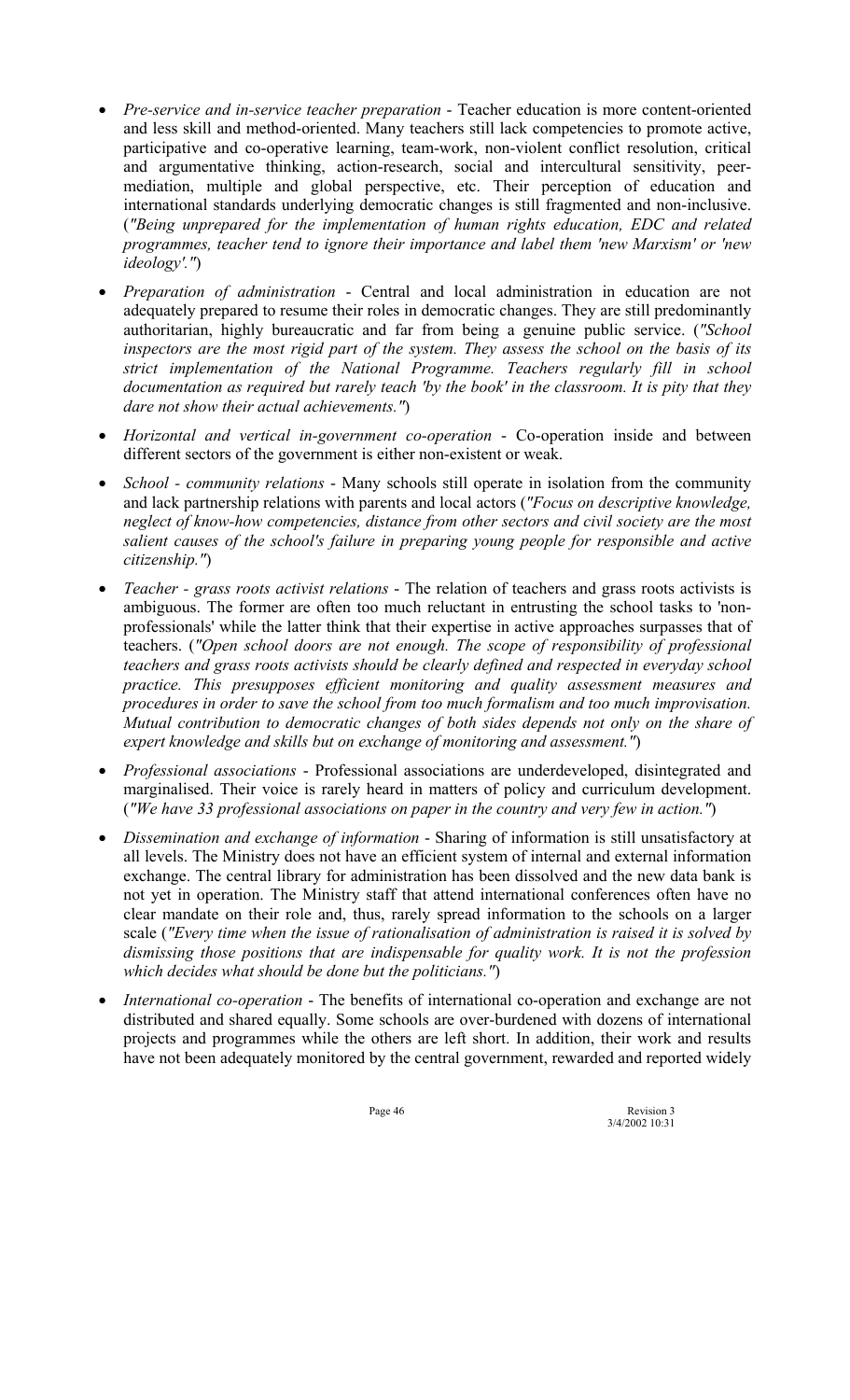- *Pre-service and in-service teacher preparation* - Teacher education is more content-oriented and less skill and method-oriented. Many teachers still lack competencies to promote active, participative and co-operative learning, team-work, non-violent conflict resolution, critical and argumentative thinking, action-research, social and intercultural sensitivity, peer-mediation, multiple and global perspective, etc. Their perception of education and international standards underlying democratic changes is still fragmented and non-inclusive. (*"Being unprepared for the implementation of human rights education, EDC and related programmes, teacher tend to ignore their importance and label them 'new Marxism' or 'new ideology'."*)

- *Preparation of administration* - Central and local administration in education are not adequately prepared to resume their roles in democratic changes. They are still predominantly authoritarian, highly bureaucratic and far from being a genuine public service. (*"School inspectors are the most rigid part of the system. They assess the school on the basis of its strict implementation of the National Programme. Teachers regularly fill in school documentation as required but rarely teach 'by the book' in the classroom. It is pity that they dare not show their actual achievements."*)

- *Horizontal and vertical in-government co-operation* - Co-operation inside and between different sectors of the government is either non-existent or weak.

- *School - community relations* - Many schools still operate in isolation from the community and lack partnership relations with parents and local actors (*"Focus on descriptive knowledge, neglect of know-how competencies, distance from other sectors and civil society are the most salient causes of the school's failure in preparing young people for responsible and active citizenship."*)

- *Teacher - grass roots activist relations* - The relation of teachers and grass roots activists is ambiguous. The former are often too much reluctant in entrusting the school tasks to 'non-professionals' while the latter think that their expertise in active approaches surpasses that of teachers. (*"Open school doors are not enough. The scope of responsibility of professional teachers and grass roots activists should be clearly defined and respected in everyday school practice. This presupposes efficient monitoring and quality assessment measures and procedures in order to save the school from too much formalism and too much improvisation. Mutual contribution to democratic changes of both sides depends not only on the share of expert knowledge and skills but on exchange of monitoring and assessment."*)

- *Professional associations* - Professional associations are underdeveloped, disintegrated and marginalised. Their voice is rarely heard in matters of policy and curriculum development. (*"We have 33 professional associations on paper in the country and very few in action."*)

- *Dissemination and exchange of information* - Sharing of information is still unsatisfactory at all levels. The Ministry does not have an efficient system of internal and external information exchange. The central library for administration has been dissolved and the new data bank is not yet in operation. The Ministry staff that attend international conferences often have no clear mandate on their role and, thus, rarely spread information to the schools on a larger scale (*"Every time when the issue of rationalisation of administration is raised it is solved by dismissing those positions that are indispensable for quality work. It is not the profession which decides what should be done but the politicians."*)

- *International co-operation* - The benefits of international co-operation and exchange are not distributed and shared equally. Some schools are over-burdened with dozens of international projects and programmes while the others are left short. In addition, their work and results have not been adequately monitored by the central government, rewarded and reported widely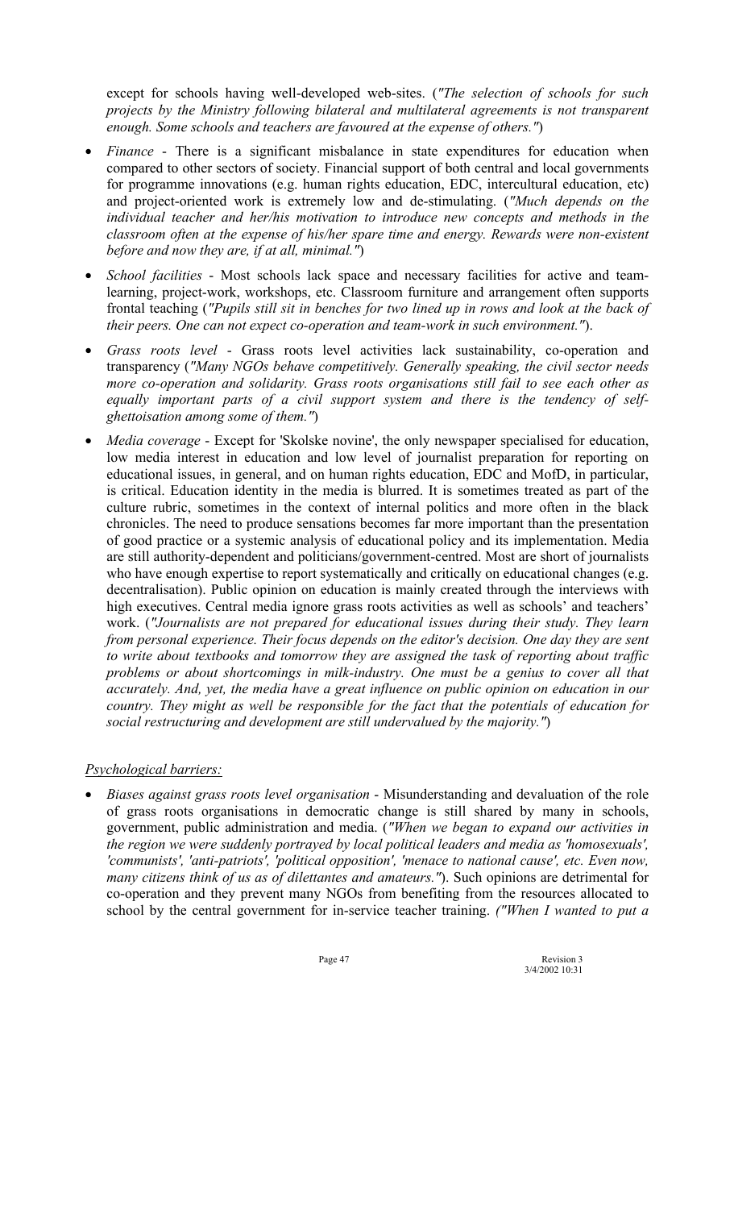except for schools having well-developed web-sites. (*"The selection of schools for such projects by the Ministry following bilateral and multilateral agreements is not transparent enough. Some schools and teachers are favoured at the expense of others."*)

- *Finance* - There is a significant misbalance in state expenditures for education when compared to other sectors of society. Financial support of both central and local governments for programme innovations (e.g. human rights education, EDC, intercultural education, etc) and project-oriented work is extremely low and de-stimulating. (*"Much depends on the individual teacher and her/his motivation to introduce new concepts and methods in the classroom often at the expense of his/her spare time and energy. Rewards were non-existent before and now they are, if at all, minimal."*)
- *School facilities* - Most schools lack space and necessary facilities for active and team-learning, project-work, workshops, etc. Classroom furniture and arrangement often supports frontal teaching (*"Pupils still sit in benches for two lined up in rows and look at the back of their peers. One can not expect co-operation and team-work in such environment."*).
- *Grass roots level* - Grass roots level activities lack sustainability, co-operation and transparency (*"Many NGOs behave competitively. Generally speaking, the civil sector needs more co-operation and solidarity. Grass roots organisations still fail to see each other as equally important parts of a civil support system and there is the tendency of self-ghettoisation among some of them."*)
- *Media coverage* - Except for 'Skolske novine', the only newspaper specialised for education, low media interest in education and low level of journalist preparation for reporting on educational issues, in general, and on human rights education, EDC and MofD, in particular, is critical. Education identity in the media is blurred. It is sometimes treated as part of the culture rubric, sometimes in the context of internal politics and more often in the black chronicles. The need to produce sensations becomes far more important than the presentation of good practice or a systemic analysis of educational policy and its implementation. Media are still authority-dependent and politicians/government-centred. Most are short of journalists who have enough expertise to report systematically and critically on educational changes (e.g. decentralisation). Public opinion on education is mainly created through the interviews with high executives. Central media ignore grass roots activities as well as schools' and teachers' work. (*"Journalists are not prepared for educational issues during their study. They learn from personal experience. Their focus depends on the editor's decision. One day they are sent to write about textbooks and tomorrow they are assigned the task of reporting about traffic problems or about shortcomings in milk-industry. One must be a genius to cover all that accurately. And, yet, the media have a great influence on public opinion on education in our country. They might as well be responsible for the fact that the potentials of education for social restructuring and development are still undervalued by the majority."*)

*Psychological barriers:*

- *Biases against grass roots level organisation* - Misunderstanding and devaluation of the role of grass roots organisations in democratic change is still shared by many in schools, government, public administration and media. (*"When we began to expand our activities in the region we were suddenly portrayed by local political leaders and media as 'homosexuals', 'communists', 'anti-patriots', 'political opposition', 'menace to national cause', etc. Even now, many citizens think of us as of dilettantes and amateurs."*). Such opinions are detrimental for co-operation and they prevent many NGOs from benefiting from the resources allocated to school by the central government for in-service teacher training. *("When I wanted to put a*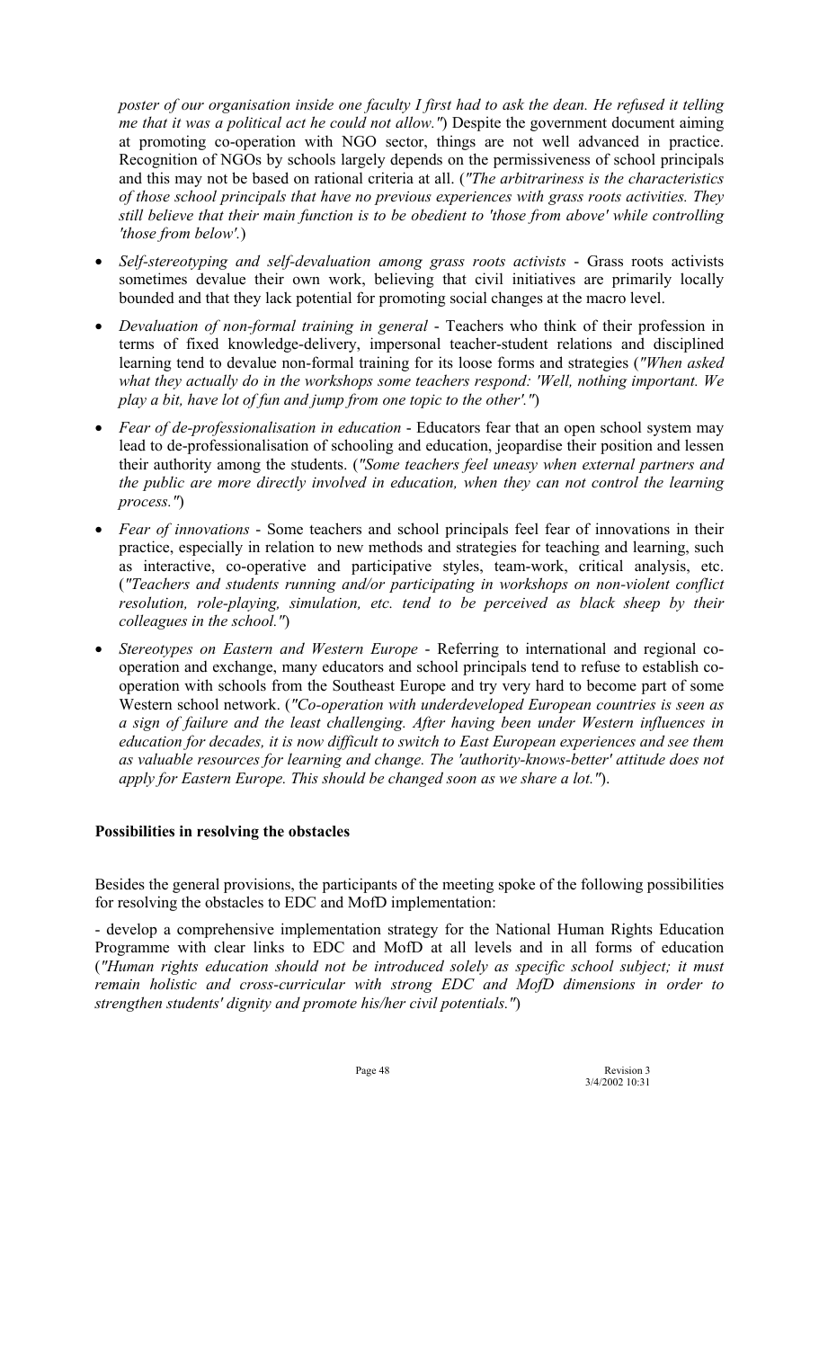*poster of our organisation inside one faculty I first had to ask the dean. He refused it telling me that it was a political act he could not allow."*) Despite the government document aiming at promoting co-operation with NGO sector, things are not well advanced in practice. Recognition of NGOs by schools largely depends on the permissiveness of school principals and this may not be based on rational criteria at all. (*"The arbitrariness is the characteristics of those school principals that have no previous experiences with grass roots activities. They still believe that their main function is to be obedient to 'those from above' while controlling 'those from below'.*)

- *Self-stereotyping and self-devaluation among grass roots activists* - Grass roots activists sometimes devalue their own work, believing that civil initiatives are primarily locally bounded and that they lack potential for promoting social changes at the macro level.
- *Devaluation of non-formal training in general* - Teachers who think of their profession in terms of fixed knowledge-delivery, impersonal teacher-student relations and disciplined learning tend to devalue non-formal training for its loose forms and strategies (*"When asked what they actually do in the workshops some teachers respond: 'Well, nothing important. We play a bit, have lot of fun and jump from one topic to the other'."*)
- *Fear of de-professionalisation in education* - Educators fear that an open school system may lead to de-professionalisation of schooling and education, jeopardise their position and lessen their authority among the students. (*"Some teachers feel uneasy when external partners and the public are more directly involved in education, when they can not control the learning process."*)
- *Fear of innovations* - Some teachers and school principals feel fear of innovations in their practice, especially in relation to new methods and strategies for teaching and learning, such as interactive, co-operative and participative styles, team-work, critical analysis, etc. (*"Teachers and students running and/or participating in workshops on non-violent conflict resolution, role-playing, simulation, etc. tend to be perceived as black sheep by their colleagues in the school."*)
- *Stereotypes on Eastern and Western Europe* - Referring to international and regional co-operation and exchange, many educators and school principals tend to refuse to establish co-operation with schools from the Southeast Europe and try very hard to become part of some Western school network. (*"Co-operation with underdeveloped European countries is seen as a sign of failure and the least challenging. After having been under Western influences in education for decades, it is now difficult to switch to East European experiences and see them as valuable resources for learning and change. The 'authority-knows-better' attitude does not apply for Eastern Europe. This should be changed soon as we share a lot."*).

**Possibilities in resolving the obstacles**

Besides the general provisions, the participants of the meeting spoke of the following possibilities for resolving the obstacles to EDC and MofD implementation:

- develop a comprehensive implementation strategy for the National Human Rights Education Programme with clear links to EDC and MofD at all levels and in all forms of education (*"Human rights education should not be introduced solely as specific school subject; it must remain holistic and cross-curricular with strong EDC and MofD dimensions in order to strengthen students' dignity and promote his/her civil potentials."*)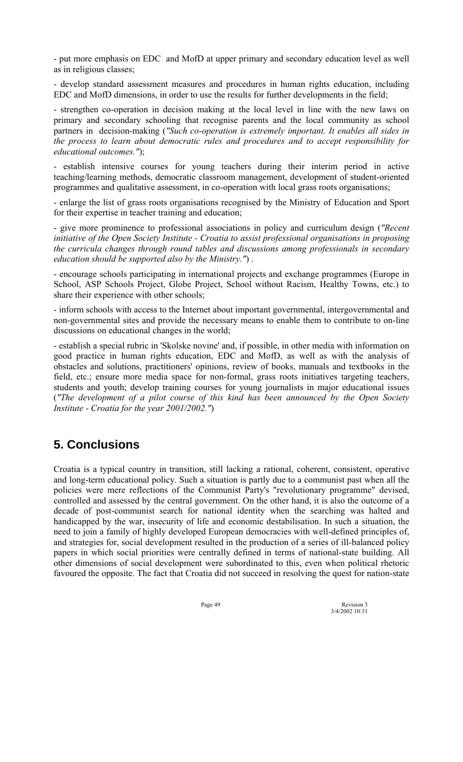- put more emphasis on EDC and MofD at upper primary and secondary education level as well as in religious classes;

- develop standard assessment measures and procedures in human rights education, including EDC and MofD dimensions, in order to use the results for further developments in the field;

- strengthen co-operation in decision making at the local level in line with the new laws on primary and secondary schooling that recognise parents and the local community as school partners in decision-making (*"Such co-operation is extremely important. It enables all sides in the process to learn about democratic rules and procedures and to accept responsibility for educational outcomes."*);

- establish intensive courses for young teachers during their interim period in active teaching/learning methods, democratic classroom management, development of student-oriented programmes and qualitative assessment, in co-operation with local grass roots organisations;

- enlarge the list of grass roots organisations recognised by the Ministry of Education and Sport for their expertise in teacher training and education;

- give more prominence to professional associations in policy and curriculum design (*"Recent initiative of the Open Society Institute - Croatia to assist professional organisations in proposing the curricula changes through round tables and discussions among professionals in secondary education should be supported also by the Ministry."*) .

- encourage schools participating in international projects and exchange programmes (Europe in School, ASP Schools Project, Globe Project, School without Racism, Healthy Towns, etc.) to share their experience with other schools;

- inform schools with access to the Internet about important governmental, intergovernmental and non-governmental sites and provide the necessary means to enable them to contribute to on-line discussions on educational changes in the world;

- establish a special rubric in 'Skolske novine' and, if possible, in other media with information on good practice in human rights education, EDC and MofD, as well as with the analysis of obstacles and solutions, practitioners' opinions, review of books, manuals and textbooks in the field, etc.; ensure more media space for non-formal, grass roots initiatives targeting teachers, students and youth; develop training courses for young journalists in major educational issues (*"The development of a pilot course of this kind has been announced by the Open Society Institute - Croatia for the year 2001/2002."*)

## 5. Conclusions

Croatia is a typical country in transition, still lacking a rational, coherent, consistent, operative and long-term educational policy. Such a situation is partly due to a communist past when all the policies were mere reflections of the Communist Party's "revolutionary programme" devised, controlled and assessed by the central government. On the other hand, it is also the outcome of a decade of post-communist search for national identity when the searching was halted and handicapped by the war, insecurity of life and economic destabilisation. In such a situation, the need to join a family of highly developed European democracies with well-defined principles of, and strategies for, social development resulted in the production of a series of ill-balanced policy papers in which social priorities were centrally defined in terms of national-state building. All other dimensions of social development were subordinated to this, even when political rhetoric favoured the opposite. The fact that Croatia did not succeed in resolving the quest for nation-state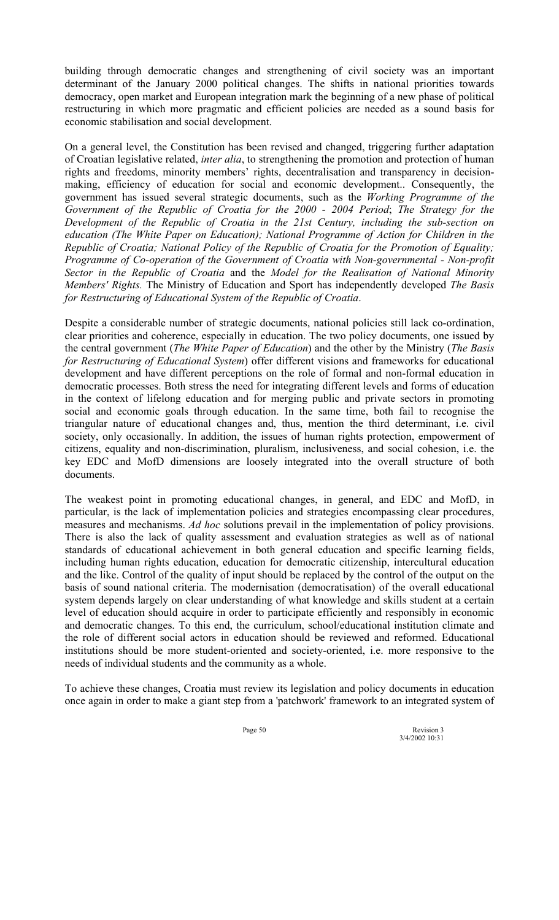building through democratic changes and strengthening of civil society was an important determinant of the January 2000 political changes. The shifts in national priorities towards democracy, open market and European integration mark the beginning of a new phase of political restructuring in which more pragmatic and efficient policies are needed as a sound basis for economic stabilisation and social development.

On a general level, the Constitution has been revised and changed, triggering further adaptation of Croatian legislative related, *inter alia*, to strengthening the promotion and protection of human rights and freedoms, minority members' rights, decentralisation and transparency in decision-making, efficiency of education for social and economic development.. Consequently, the government has issued several strategic documents, such as the *Working Programme of the Government of the Republic of Croatia for the 2000 - 2004 Period*; *The Strategy for the Development of the Republic of Croatia in the 21st Century, including the sub-section on education (The White Paper on Education); National Programme of Action for Children in the Republic of Croatia; National Policy of the Republic of Croatia for the Promotion of Equality; Programme of Co-operation of the Government of Croatia with Non-governmental - Non-profit Sector in the Republic of Croatia* and the *Model for the Realisation of National Minority Members' Rights.* The Ministry of Education and Sport has independently developed *The Basis for Restructuring of Educational System of the Republic of Croatia*.

Despite a considerable number of strategic documents, national policies still lack co-ordination, clear priorities and coherence, especially in education. The two policy documents, one issued by the central government (*The White Paper of Education*) and the other by the Ministry (*The Basis for Restructuring of Educational System*) offer different visions and frameworks for educational development and have different perceptions on the role of formal and non-formal education in democratic processes. Both stress the need for integrating different levels and forms of education in the context of lifelong education and for merging public and private sectors in promoting social and economic goals through education. In the same time, both fail to recognise the triangular nature of educational changes and, thus, mention the third determinant, i.e. civil society, only occasionally. In addition, the issues of human rights protection, empowerment of citizens, equality and non-discrimination, pluralism, inclusiveness, and social cohesion, i.e. the key EDC and MofD dimensions are loosely integrated into the overall structure of both documents.

The weakest point in promoting educational changes, in general, and EDC and MofD, in particular, is the lack of implementation policies and strategies encompassing clear procedures, measures and mechanisms. *Ad hoc* solutions prevail in the implementation of policy provisions. There is also the lack of quality assessment and evaluation strategies as well as of national standards of educational achievement in both general education and specific learning fields, including human rights education, education for democratic citizenship, intercultural education and the like. Control of the quality of input should be replaced by the control of the output on the basis of sound national criteria. The modernisation (democratisation) of the overall educational system depends largely on clear understanding of what knowledge and skills student at a certain level of education should acquire in order to participate efficiently and responsibly in economic and democratic changes. To this end, the curriculum, school/educational institution climate and the role of different social actors in education should be reviewed and reformed. Educational institutions should be more student-oriented and society-oriented, i.e. more responsive to the needs of individual students and the community as a whole.

To achieve these changes, Croatia must review its legislation and policy documents in education once again in order to make a giant step from a 'patchwork' framework to an integrated system of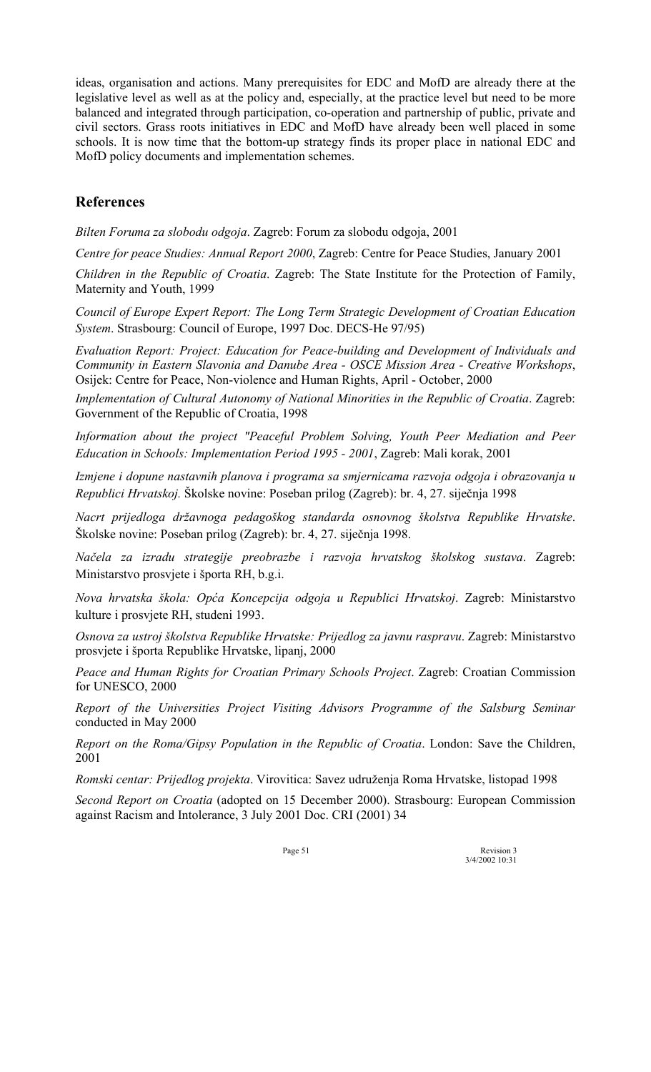ideas, organisation and actions. Many prerequisites for EDC and MofD are already there at the legislative level as well as at the policy and, especially, at the practice level but need to be more balanced and integrated through participation, co-operation and partnership of public, private and civil sectors. Grass roots initiatives in EDC and MofD have already been well placed in some schools. It is now time that the bottom-up strategy finds its proper place in national EDC and MofD policy documents and implementation schemes.

## References

*Bilten Foruma za slobodu odgoja*. Zagreb: Forum za slobodu odgoja, 2001

*Centre for peace Studies: Annual Report 2000*, Zagreb: Centre for Peace Studies, January 2001

*Children in the Republic of Croatia*. Zagreb: The State Institute for the Protection of Family, Maternity and Youth, 1999

*Council of Europe Expert Report: The Long Term Strategic Development of Croatian Education System*. Strasbourg: Council of Europe, 1997 Doc. DECS-He 97/95)

*Evaluation Report: Project: Education for Peace-building and Development of Individuals and Community in Eastern Slavonia and Danube Area - OSCE Mission Area - Creative Workshops*, Osijek: Centre for Peace, Non-violence and Human Rights, April - October, 2000

*Implementation of Cultural Autonomy of National Minorities in the Republic of Croatia*. Zagreb: Government of the Republic of Croatia, 1998

*Information about the project "Peaceful Problem Solving, Youth Peer Mediation and Peer Education in Schools: Implementation Period 1995 - 2001*, Zagreb: Mali korak, 2001

*Izmjene i dopune nastavnih planova i programa sa smjernicama razvoja odgoja i obrazovanja u Republici Hrvatskoj.* Školske novine: Poseban prilog (Zagreb): br. 4, 27. siječnja 1998

*Nacrt prijedloga državnoga pedagoškog standarda osnovnog školstva Republike Hrvatske*. Školske novine: Poseban prilog (Zagreb): br. 4, 27. siječnja 1998.

*Načela za izradu strategije preobrazbe i razvoja hrvatskog školskog sustava*. Zagreb: Ministarstvo prosvjete i športa RH, b.g.i.

*Nova hrvatska škola: Opća Koncepcija odgoja u Republici Hrvatskoj*. Zagreb: Ministarstvo kulture i prosvjete RH, studeni 1993.

*Osnova za ustroj školstva Republike Hrvatske: Prijedlog za javnu raspravu*. Zagreb: Ministarstvo prosvjete i športa Republike Hrvatske, lipanj, 2000

*Peace and Human Rights for Croatian Primary Schools Project*. Zagreb: Croatian Commission for UNESCO, 2000

*Report of the Universities Project Visiting Advisors Programme of the Salsburg Seminar* conducted in May 2000

*Report on the Roma/Gipsy Population in the Republic of Croatia*. London: Save the Children, 2001

*Romski centar: Prijedlog projekta*. Virovitica: Savez udruženja Roma Hrvatske, listopad 1998

*Second Report on Croatia* (adopted on 15 December 2000). Strasbourg: European Commission against Racism and Intolerance, 3 July 2001 Doc. CRI (2001) 34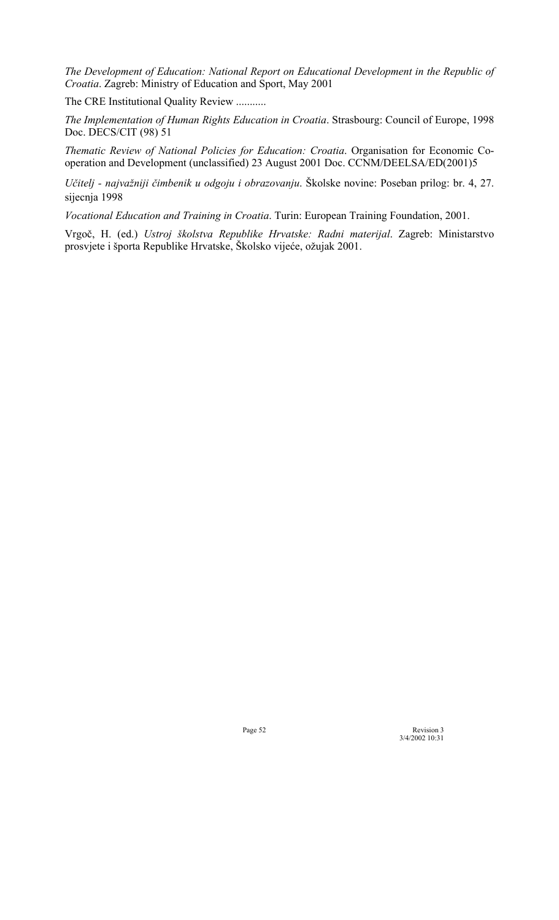*The Development of Education: National Report on Educational Development in the Republic of Croatia*. Zagreb: Ministry of Education and Sport, May 2001

The CRE Institutional Quality Review ...........

*The Implementation of Human Rights Education in Croatia*. Strasbourg: Council of Europe, 1998 Doc. DECS/CIT (98) 51

*Thematic Review of National Policies for Education: Croatia*. Organisation for Economic Co-operation and Development (unclassified) 23 August 2001 Doc. CCNM/DEELSA/ED(2001)5

*Učitelj - najvažniji čimbenik u odgoju i obrazovanju*. Školske novine: Poseban prilog: br. 4, 27. sijecnja 1998

*Vocational Education and Training in Croatia*. Turin: European Training Foundation, 2001.

Vrgoč, H. (ed.) *Ustroj školstva Republike Hrvatske: Radni materijal*. Zagreb: Ministarstvo prosvjete i športa Republike Hrvatske, Školsko vijeće, ožujak 2001.